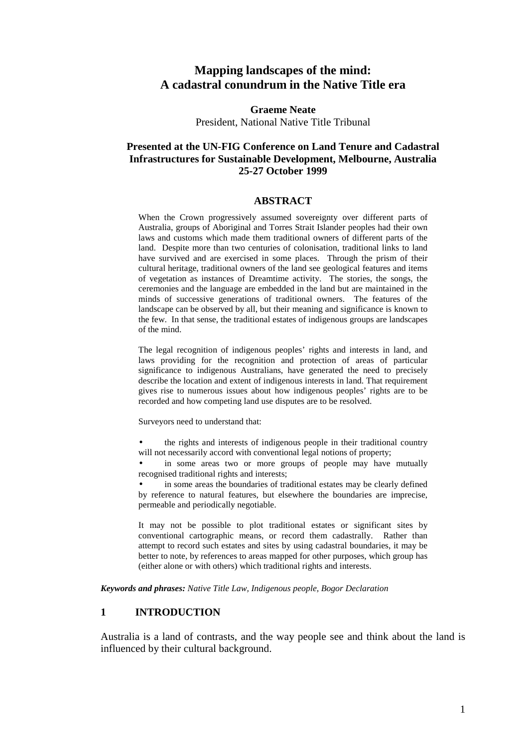# Mapping landscapes of the mind: A cadastral conundrum in the Native Title era

**Graeme Neate**
President, National Native Title Tribunal

**Presented at the UN-FIG Conference on Land Tenure and Cadastral Infrastructures for Sustainable Development, Melbourne, Australia 25-27 October 1999**

## ABSTRACT

When the Crown progressively assumed sovereignty over different parts of Australia, groups of Aboriginal and Torres Strait Islander peoples had their own laws and customs which made them traditional owners of different parts of the land. Despite more than two centuries of colonisation, traditional links to land have survived and are exercised in some places. Through the prism of their cultural heritage, traditional owners of the land see geological features and items of vegetation as instances of Dreamtime activity. The stories, the songs, the ceremonies and the language are embedded in the land but are maintained in the minds of successive generations of traditional owners. The features of the landscape can be observed by all, but their meaning and significance is known to the few. In that sense, the traditional estates of indigenous groups are landscapes of the mind.

The legal recognition of indigenous peoples' rights and interests in land, and laws providing for the recognition and protection of areas of particular significance to indigenous Australians, have generated the need to precisely describe the location and extent of indigenous interests in land. That requirement gives rise to numerous issues about how indigenous peoples' rights are to be recorded and how competing land use disputes are to be resolved.

Surveyors need to understand that:

- the rights and interests of indigenous people in their traditional country will not necessarily accord with conventional legal notions of property;
- in some areas two or more groups of people may have mutually recognised traditional rights and interests;
- in some areas the boundaries of traditional estates may be clearly defined by reference to natural features, but elsewhere the boundaries are imprecise, permeable and periodically negotiable.

It may not be possible to plot traditional estates or significant sites by conventional cartographic means, or record them cadastrally. Rather than attempt to record such estates and sites by using cadastral boundaries, it may be better to note, by references to areas mapped for other purposes, which group has (either alone or with others) which traditional rights and interests.

***Keywords and phrases:*** *Native Title Law, Indigenous people, Bogor Declaration*

## 1 INTRODUCTION

Australia is a land of contrasts, and the way people see and think about the land is influenced by their cultural background.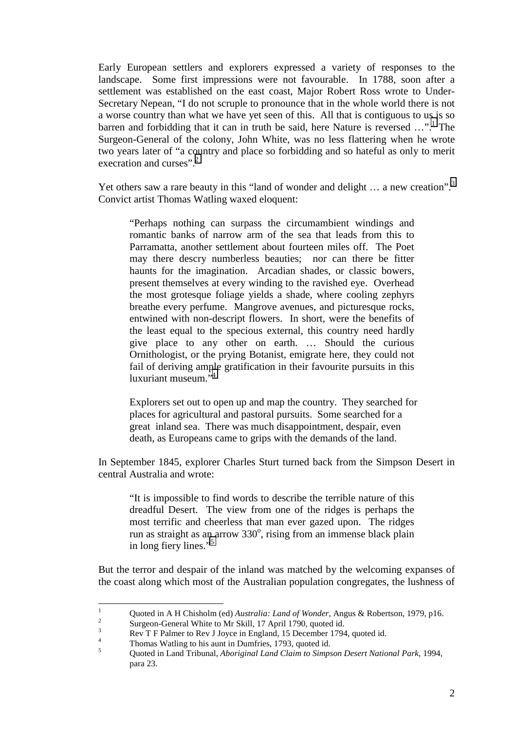Early European settlers and explorers expressed a variety of responses to the landscape. Some first impressions were not favourable. In 1788, soon after a settlement was established on the east coast, Major Robert Ross wrote to Under-Secretary Nepean, "I do not scruple to pronounce that in the whole world there is not a worse country than what we have yet seen of this. All that is contiguous to us is so barren and forbidding that it can in truth be said, here Nature is reversed …".[1] The Surgeon-General of the colony, John White, was no less flattering when he wrote two years later of "a country and place so forbidding and so hateful as only to merit execration and curses".[2]

Yet others saw a rare beauty in this "land of wonder and delight … a new creation".[3] Convict artist Thomas Watling waxed eloquent:

> "Perhaps nothing can surpass the circumambient windings and romantic banks of narrow arm of the sea that leads from this to Parramatta, another settlement about fourteen miles off. The Poet may there descry numberless beauties; nor can there be fitter haunts for the imagination. Arcadian shades, or classic bowers, present themselves at every winding to the ravished eye. Overhead the most grotesque foliage yields a shade, where cooling zephyrs breathe every perfume. Mangrove avenues, and picturesque rocks, entwined with non-descript flowers. In short, were the benefits of the least equal to the specious external, this country need hardly give place to any other on earth. … Should the curious Ornithologist, or the prying Botanist, emigrate here, they could not fail of deriving ample gratification in their favourite pursuits in this luxuriant museum."[4]

> Explorers set out to open up and map the country. They searched for places for agricultural and pastoral pursuits. Some searched for a great inland sea. There was much disappointment, despair, even death, as Europeans came to grips with the demands of the land.

In September 1845, explorer Charles Sturt turned back from the Simpson Desert in central Australia and wrote:

> "It is impossible to find words to describe the terrible nature of this dreadful Desert. The view from one of the ridges is perhaps the most terrific and cheerless that man ever gazed upon. The ridges run as straight as an arrow $330^{o}$, rising from an immense black plain in long fiery lines."[5]

But the terror and despair of the inland was matched by the welcoming expanses of the coast along which most of the Australian population congregates, the lushness of

---

[1] Quoted in A H Chisholm (ed) *Australia: Land of Wonder*, Angus & Robertson, 1979, p16.

[2] Surgeon-General White to Mr Skill, 17 April 1790, quoted id.

[3] Rev T F Palmer to Rev J Joyce in England, 15 December 1794, quoted id.

[4] Thomas Watling to his aunt in Dumfries, 1793, quoted id.

[5] Quoted in Land Tribunal, *Aboriginal Land Claim to Simpson Desert National Park*, 1994, para 23.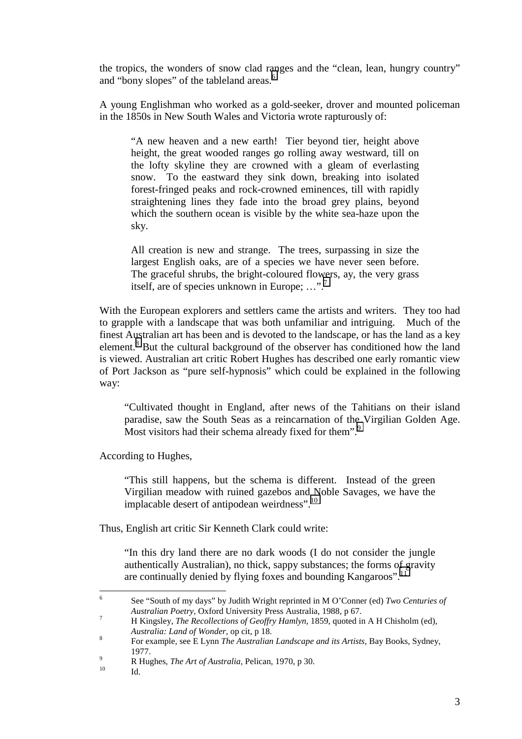the tropics, the wonders of snow clad ranges and the "clean, lean, hungry country" and "bony slopes" of the tableland areas.[6]

A young Englishman who worked as a gold-seeker, drover and mounted policeman in the 1850s in New South Wales and Victoria wrote rapturously of:

> "A new heaven and a new earth! Tier beyond tier, height above height, the great wooded ranges go rolling away westward, till on the lofty skyline they are crowned with a gleam of everlasting snow. To the eastward they sink down, breaking into isolated forest-fringed peaks and rock-crowned eminences, till with rapidly straightening lines they fade into the broad grey plains, beyond which the southern ocean is visible by the white sea-haze upon the sky.
>
> All creation is new and strange. The trees, surpassing in size the largest English oaks, are of a species we have never seen before. The graceful shrubs, the bright-coloured flowers, ay, the very grass itself, are of species unknown in Europe; …".[7]

With the European explorers and settlers came the artists and writers. They too had to grapple with a landscape that was both unfamiliar and intriguing. Much of the finest Australian art has been and is devoted to the landscape, or has the land as a key element.[8] But the cultural background of the observer has conditioned how the land is viewed. Australian art critic Robert Hughes has described one early romantic view of Port Jackson as "pure self-hypnosis" which could be explained in the following way:

> "Cultivated thought in England, after news of the Tahitians on their island paradise, saw the South Seas as a reincarnation of the Virgilian Golden Age. Most visitors had their schema already fixed for them".[9]

According to Hughes,

> "This still happens, but the schema is different. Instead of the green Virgilian meadow with ruined gazebos and Noble Savages, we have the implacable desert of antipodean weirdness".[10]

Thus, English art critic Sir Kenneth Clark could write:

> "In this dry land there are no dark woods (I do not consider the jungle authentically Australian), no thick, sappy substances; the forms of gravity are continually denied by flying foxes and bounding Kangaroos".[11]

---

[6] See "South of my days" by Judith Wright reprinted in M O'Conner (ed) *Two Centuries of Australian Poetry*, Oxford University Press Australia, 1988, p 67.

[7] H Kingsley, *The Recollections of Geoffry Hamlyn*, 1859, quoted in A H Chisholm (ed), *Australia: Land of Wonder*, op cit, p 18.

[8] For example, see E Lynn *The Australian Landscape and its Artists*, Bay Books, Sydney, 1977.

[9] R Hughes, *The Art of Australia*, Pelican, 1970, p 30.

[10] Id.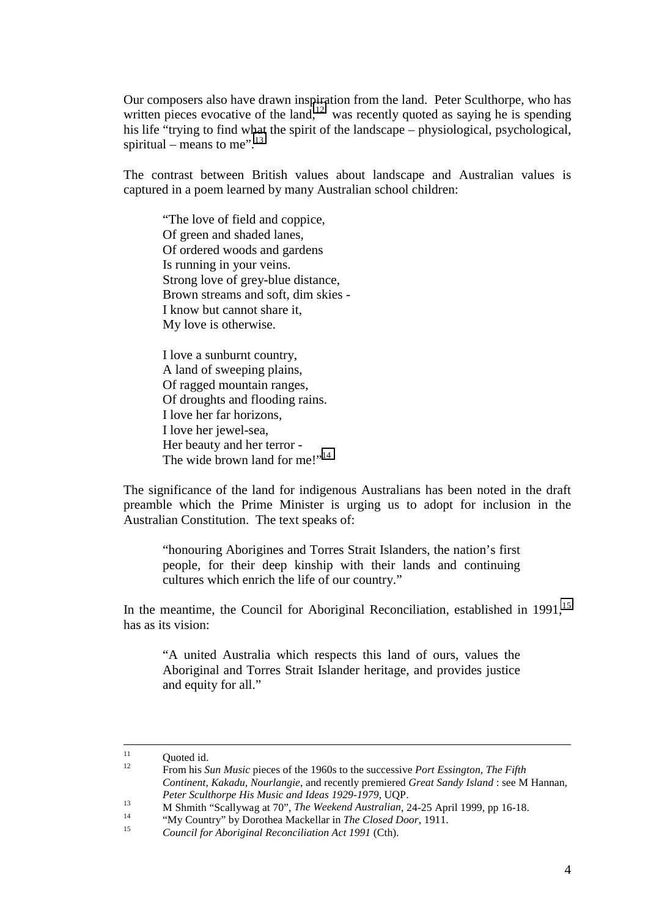Our composers also have drawn inspiration from the land. Peter Sculthorpe, who has written pieces evocative of the land,[12] was recently quoted as saying he is spending his life "trying to find what the spirit of the landscape – physiological, psychological, spiritual – means to me".[13]

The contrast between British values about landscape and Australian values is captured in a poem learned by many Australian school children:

> "The love of field and coppice,
> Of green and shaded lanes,
> Of ordered woods and gardens
> Is running in your veins.
> Strong love of grey-blue distance,
> Brown streams and soft, dim skies -
> I know but cannot share it,
> My love is otherwise.
>
> I love a sunburnt country,
> A land of sweeping plains,
> Of ragged mountain ranges,
> Of droughts and flooding rains.
> I love her far horizons,
> I love her jewel-sea,
> Her beauty and her terror -
> The wide brown land for me!"[14]

The significance of the land for indigenous Australians has been noted in the draft preamble which the Prime Minister is urging us to adopt for inclusion in the Australian Constitution. The text speaks of:

> "honouring Aborigines and Torres Strait Islanders, the nation's first people, for their deep kinship with their lands and continuing cultures which enrich the life of our country."

In the meantime, the Council for Aboriginal Reconciliation, established in 1991,[15] has as its vision:

> "A united Australia which respects this land of ours, values the Aboriginal and Torres Strait Islander heritage, and provides justice and equity for all."

---

[11] Quoted id.

[12] From his *Sun Music* pieces of the 1960s to the successive *Port Essington, The Fifth Continent, Kakadu, Nourlangie*, and recently premiered *Great Sandy Island* : see M Hannan, *Peter Sculthorpe His Music and Ideas 1929-1979*, UQP.

[13] M Shmith "Scallywag at 70", *The Weekend Australian*, 24-25 April 1999, pp 16-18.

[14] "My Country" by Dorothea Mackellar in *The Closed Door*, 1911.

[15] *Council for Aboriginal Reconciliation Act 1991* (Cth).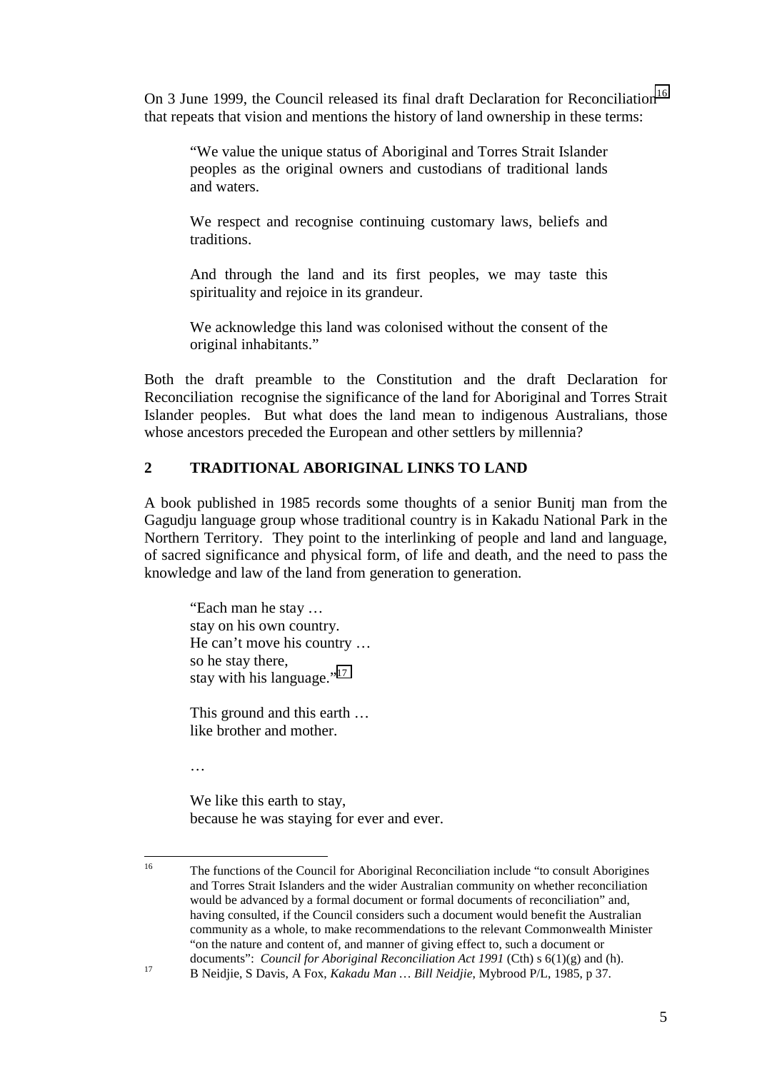On 3 June 1999, the Council released its final draft Declaration for Reconciliation[16] that repeats that vision and mentions the history of land ownership in these terms:

> "We value the unique status of Aboriginal and Torres Strait Islander peoples as the original owners and custodians of traditional lands and waters.
>
> We respect and recognise continuing customary laws, beliefs and traditions.
>
> And through the land and its first peoples, we may taste this spirituality and rejoice in its grandeur.
>
> We acknowledge this land was colonised without the consent of the original inhabitants."

Both the draft preamble to the Constitution and the draft Declaration for Reconciliation recognise the significance of the land for Aboriginal and Torres Strait Islander peoples. But what does the land mean to indigenous Australians, those whose ancestors preceded the European and other settlers by millennia?

## 2 TRADITIONAL ABORIGINAL LINKS TO LAND

A book published in 1985 records some thoughts of a senior Bunitj man from the Gagudju language group whose traditional country is in Kakadu National Park in the Northern Territory. They point to the interlinking of people and land and language, of sacred significance and physical form, of life and death, and the need to pass the knowledge and law of the land from generation to generation.

> "Each man he stay …
> stay on his own country.
> He can't move his country …
> so he stay there,
> stay with his language."[17]
>
> This ground and this earth …
> like brother and mother.
>
> …
>
> We like this earth to stay,
> because he was staying for ever and ever.

---

[16] The functions of the Council for Aboriginal Reconciliation include "to consult Aborigines and Torres Strait Islanders and the wider Australian community on whether reconciliation would be advanced by a formal document or formal documents of reconciliation" and, having consulted, if the Council considers such a document would benefit the Australian community as a whole, to make recommendations to the relevant Commonwealth Minister "on the nature and content of, and manner of giving effect to, such a document or documents": *Council for Aboriginal Reconciliation Act 1991* (Cth) s 6(1)(g) and (h).

[17] B Neidjie, S Davis, A Fox, *Kakadu Man … Bill Neidjie*, Mybrood P/L, 1985, p 37.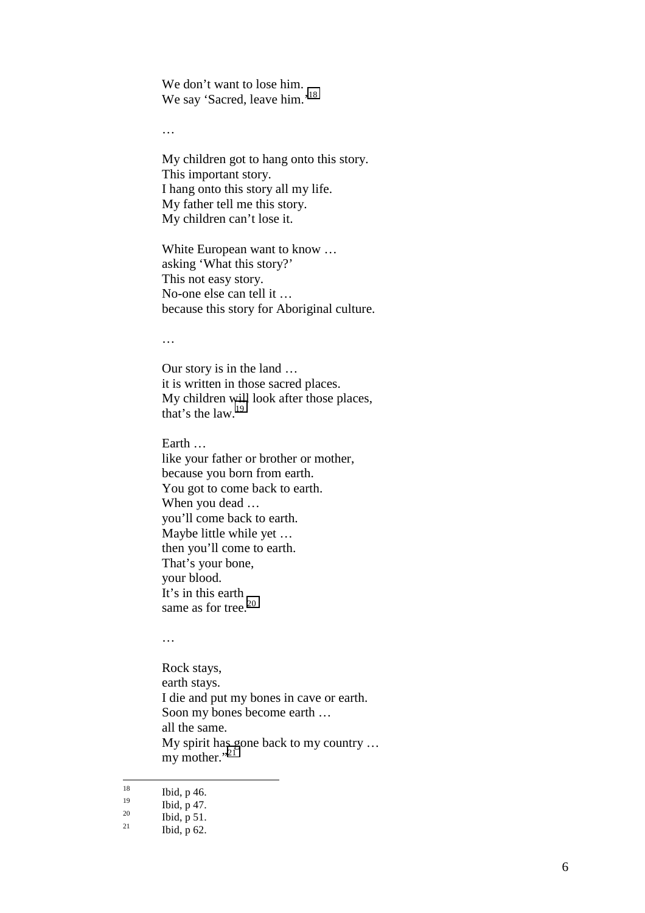We don't want to lose him.  
We say 'Sacred, leave him.'[18]

…

My children got to hang onto this story.  
This important story.  
I hang onto this story all my life.  
My father tell me this story.  
My children can't lose it.

White European want to know …  
asking 'What this story?'  
This not easy story.  
No-one else can tell it …  
because this story for Aboriginal culture.

…

Our story is in the land …  
it is written in those sacred places.  
My children will look after those places,  
that's the law.[19]

Earth …  
like your father or brother or mother,  
because you born from earth.  
You got to come back to earth.  
When you dead …  
you'll come back to earth.  
Maybe little while yet …  
then you'll come to earth.  
That's your bone,  
your blood.  
It's in this earth  
same as for tree.[20]

…

Rock stays,  
earth stays.  
I die and put my bones in cave or earth.  
Soon my bones become earth …  
all the same.  
My spirit has gone back to my country …  
my mother."[21]

---

[18] Ibid, p 46.

[19] Ibid, p 47.

[20] Ibid, p 51.

[21] Ibid, p 62.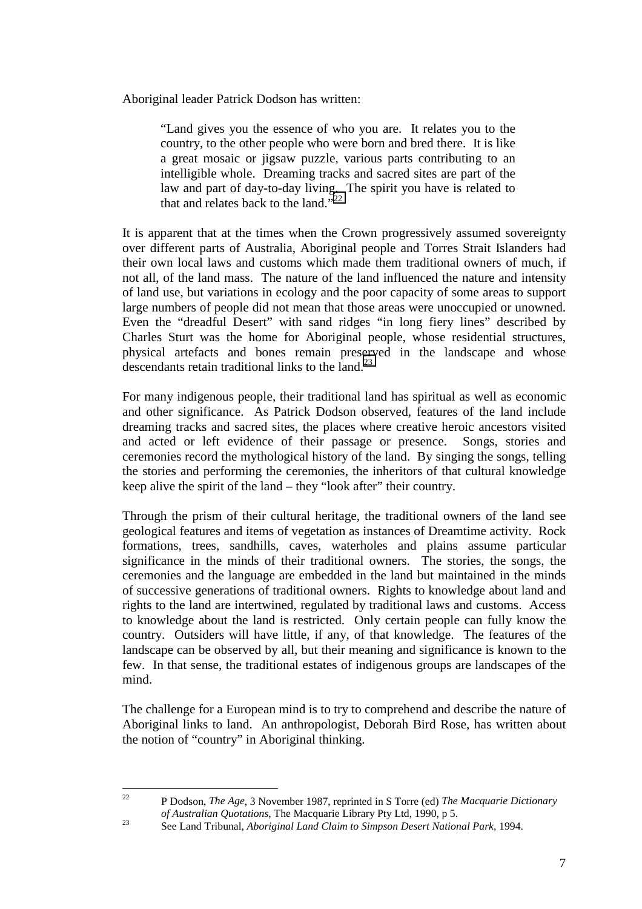Aboriginal leader Patrick Dodson has written:

> "Land gives you the essence of who you are. It relates you to the country, to the other people who were born and bred there. It is like a great mosaic or jigsaw puzzle, various parts contributing to an intelligible whole. Dreaming tracks and sacred sites are part of the law and part of day-to-day living. The spirit you have is related to that and relates back to the land."[22]

It is apparent that at the times when the Crown progressively assumed sovereignty over different parts of Australia, Aboriginal people and Torres Strait Islanders had their own local laws and customs which made them traditional owners of much, if not all, of the land mass. The nature of the land influenced the nature and intensity of land use, but variations in ecology and the poor capacity of some areas to support large numbers of people did not mean that those areas were unoccupied or unowned. Even the "dreadful Desert" with sand ridges "in long fiery lines" described by Charles Sturt was the home for Aboriginal people, whose residential structures, physical artefacts and bones remain preserved in the landscape and whose descendants retain traditional links to the land.[23]

For many indigenous people, their traditional land has spiritual as well as economic and other significance. As Patrick Dodson observed, features of the land include dreaming tracks and sacred sites, the places where creative heroic ancestors visited and acted or left evidence of their passage or presence. Songs, stories and ceremonies record the mythological history of the land. By singing the songs, telling the stories and performing the ceremonies, the inheritors of that cultural knowledge keep alive the spirit of the land – they "look after" their country.

Through the prism of their cultural heritage, the traditional owners of the land see geological features and items of vegetation as instances of Dreamtime activity. Rock formations, trees, sandhills, caves, waterholes and plains assume particular significance in the minds of their traditional owners. The stories, the songs, the ceremonies and the language are embedded in the land but maintained in the minds of successive generations of traditional owners. Rights to knowledge about land and rights to the land are intertwined, regulated by traditional laws and customs. Access to knowledge about the land is restricted. Only certain people can fully know the country. Outsiders will have little, if any, of that knowledge. The features of the landscape can be observed by all, but their meaning and significance is known to the few. In that sense, the traditional estates of indigenous groups are landscapes of the mind.

The challenge for a European mind is to try to comprehend and describe the nature of Aboriginal links to land. An anthropologist, Deborah Bird Rose, has written about the notion of "country" in Aboriginal thinking.

---

[22] P Dodson, *The Age*, 3 November 1987, reprinted in S Torre (ed) *The Macquarie Dictionary of Australian Quotations*, The Macquarie Library Pty Ltd, 1990, p 5.

[23] See Land Tribunal, *Aboriginal Land Claim to Simpson Desert National Park*, 1994.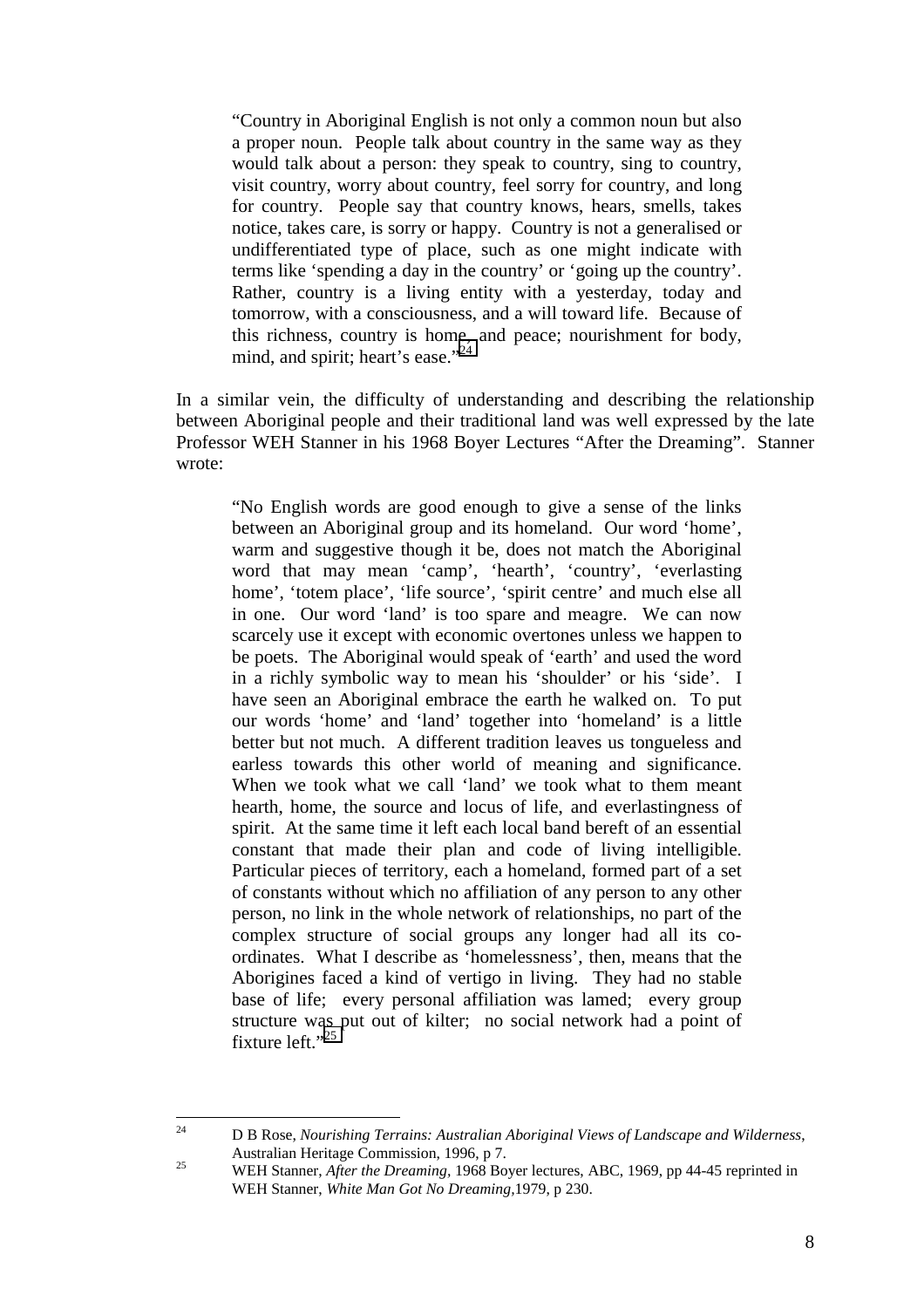> "Country in Aboriginal English is not only a common noun but also a proper noun. People talk about country in the same way as they would talk about a person: they speak to country, sing to country, visit country, worry about country, feel sorry for country, and long for country. People say that country knows, hears, smells, takes notice, takes care, is sorry or happy. Country is not a generalised or undifferentiated type of place, such as one might indicate with terms like 'spending a day in the country' or 'going up the country'. Rather, country is a living entity with a yesterday, today and tomorrow, with a consciousness, and a will toward life. Because of this richness, country is home and peace; nourishment for body, mind, and spirit; heart's ease."[24]

In a similar vein, the difficulty of understanding and describing the relationship between Aboriginal people and their traditional land was well expressed by the late Professor WEH Stanner in his 1968 Boyer Lectures "After the Dreaming". Stanner wrote:

> "No English words are good enough to give a sense of the links between an Aboriginal group and its homeland. Our word 'home', warm and suggestive though it be, does not match the Aboriginal word that may mean 'camp', 'hearth', 'country', 'everlasting home', 'totem place', 'life source', 'spirit centre' and much else all in one. Our word 'land' is too spare and meagre. We can now scarcely use it except with economic overtones unless we happen to be poets. The Aboriginal would speak of 'earth' and used the word in a richly symbolic way to mean his 'shoulder' or his 'side'. I have seen an Aboriginal embrace the earth he walked on. To put our words 'home' and 'land' together into 'homeland' is a little better but not much. A different tradition leaves us tongueless and earless towards this other world of meaning and significance. When we took what we call 'land' we took what to them meant hearth, home, the source and locus of life, and everlastingness of spirit. At the same time it left each local band bereft of an essential constant that made their plan and code of living intelligible. Particular pieces of territory, each a homeland, formed part of a set of constants without which no affiliation of any person to any other person, no link in the whole network of relationships, no part of the complex structure of social groups any longer had all its co-ordinates. What I describe as 'homelessness', then, means that the Aborigines faced a kind of vertigo in living. They had no stable base of life; every personal affiliation was lamed; every group structure was put out of kilter; no social network had a point of fixture left."[25]

---

[24] D B Rose, *Nourishing Terrains: Australian Aboriginal Views of Landscape and Wilderness*, Australian Heritage Commission, 1996, p 7.

[25] WEH Stanner, *After the Dreaming*, 1968 Boyer lectures, ABC, 1969, pp 44-45 reprinted in WEH Stanner, *White Man Got No Dreaming*,1979, p 230.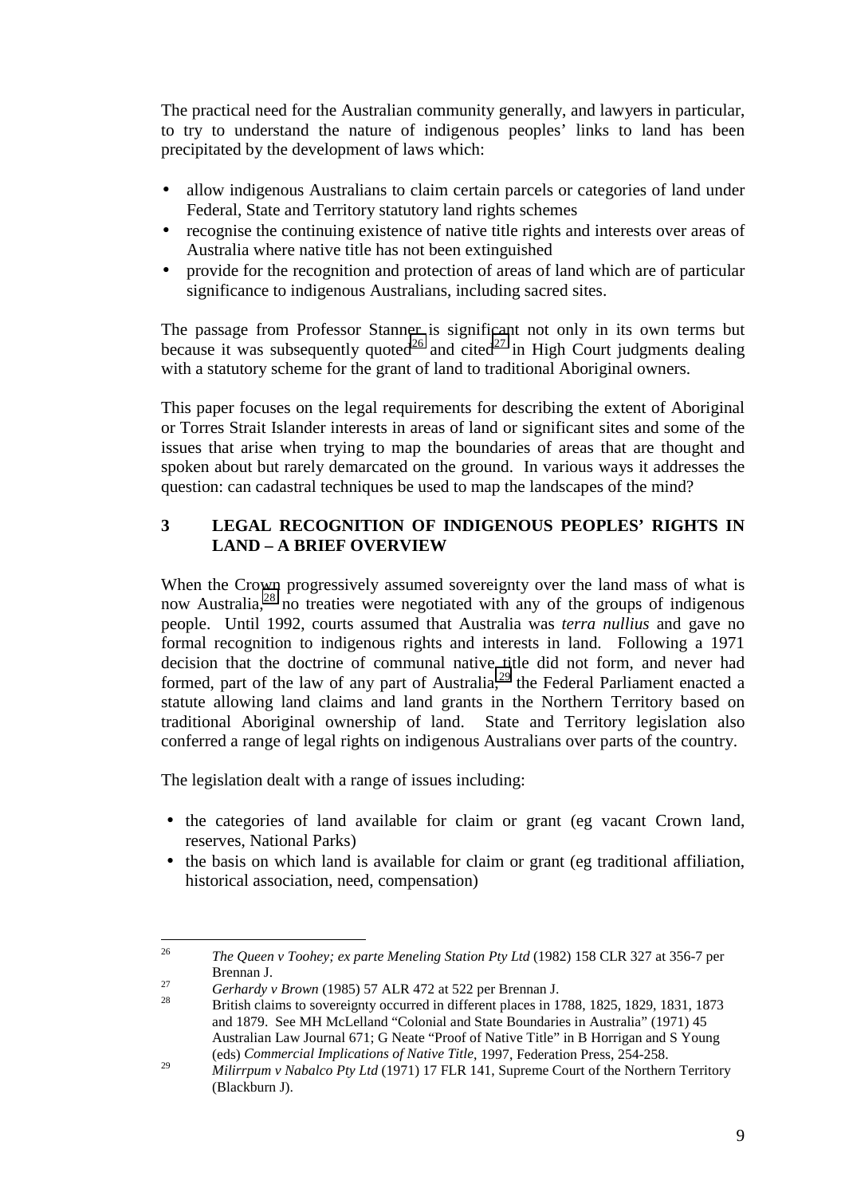The practical need for the Australian community generally, and lawyers in particular, to try to understand the nature of indigenous peoples' links to land has been precipitated by the development of laws which:

- allow indigenous Australians to claim certain parcels or categories of land under Federal, State and Territory statutory land rights schemes
- recognise the continuing existence of native title rights and interests over areas of Australia where native title has not been extinguished
- provide for the recognition and protection of areas of land which are of particular significance to indigenous Australians, including sacred sites.

The passage from Professor Stanner is significant not only in its own terms but because it was subsequently quoted[26] and cited[27] in High Court judgments dealing with a statutory scheme for the grant of land to traditional Aboriginal owners.

This paper focuses on the legal requirements for describing the extent of Aboriginal or Torres Strait Islander interests in areas of land or significant sites and some of the issues that arise when trying to map the boundaries of areas that are thought and spoken about but rarely demarcated on the ground. In various ways it addresses the question: can cadastral techniques be used to map the landscapes of the mind?

## 3 LEGAL RECOGNITION OF INDIGENOUS PEOPLES' RIGHTS IN LAND – A BRIEF OVERVIEW

When the Crown progressively assumed sovereignty over the land mass of what is now Australia,[28] no treaties were negotiated with any of the groups of indigenous people. Until 1992, courts assumed that Australia was *terra nullius* and gave no formal recognition to indigenous rights and interests in land. Following a 1971 decision that the doctrine of communal native title did not form, and never had formed, part of the law of any part of Australia,[29] the Federal Parliament enacted a statute allowing land claims and land grants in the Northern Territory based on traditional Aboriginal ownership of land. State and Territory legislation also conferred a range of legal rights on indigenous Australians over parts of the country.

The legislation dealt with a range of issues including:

- the categories of land available for claim or grant (eg vacant Crown land, reserves, National Parks)
- the basis on which land is available for claim or grant (eg traditional affiliation, historical association, need, compensation)

---

[26] *The Queen v Toohey; ex parte Meneling Station Pty Ltd* (1982) 158 CLR 327 at 356-7 per Brennan J.

[27] *Gerhardy v Brown* (1985) 57 ALR 472 at 522 per Brennan J.

[28] British claims to sovereignty occurred in different places in 1788, 1825, 1829, 1831, 1873 and 1879. See MH McLelland "Colonial and State Boundaries in Australia" (1971) 45 Australian Law Journal 671; G Neate "Proof of Native Title" in B Horrigan and S Young (eds) *Commercial Implications of Native Title*, 1997, Federation Press, 254-258.

[29] *Milirrpum v Nabalco Pty Ltd* (1971) 17 FLR 141, Supreme Court of the Northern Territory (Blackburn J).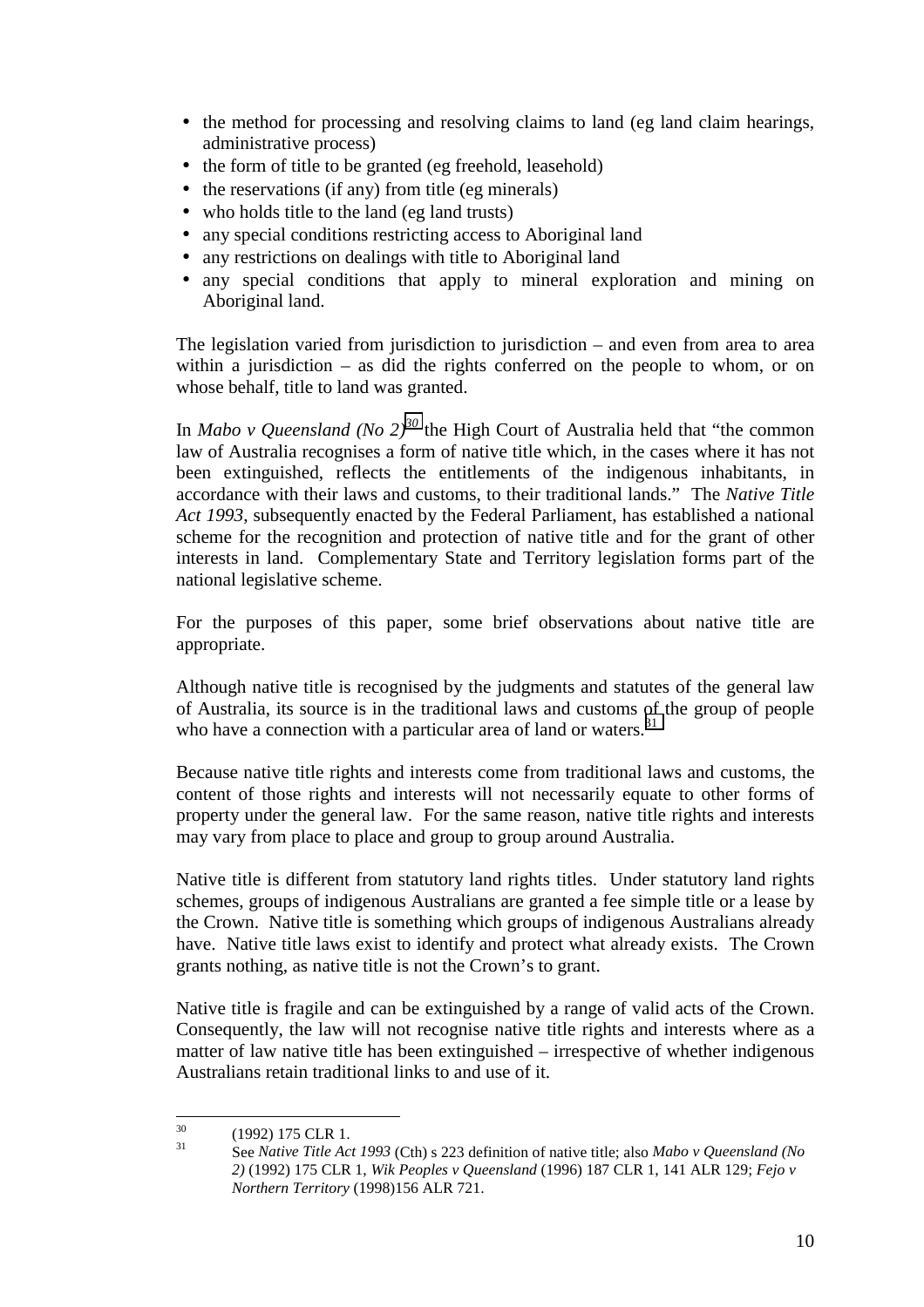- the method for processing and resolving claims to land (eg land claim hearings, administrative process)
- the form of title to be granted (eg freehold, leasehold)
- the reservations (if any) from title (eg minerals)
- who holds title to the land (eg land trusts)
- any special conditions restricting access to Aboriginal land
- any restrictions on dealings with title to Aboriginal land
- any special conditions that apply to mineral exploration and mining on Aboriginal land.

The legislation varied from jurisdiction to jurisdiction – and even from area to area within a jurisdiction – as did the rights conferred on the people to whom, or on whose behalf, title to land was granted.

In *Mabo v Queensland (No 2)*[30] the High Court of Australia held that "the common law of Australia recognises a form of native title which, in the cases where it has not been extinguished, reflects the entitlements of the indigenous inhabitants, in accordance with their laws and customs, to their traditional lands." The *Native Title Act 1993*, subsequently enacted by the Federal Parliament, has established a national scheme for the recognition and protection of native title and for the grant of other interests in land. Complementary State and Territory legislation forms part of the national legislative scheme.

For the purposes of this paper, some brief observations about native title are appropriate.

Although native title is recognised by the judgments and statutes of the general law of Australia, its source is in the traditional laws and customs of the group of people who have a connection with a particular area of land or waters.[31]

Because native title rights and interests come from traditional laws and customs, the content of those rights and interests will not necessarily equate to other forms of property under the general law. For the same reason, native title rights and interests may vary from place to place and group to group around Australia.

Native title is different from statutory land rights titles. Under statutory land rights schemes, groups of indigenous Australians are granted a fee simple title or a lease by the Crown. Native title is something which groups of indigenous Australians already have. Native title laws exist to identify and protect what already exists. The Crown grants nothing, as native title is not the Crown's to grant.

Native title is fragile and can be extinguished by a range of valid acts of the Crown. Consequently, the law will not recognise native title rights and interests where as a matter of law native title has been extinguished – irrespective of whether indigenous Australians retain traditional links to and use of it.

---

[30] (1992) 175 CLR 1.

[31] See *Native Title Act 1993* (Cth) s 223 definition of native title; also *Mabo v Queensland (No 2)* (1992) 175 CLR 1, *Wik Peoples v Queensland* (1996) 187 CLR 1, 141 ALR 129; *Fejo v Northern Territory* (1998)156 ALR 721.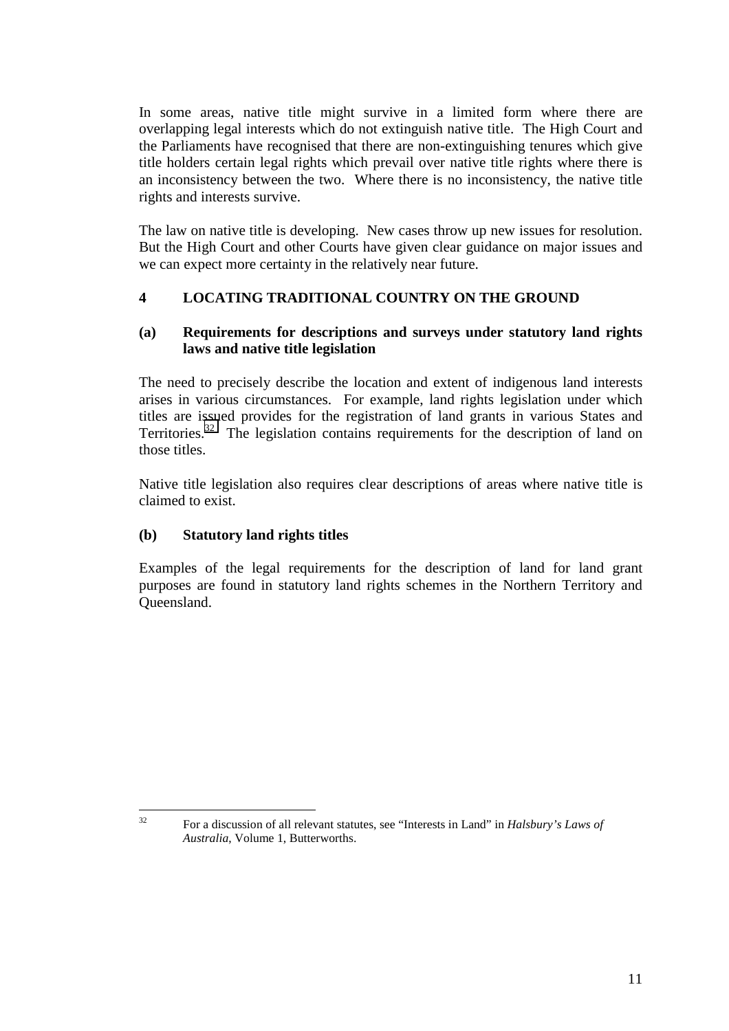In some areas, native title might survive in a limited form where there are overlapping legal interests which do not extinguish native title. The High Court and the Parliaments have recognised that there are non-extinguishing tenures which give title holders certain legal rights which prevail over native title rights where there is an inconsistency between the two. Where there is no inconsistency, the native title rights and interests survive.

The law on native title is developing. New cases throw up new issues for resolution. But the High Court and other Courts have given clear guidance on major issues and we can expect more certainty in the relatively near future.

## 4 LOCATING TRADITIONAL COUNTRY ON THE GROUND

### (a) Requirements for descriptions and surveys under statutory land rights laws and native title legislation

The need to precisely describe the location and extent of indigenous land interests arises in various circumstances. For example, land rights legislation under which titles are issued provides for the registration of land grants in various States and Territories.[32] The legislation contains requirements for the description of land on those titles.

Native title legislation also requires clear descriptions of areas where native title is claimed to exist.

### (b) Statutory land rights titles

Examples of the legal requirements for the description of land for land grant purposes are found in statutory land rights schemes in the Northern Territory and Queensland.

---

[32] For a discussion of all relevant statutes, see "Interests in Land" in *Halsbury's Laws of Australia*, Volume 1, Butterworths.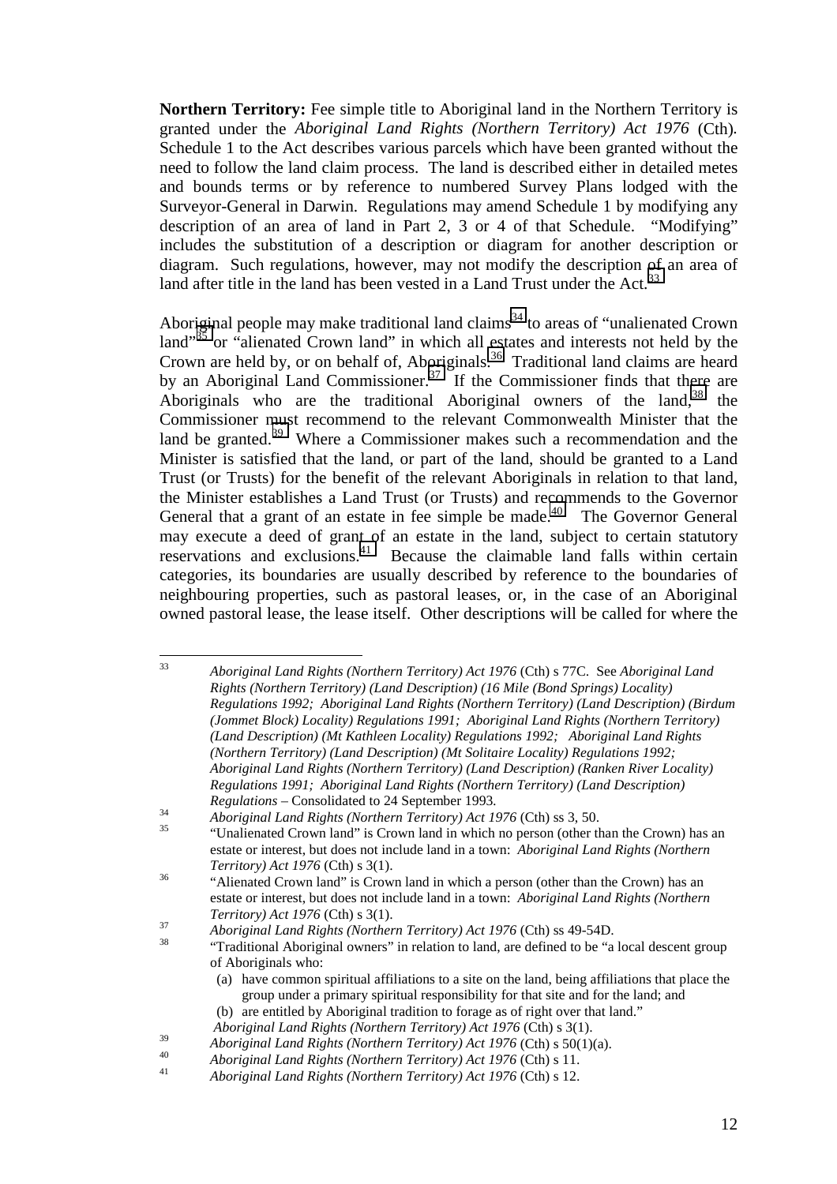**Northern Territory:** Fee simple title to Aboriginal land in the Northern Territory is granted under the *Aboriginal Land Rights (Northern Territory) Act 1976* (Cth)*.* Schedule 1 to the Act describes various parcels which have been granted without the need to follow the land claim process. The land is described either in detailed metes and bounds terms or by reference to numbered Survey Plans lodged with the Surveyor-General in Darwin. Regulations may amend Schedule 1 by modifying any description of an area of land in Part 2, 3 or 4 of that Schedule. "Modifying" includes the substitution of a description or diagram for another description or diagram. Such regulations, however, may not modify the description of an area of land after title in the land has been vested in a Land Trust under the Act.[33]

Aboriginal people may make traditional land claims[34] to areas of "unalienated Crown land"[35] or "alienated Crown land" in which all estates and interests not held by the Crown are held by, or on behalf of, Aboriginals.[36] Traditional land claims are heard by an Aboriginal Land Commissioner.[37] If the Commissioner finds that there are Aboriginals who are the traditional Aboriginal owners of the land,[38] the Commissioner must recommend to the relevant Commonwealth Minister that the land be granted.[39] Where a Commissioner makes such a recommendation and the Minister is satisfied that the land, or part of the land, should be granted to a Land Trust (or Trusts) for the benefit of the relevant Aboriginals in relation to that land, the Minister establishes a Land Trust (or Trusts) and recommends to the Governor General that a grant of an estate in fee simple be made.[40] The Governor General may execute a deed of grant of an estate in the land, subject to certain statutory reservations and exclusions.[41] Because the claimable land falls within certain categories, its boundaries are usually described by reference to the boundaries of neighbouring properties, such as pastoral leases, or, in the case of an Aboriginal owned pastoral lease, the lease itself. Other descriptions will be called for where the

---

[33] *Aboriginal Land Rights (Northern Territory) Act 1976* (Cth) s 77C. See *Aboriginal Land Rights (Northern Territory) (Land Description) (16 Mile (Bond Springs) Locality) Regulations 1992; Aboriginal Land Rights (Northern Territory) (Land Description) (Birdum (Jommet Block) Locality) Regulations 1991; Aboriginal Land Rights (Northern Territory) (Land Description) (Mt Kathleen Locality) Regulations 1992; Aboriginal Land Rights (Northern Territory) (Land Description) (Mt Solitaire Locality) Regulations 1992; Aboriginal Land Rights (Northern Territory) (Land Description) (Ranken River Locality) Regulations 1991; Aboriginal Land Rights (Northern Territory) (Land Description) Regulations* – Consolidated to 24 September 1993.

[34] *Aboriginal Land Rights (Northern Territory) Act 1976* (Cth) ss 3, 50.

[35] "Unalienated Crown land" is Crown land in which no person (other than the Crown) has an estate or interest, but does not include land in a town: *Aboriginal Land Rights (Northern Territory) Act 1976* (Cth) s 3(1).

[36] "Alienated Crown land" is Crown land in which a person (other than the Crown) has an estate or interest, but does not include land in a town: *Aboriginal Land Rights (Northern Territory) Act 1976* (Cth) s 3(1).

[37] *Aboriginal Land Rights (Northern Territory) Act 1976* (Cth) ss 49-54D.

[38] "Traditional Aboriginal owners" in relation to land, are defined to be "a local descent group of Aboriginals who:

(a) have common spiritual affiliations to a site on the land, being affiliations that place the group under a primary spiritual responsibility for that site and for the land; and

(b) are entitled by Aboriginal tradition to forage as of right over that land."

*Aboriginal Land Rights (Northern Territory) Act 1976* (Cth) s 3(1).

[39] *Aboriginal Land Rights (Northern Territory) Act 1976* (Cth) s 50(1)(a).

[40] *Aboriginal Land Rights (Northern Territory) Act 1976* (Cth) s 11.

[41] *Aboriginal Land Rights (Northern Territory) Act 1976* (Cth) s 12.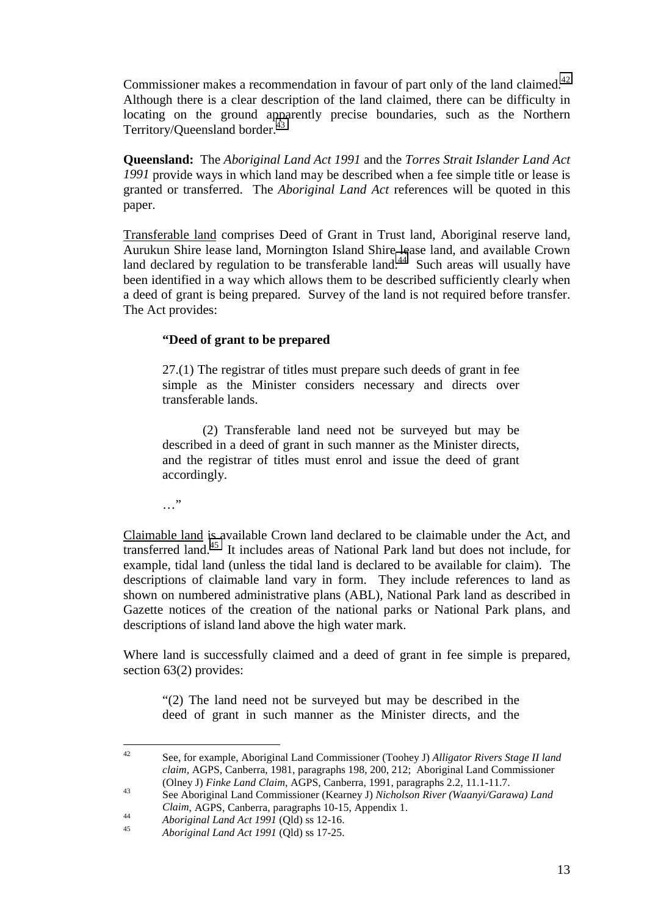Commissioner makes a recommendation in favour of part only of the land claimed.[42] Although there is a clear description of the land claimed, there can be difficulty in locating on the ground apparently precise boundaries, such as the Northern Territory/Queensland border.[43]

**Queensland:** The *Aboriginal Land Act 1991* and the *Torres Strait Islander Land Act 1991* provide ways in which land may be described when a fee simple title or lease is granted or transferred. The *Aboriginal Land Act* references will be quoted in this paper.

Transferable land comprises Deed of Grant in Trust land, Aboriginal reserve land, Aurukun Shire lease land, Mornington Island Shire lease land, and available Crown land declared by regulation to be transferable land.[44] Such areas will usually have been identified in a way which allows them to be described sufficiently clearly when a deed of grant is being prepared. Survey of the land is not required before transfer. The Act provides:

> **"Deed of grant to be prepared**
>
> 27.(1) The registrar of titles must prepare such deeds of grant in fee simple as the Minister considers necessary and directs over transferable lands.
>
> (2) Transferable land need not be surveyed but may be described in a deed of grant in such manner as the Minister directs, and the registrar of titles must enrol and issue the deed of grant accordingly.
>
> …"

Claimable land is available Crown land declared to be claimable under the Act, and transferred land.[45] It includes areas of National Park land but does not include, for example, tidal land (unless the tidal land is declared to be available for claim). The descriptions of claimable land vary in form. They include references to land as shown on numbered administrative plans (ABL), National Park land as described in Gazette notices of the creation of the national parks or National Park plans, and descriptions of island land above the high water mark.

Where land is successfully claimed and a deed of grant in fee simple is prepared, section 63(2) provides:

> "(2) The land need not be surveyed but may be described in the deed of grant in such manner as the Minister directs, and the

---

[42] See, for example, Aboriginal Land Commissioner (Toohey J) *Alligator Rivers Stage II land claim*, AGPS, Canberra, 1981, paragraphs 198, 200, 212; Aboriginal Land Commissioner (Olney J) *Finke Land Claim*, AGPS, Canberra, 1991, paragraphs 2.2, 11.1-11.7.

[43] See Aboriginal Land Commissioner (Kearney J) *Nicholson River (Waanyi/Garawa) Land Claim*, AGPS, Canberra, paragraphs 10-15, Appendix 1.

[44] *Aboriginal Land Act 1991* (Qld) ss 12-16.

[45] *Aboriginal Land Act 1991* (Qld) ss 17-25.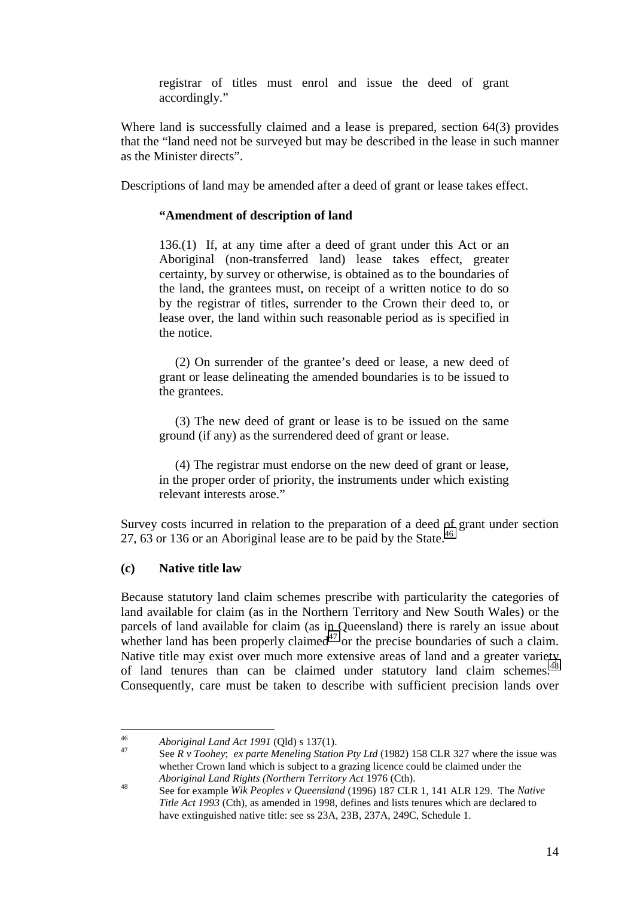> registrar of titles must enrol and issue the deed of grant accordingly."

Where land is successfully claimed and a lease is prepared, section 64(3) provides that the "land need not be surveyed but may be described in the lease in such manner as the Minister directs".

Descriptions of land may be amended after a deed of grant or lease takes effect.

> **"Amendment of description of land**
>
> 136.(1) If, at any time after a deed of grant under this Act or an Aboriginal (non-transferred land) lease takes effect, greater certainty, by survey or otherwise, is obtained as to the boundaries of the land, the grantees must, on receipt of a written notice to do so by the registrar of titles, surrender to the Crown their deed to, or lease over, the land within such reasonable period as is specified in the notice.
>
> (2) On surrender of the grantee's deed or lease, a new deed of grant or lease delineating the amended boundaries is to be issued to the grantees.
>
> (3) The new deed of grant or lease is to be issued on the same ground (if any) as the surrendered deed of grant or lease.
>
> (4) The registrar must endorse on the new deed of grant or lease, in the proper order of priority, the instruments under which existing relevant interests arose."

Survey costs incurred in relation to the preparation of a deed of grant under section 27, 63 or 136 or an Aboriginal lease are to be paid by the State.[46]

### (c) Native title law

Because statutory land claim schemes prescribe with particularity the categories of land available for claim (as in the Northern Territory and New South Wales) or the parcels of land available for claim (as in Queensland) there is rarely an issue about whether land has been properly claimed[47] or the precise boundaries of such a claim. Native title may exist over much more extensive areas of land and a greater variety of land tenures than can be claimed under statutory land claim schemes.[48] Consequently, care must be taken to describe with sufficient precision lands over

---

[46] *Aboriginal Land Act 1991* (Qld) s 137(1).

[47] See *R v Toohey*; *ex parte Meneling Station Pty Ltd* (1982) 158 CLR 327 where the issue was whether Crown land which is subject to a grazing licence could be claimed under the *Aboriginal Land Rights (Northern Territory Act* 1976 (Cth).

[48] See for example *Wik Peoples v Queensland* (1996) 187 CLR 1, 141 ALR 129. The *Native Title Act 1993* (Cth), as amended in 1998, defines and lists tenures which are declared to have extinguished native title: see ss 23A, 23B, 237A, 249C, Schedule 1.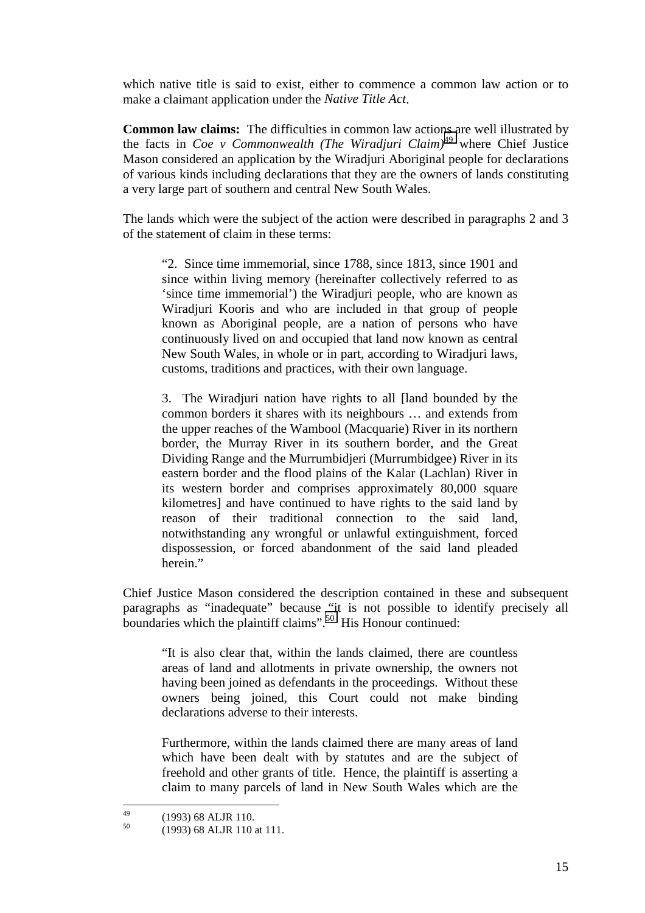which native title is said to exist, either to commence a common law action or to make a claimant application under the *Native Title Act*.

**Common law claims:** The difficulties in common law actions are well illustrated by the facts in *Coe v Commonwealth (The Wiradjuri Claim)*[49] where Chief Justice Mason considered an application by the Wiradjuri Aboriginal people for declarations of various kinds including declarations that they are the owners of lands constituting a very large part of southern and central New South Wales.

The lands which were the subject of the action were described in paragraphs 2 and 3 of the statement of claim in these terms:

> "2. Since time immemorial, since 1788, since 1813, since 1901 and since within living memory (hereinafter collectively referred to as 'since time immemorial') the Wiradjuri people, who are known as Wiradjuri Kooris and who are included in that group of people known as Aboriginal people, are a nation of persons who have continuously lived on and occupied that land now known as central New South Wales, in whole or in part, according to Wiradjuri laws, customs, traditions and practices, with their own language.
>
> 3. The Wiradjuri nation have rights to all [land bounded by the common borders it shares with its neighbours … and extends from the upper reaches of the Wambool (Macquarie) River in its northern border, the Murray River in its southern border, and the Great Dividing Range and the Murrumbidjeri (Murrumbidgee) River in its eastern border and the flood plains of the Kalar (Lachlan) River in its western border and comprises approximately 80,000 square kilometres] and have continued to have rights to the said land by reason of their traditional connection to the said land, notwithstanding any wrongful or unlawful extinguishment, forced dispossession, or forced abandonment of the said land pleaded herein."

Chief Justice Mason considered the description contained in these and subsequent paragraphs as "inadequate" because "it is not possible to identify precisely all boundaries which the plaintiff claims".[50] His Honour continued:

> "It is also clear that, within the lands claimed, there are countless areas of land and allotments in private ownership, the owners not having been joined as defendants in the proceedings. Without these owners being joined, this Court could not make binding declarations adverse to their interests.
>
> Furthermore, within the lands claimed there are many areas of land which have been dealt with by statutes and are the subject of freehold and other grants of title. Hence, the plaintiff is asserting a claim to many parcels of land in New South Wales which are the

---

[49] (1993) 68 ALJR 110.

[50] (1993) 68 ALJR 110 at 111.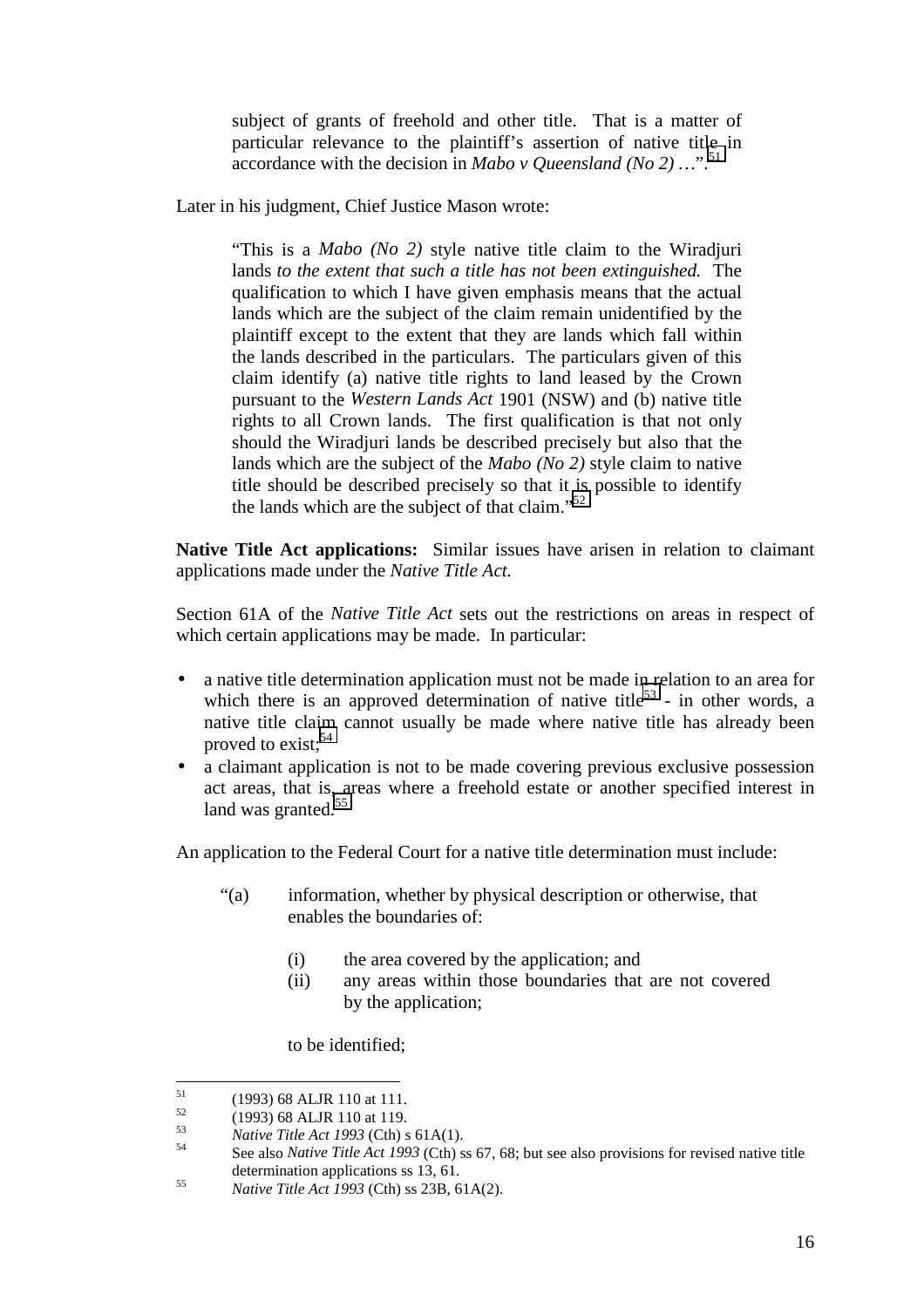> subject of grants of freehold and other title. That is a matter of particular relevance to the plaintiff's assertion of native title in accordance with the decision in *Mabo v Queensland (No 2)* …".[51]

Later in his judgment, Chief Justice Mason wrote:

> "This is a *Mabo (No 2)* style native title claim to the Wiradjuri lands *to the extent that such a title has not been extinguished.* The qualification to which I have given emphasis means that the actual lands which are the subject of the claim remain unidentified by the plaintiff except to the extent that they are lands which fall within the lands described in the particulars. The particulars given of this claim identify (a) native title rights to land leased by the Crown pursuant to the *Western Lands Act* 1901 (NSW) and (b) native title rights to all Crown lands. The first qualification is that not only should the Wiradjuri lands be described precisely but also that the lands which are the subject of the *Mabo (No 2)* style claim to native title should be described precisely so that it is possible to identify the lands which are the subject of that claim."[52]

**Native Title Act applications:** Similar issues have arisen in relation to claimant applications made under the *Native Title Act.*

Section 61A of the *Native Title Act* sets out the restrictions on areas in respect of which certain applications may be made. In particular:

- a native title determination application must not be made in relation to an area for which there is an approved determination of native title[53] - in other words, a native title claim cannot usually be made where native title has already been proved to exist;[54]
- a claimant application is not to be made covering previous exclusive possession act areas, that is, areas where a freehold estate or another specified interest in land was granted.[55]

An application to the Federal Court for a native title determination must include:

> "(a) information, whether by physical description or otherwise, that enables the boundaries of:
>
> (i) the area covered by the application; and
>
> (ii) any areas within those boundaries that are not covered by the application;
>
> to be identified;

---

51 (1993) 68 ALJR 110 at 111.

52 (1993) 68 ALJR 110 at 119.

53 *Native Title Act 1993* (Cth) s 61A(1).

54 See also *Native Title Act 1993* (Cth) ss 67, 68; but see also provisions for revised native title determination applications ss 13, 61.

55 *Native Title Act 1993* (Cth) ss 23B, 61A(2).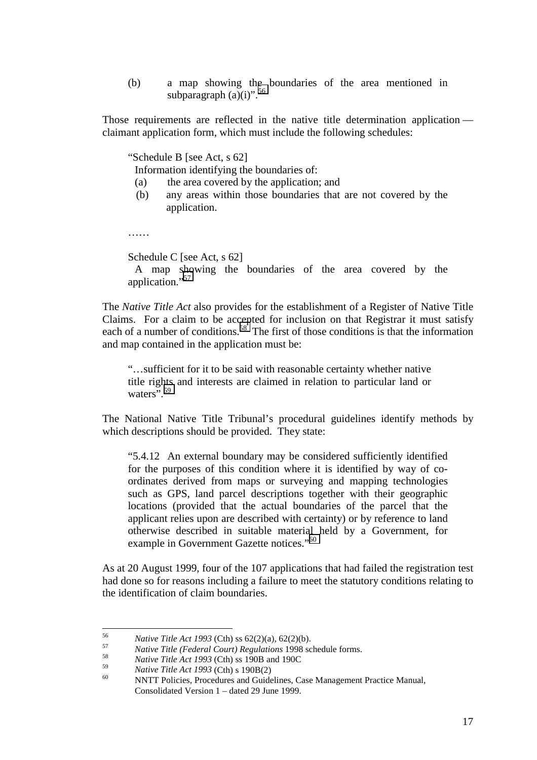(b) a map showing the boundaries of the area mentioned in subparagraph (a)(i)".[56]

Those requirements are reflected in the native title determination application — claimant application form, which must include the following schedules:

> "Schedule B [see Act, s 62]
>
> Information identifying the boundaries of:
>
> (a) the area covered by the application; and
>
> (b) any areas within those boundaries that are not covered by the application.
>
> ……
>
> Schedule C [see Act, s 62]
>
> A map showing the boundaries of the area covered by the application."[57]

The *Native Title Act* also provides for the establishment of a Register of Native Title Claims. For a claim to be accepted for inclusion on that Registrar it must satisfy each of a number of conditions.[58] The first of those conditions is that the information and map contained in the application must be:

> "…sufficient for it to be said with reasonable certainty whether native title rights and interests are claimed in relation to particular land or waters".[59]

The National Native Title Tribunal's procedural guidelines identify methods by which descriptions should be provided. They state:

> "5.4.12 An external boundary may be considered sufficiently identified for the purposes of this condition where it is identified by way of co-ordinates derived from maps or surveying and mapping technologies such as GPS, land parcel descriptions together with their geographic locations (provided that the actual boundaries of the parcel that the applicant relies upon are described with certainty) or by reference to land otherwise described in suitable material held by a Government, for example in Government Gazette notices."[60]

As at 20 August 1999, four of the 107 applications that had failed the registration test had done so for reasons including a failure to meet the statutory conditions relating to the identification of claim boundaries.

---

[56] *Native Title Act 1993* (Cth) ss 62(2)(a), 62(2)(b).

[57] *Native Title (Federal Court) Regulations* 1998 schedule forms.

[58] *Native Title Act 1993* (Cth) ss 190B and 190C

[59] *Native Title Act 1993* (Cth) s 190B(2)

[60] NNTT Policies, Procedures and Guidelines, Case Management Practice Manual, Consolidated Version 1 – dated 29 June 1999.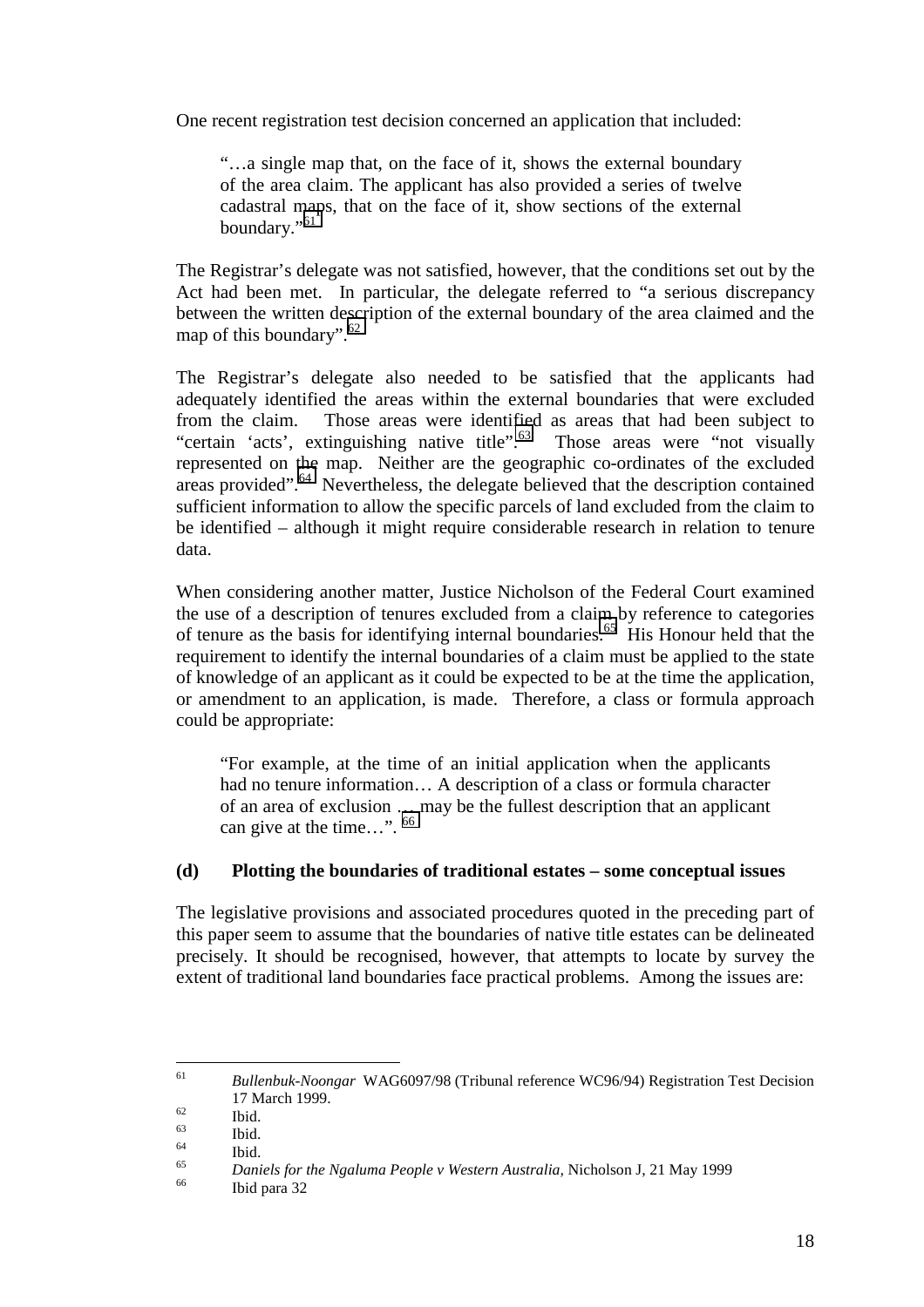One recent registration test decision concerned an application that included:

> "…a single map that, on the face of it, shows the external boundary of the area claim. The applicant has also provided a series of twelve cadastral maps, that on the face of it, show sections of the external boundary."[61]

The Registrar's delegate was not satisfied, however, that the conditions set out by the Act had been met. In particular, the delegate referred to "a serious discrepancy between the written description of the external boundary of the area claimed and the map of this boundary".[62]

The Registrar's delegate also needed to be satisfied that the applicants had adequately identified the areas within the external boundaries that were excluded from the claim. Those areas were identified as areas that had been subject to "certain 'acts', extinguishing native title".[63] Those areas were "not visually represented on the map. Neither are the geographic co-ordinates of the excluded areas provided".[64] Nevertheless, the delegate believed that the description contained sufficient information to allow the specific parcels of land excluded from the claim to be identified – although it might require considerable research in relation to tenure data.

When considering another matter, Justice Nicholson of the Federal Court examined the use of a description of tenures excluded from a claim by reference to categories of tenure as the basis for identifying internal boundaries.[65] His Honour held that the requirement to identify the internal boundaries of a claim must be applied to the state of knowledge of an applicant as it could be expected to be at the time the application, or amendment to an application, is made. Therefore, a class or formula approach could be appropriate:

> "For example, at the time of an initial application when the applicants had no tenure information… A description of a class or formula character of an area of exclusion … may be the fullest description that an applicant can give at the time…".[66]

### (d) Plotting the boundaries of traditional estates – some conceptual issues

The legislative provisions and associated procedures quoted in the preceding part of this paper seem to assume that the boundaries of native title estates can be delineated precisely. It should be recognised, however, that attempts to locate by survey the extent of traditional land boundaries face practical problems. Among the issues are:

---

[61] *Bullenbuk-Noongar* WAG6097/98 (Tribunal reference WC96/94) Registration Test Decision 17 March 1999.

[62] Ibid.

[63] Ibid.

[64] Ibid.

[65] *Daniels for the Ngaluma People v Western Australia*, Nicholson J, 21 May 1999

[66] Ibid para 32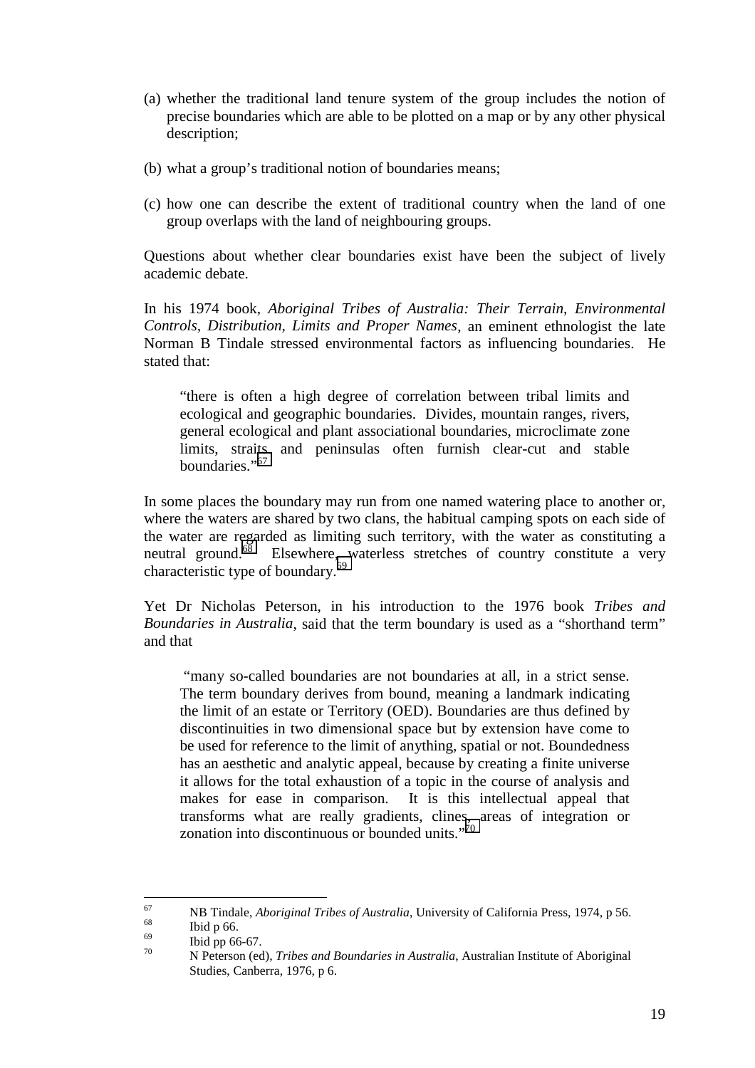(a) whether the traditional land tenure system of the group includes the notion of precise boundaries which are able to be plotted on a map or by any other physical description;

(b) what a group's traditional notion of boundaries means;

(c) how one can describe the extent of traditional country when the land of one group overlaps with the land of neighbouring groups.

Questions about whether clear boundaries exist have been the subject of lively academic debate.

In his 1974 book, *Aboriginal Tribes of Australia: Their Terrain, Environmental Controls, Distribution, Limits and Proper Names*, an eminent ethnologist the late Norman B Tindale stressed environmental factors as influencing boundaries. He stated that:

> "there is often a high degree of correlation between tribal limits and ecological and geographic boundaries. Divides, mountain ranges, rivers, general ecological and plant associational boundaries, microclimate zone limits, straits and peninsulas often furnish clear-cut and stable boundaries."[67]

In some places the boundary may run from one named watering place to another or, where the waters are shared by two clans, the habitual camping spots on each side of the water are regarded as limiting such territory, with the water as constituting a neutral ground.[68] Elsewhere, waterless stretches of country constitute a very characteristic type of boundary.[69]

Yet Dr Nicholas Peterson, in his introduction to the 1976 book *Tribes and Boundaries in Australia*, said that the term boundary is used as a "shorthand term" and that

> "many so-called boundaries are not boundaries at all, in a strict sense. The term boundary derives from bound, meaning a landmark indicating the limit of an estate or Territory (OED). Boundaries are thus defined by discontinuities in two dimensional space but by extension have come to be used for reference to the limit of anything, spatial or not. Boundedness has an aesthetic and analytic appeal, because by creating a finite universe it allows for the total exhaustion of a topic in the course of analysis and makes for ease in comparison. It is this intellectual appeal that transforms what are really gradients, clines, areas of integration or zonation into discontinuous or bounded units."[70]

---

[67] NB Tindale, *Aboriginal Tribes of Australia*, University of California Press, 1974, p 56.

[68] Ibid p 66.

[69] Ibid pp 66-67.

[70] N Peterson (ed), *Tribes and Boundaries in Australia*, Australian Institute of Aboriginal Studies, Canberra, 1976, p 6.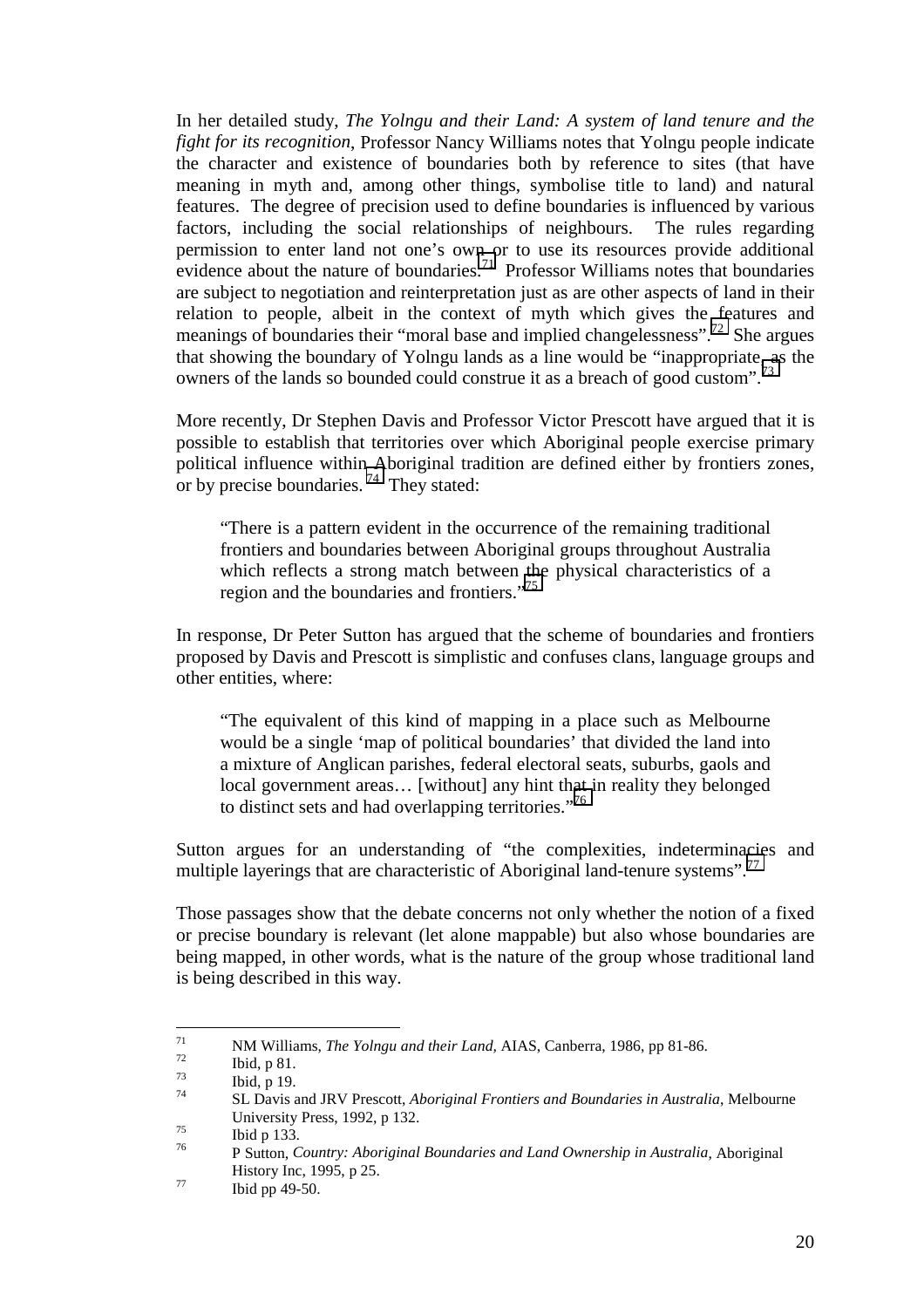In her detailed study, *The Yolngu and their Land: A system of land tenure and the fight for its recognition*, Professor Nancy Williams notes that Yolngu people indicate the character and existence of boundaries both by reference to sites (that have meaning in myth and, among other things, symbolise title to land) and natural features. The degree of precision used to define boundaries is influenced by various factors, including the social relationships of neighbours. The rules regarding permission to enter land not one's own or to use its resources provide additional evidence about the nature of boundaries.[71] Professor Williams notes that boundaries are subject to negotiation and reinterpretation just as are other aspects of land in their relation to people, albeit in the context of myth which gives the features and meanings of boundaries their "moral base and implied changelessness".[72] She argues that showing the boundary of Yolngu lands as a line would be "inappropriate, as the owners of the lands so bounded could construe it as a breach of good custom".[73]

More recently, Dr Stephen Davis and Professor Victor Prescott have argued that it is possible to establish that territories over which Aboriginal people exercise primary political influence within Aboriginal tradition are defined either by frontiers zones, or by precise boundaries.[74] They stated:

> "There is a pattern evident in the occurrence of the remaining traditional frontiers and boundaries between Aboriginal groups throughout Australia which reflects a strong match between the physical characteristics of a region and the boundaries and frontiers."[75]

In response, Dr Peter Sutton has argued that the scheme of boundaries and frontiers proposed by Davis and Prescott is simplistic and confuses clans, language groups and other entities, where:

> "The equivalent of this kind of mapping in a place such as Melbourne would be a single 'map of political boundaries' that divided the land into a mixture of Anglican parishes, federal electoral seats, suburbs, gaols and local government areas… [without] any hint that in reality they belonged to distinct sets and had overlapping territories."[76]

Sutton argues for an understanding of "the complexities, indeterminacies and multiple layerings that are characteristic of Aboriginal land-tenure systems".[77]

Those passages show that the debate concerns not only whether the notion of a fixed or precise boundary is relevant (let alone mappable) but also whose boundaries are being mapped, in other words, what is the nature of the group whose traditional land is being described in this way.

---

[71] NM Williams, *The Yolngu and their Land*, AIAS, Canberra, 1986, pp 81-86.

[72] Ibid, p 81.

[73] Ibid, p 19.

[74] SL Davis and JRV Prescott, *Aboriginal Frontiers and Boundaries in Australia*, Melbourne University Press, 1992, p 132.

[75] Ibid p 133.

[76] P Sutton, *Country: Aboriginal Boundaries and Land Ownership in Australia*, Aboriginal History Inc, 1995, p 25.

[77] Ibid pp 49-50.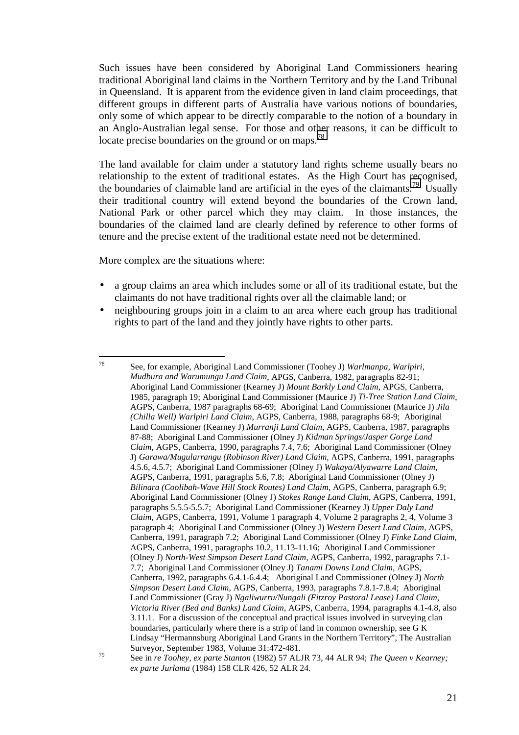Such issues have been considered by Aboriginal Land Commissioners hearing traditional Aboriginal land claims in the Northern Territory and by the Land Tribunal in Queensland. It is apparent from the evidence given in land claim proceedings, that different groups in different parts of Australia have various notions of boundaries, only some of which appear to be directly comparable to the notion of a boundary in an Anglo-Australian legal sense. For those and other reasons, it can be difficult to locate precise boundaries on the ground or on maps.[78]

The land available for claim under a statutory land rights scheme usually bears no relationship to the extent of traditional estates. As the High Court has recognised, the boundaries of claimable land are artificial in the eyes of the claimants.[79] Usually their traditional country will extend beyond the boundaries of the Crown land, National Park or other parcel which they may claim. In those instances, the boundaries of the claimed land are clearly defined by reference to other forms of tenure and the precise extent of the traditional estate need not be determined.

More complex are the situations where:

- a group claims an area which includes some or all of its traditional estate, but the claimants do not have traditional rights over all the claimable land; or
- neighbouring groups join in a claim to an area where each group has traditional rights to part of the land and they jointly have rights to other parts.

---

[78] See, for example, Aboriginal Land Commissioner (Toohey J) *Warlmanpa, Warlpiri, Mudbura and Warumungu Land Claim*, APGS, Canberra, 1982, paragraphs 82-91; Aboriginal Land Commissioner (Kearney J) *Mount Barkly Land Claim*, APGS, Canberra, 1985, paragraph 19; Aboriginal Land Commissioner (Maurice J) *Ti-Tree Station Land Claim*, AGPS, Canberra, 1987 paragraphs 68-69; Aboriginal Land Commissioner (Maurice J) *Jila (Chilla Well) Warlpiri Land Claim*, AGPS, Canberra, 1988, paragraphs 68-9; Aboriginal Land Commissioner (Kearney J) *Murranji Land Claim*, AGPS, Canberra, 1987, paragraphs 87-88; Aboriginal Land Commissioner (Olney J) *Kidman Springs/Jasper Gorge Land Claim*, AGPS, Canberra, 1990, paragraphs 7.4, 7.6; Aboriginal Land Commissioner (Olney J) *Garawa/Mugularrangu (Robinson River) Land Claim*, AGPS, Canberra, 1991, paragraphs 4.5.6, 4.5.7; Aboriginal Land Commissioner (Olney J) *Wakaya/Alyawarre Land Claim*, AGPS, Canberra, 1991, paragraphs 5.6, 7.8; Aboriginal Land Commissioner (Olney J) *Bilinara (Coolibah-Wave Hill Stock Routes) Land Claim*, AGPS, Canberra, paragraph 6.9; Aboriginal Land Commissioner (Olney J) *Stokes Range Land Claim*, AGPS, Canberra, 1991, paragraphs 5.5.5-5.5.7; Aboriginal Land Commissioner (Kearney J) *Upper Daly Land Claim*, AGPS, Canberra, 1991, Volume 1 paragraph 4, Volume 2 paragraphs 2, 4, Volume 3 paragraph 4; Aboriginal Land Commissioner (Olney J) *Western Desert Land Claim*, AGPS, Canberra, 1991, paragraph 7.2; Aboriginal Land Commissioner (Olney J) *Finke Land Claim*, AGPS, Canberra, 1991, paragraphs 10.2, 11.13-11.16; Aboriginal Land Commissioner (Olney J) *North-West Simpson Desert Land Claim*, AGPS, Canberra, 1992, paragraphs 7.1-7.7; Aboriginal Land Commissioner (Olney J) *Tanami Downs Land Claim*, AGPS, Canberra, 1992, paragraphs 6.4.1-6.4.4; Aboriginal Land Commissioner (Olney J) *North Simpson Desert Land Claim*, AGPS, Canberra, 1993, paragraphs 7.8.1-7.8.4; Aboriginal Land Commissioner (Gray J) *Ngaliwurru/Nungali (Fitzroy Pastoral Lease) Land Claim, Victoria River (Bed and Banks) Land Claim*, AGPS, Canberra, 1994, paragraphs 4.1-4.8, also 3.11.1. For a discussion of the conceptual and practical issues involved in surveying clan boundaries, particularly where there is a strip of land in common ownership, see G K Lindsay "Hermannsburg Aboriginal Land Grants in the Northern Territory", The Australian Surveyor, September 1983, Volume 31:472-481.

[79] See in *re Toohey, ex parte Stanton* (1982) 57 ALJR 73, 44 ALR 94; *The Queen v Kearney; ex parte Jurlama* (1984) 158 CLR 426, 52 ALR 24.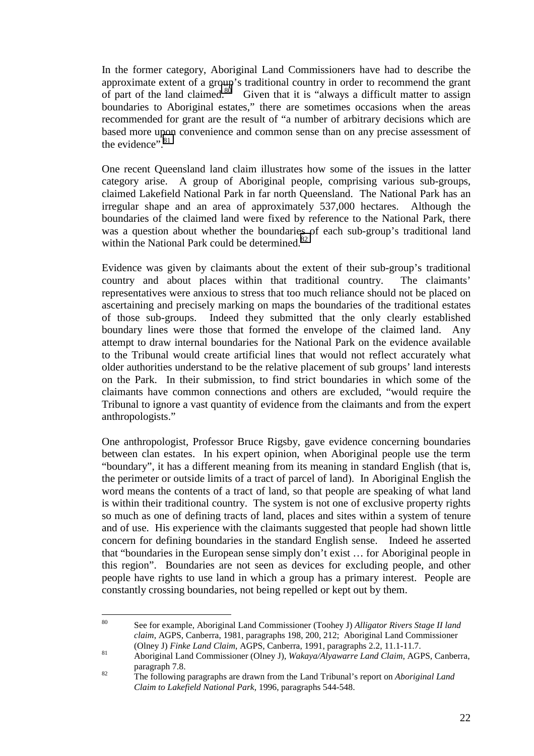In the former category, Aboriginal Land Commissioners have had to describe the approximate extent of a group's traditional country in order to recommend the grant of part of the land claimed.[80] Given that it is "always a difficult matter to assign boundaries to Aboriginal estates," there are sometimes occasions when the areas recommended for grant are the result of "a number of arbitrary decisions which are based more upon convenience and common sense than on any precise assessment of the evidence".[81]

One recent Queensland land claim illustrates how some of the issues in the latter category arise. A group of Aboriginal people, comprising various sub-groups, claimed Lakefield National Park in far north Queensland. The National Park has an irregular shape and an area of approximately 537,000 hectares. Although the boundaries of the claimed land were fixed by reference to the National Park, there was a question about whether the boundaries of each sub-group's traditional land within the National Park could be determined.[82]

Evidence was given by claimants about the extent of their sub-group's traditional country and about places within that traditional country. The claimants' representatives were anxious to stress that too much reliance should not be placed on ascertaining and precisely marking on maps the boundaries of the traditional estates of those sub-groups. Indeed they submitted that the only clearly established boundary lines were those that formed the envelope of the claimed land. Any attempt to draw internal boundaries for the National Park on the evidence available to the Tribunal would create artificial lines that would not reflect accurately what older authorities understand to be the relative placement of sub groups' land interests on the Park. In their submission, to find strict boundaries in which some of the claimants have common connections and others are excluded, "would require the Tribunal to ignore a vast quantity of evidence from the claimants and from the expert anthropologists."

One anthropologist, Professor Bruce Rigsby, gave evidence concerning boundaries between clan estates. In his expert opinion, when Aboriginal people use the term "boundary", it has a different meaning from its meaning in standard English (that is, the perimeter or outside limits of a tract of parcel of land). In Aboriginal English the word means the contents of a tract of land, so that people are speaking of what land is within their traditional country. The system is not one of exclusive property rights so much as one of defining tracts of land, places and sites within a system of tenure and of use. His experience with the claimants suggested that people had shown little concern for defining boundaries in the standard English sense. Indeed he asserted that "boundaries in the European sense simply don't exist … for Aboriginal people in this region". Boundaries are not seen as devices for excluding people, and other people have rights to use land in which a group has a primary interest. People are constantly crossing boundaries, not being repelled or kept out by them.

---

[80] See for example, Aboriginal Land Commissioner (Toohey J) *Alligator Rivers Stage II land claim*, AGPS, Canberra, 1981, paragraphs 198, 200, 212; Aboriginal Land Commissioner (Olney J) *Finke Land Claim*, AGPS, Canberra, 1991, paragraphs 2.2, 11.1-11.7.

[81] Aboriginal Land Commissioner (Olney J), *Wakaya/Alyawarre Land Claim*, AGPS, Canberra, paragraph 7.8.

[82] The following paragraphs are drawn from the Land Tribunal's report on *Aboriginal Land Claim to Lakefield National Park*, 1996, paragraphs 544-548.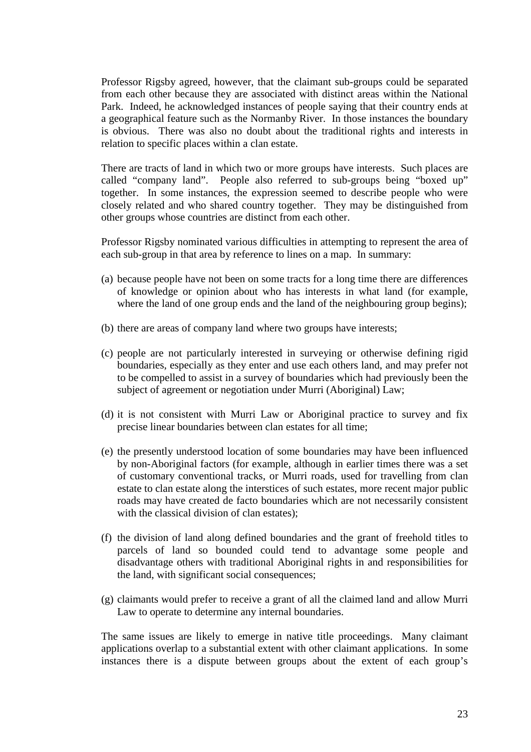Professor Rigsby agreed, however, that the claimant sub-groups could be separated from each other because they are associated with distinct areas within the National Park. Indeed, he acknowledged instances of people saying that their country ends at a geographical feature such as the Normanby River. In those instances the boundary is obvious. There was also no doubt about the traditional rights and interests in relation to specific places within a clan estate.

There are tracts of land in which two or more groups have interests. Such places are called "company land". People also referred to sub-groups being "boxed up" together. In some instances, the expression seemed to describe people who were closely related and who shared country together. They may be distinguished from other groups whose countries are distinct from each other.

Professor Rigsby nominated various difficulties in attempting to represent the area of each sub-group in that area by reference to lines on a map. In summary:

(a) because people have not been on some tracts for a long time there are differences of knowledge or opinion about who has interests in what land (for example, where the land of one group ends and the land of the neighbouring group begins);

(b) there are areas of company land where two groups have interests;

(c) people are not particularly interested in surveying or otherwise defining rigid boundaries, especially as they enter and use each others land, and may prefer not to be compelled to assist in a survey of boundaries which had previously been the subject of agreement or negotiation under Murri (Aboriginal) Law;

(d) it is not consistent with Murri Law or Aboriginal practice to survey and fix precise linear boundaries between clan estates for all time;

(e) the presently understood location of some boundaries may have been influenced by non-Aboriginal factors (for example, although in earlier times there was a set of customary conventional tracks, or Murri roads, used for travelling from clan estate to clan estate along the interstices of such estates, more recent major public roads may have created de facto boundaries which are not necessarily consistent with the classical division of clan estates);

(f) the division of land along defined boundaries and the grant of freehold titles to parcels of land so bounded could tend to advantage some people and disadvantage others with traditional Aboriginal rights in and responsibilities for the land, with significant social consequences;

(g) claimants would prefer to receive a grant of all the claimed land and allow Murri Law to operate to determine any internal boundaries.

The same issues are likely to emerge in native title proceedings. Many claimant applications overlap to a substantial extent with other claimant applications. In some instances there is a dispute between groups about the extent of each group's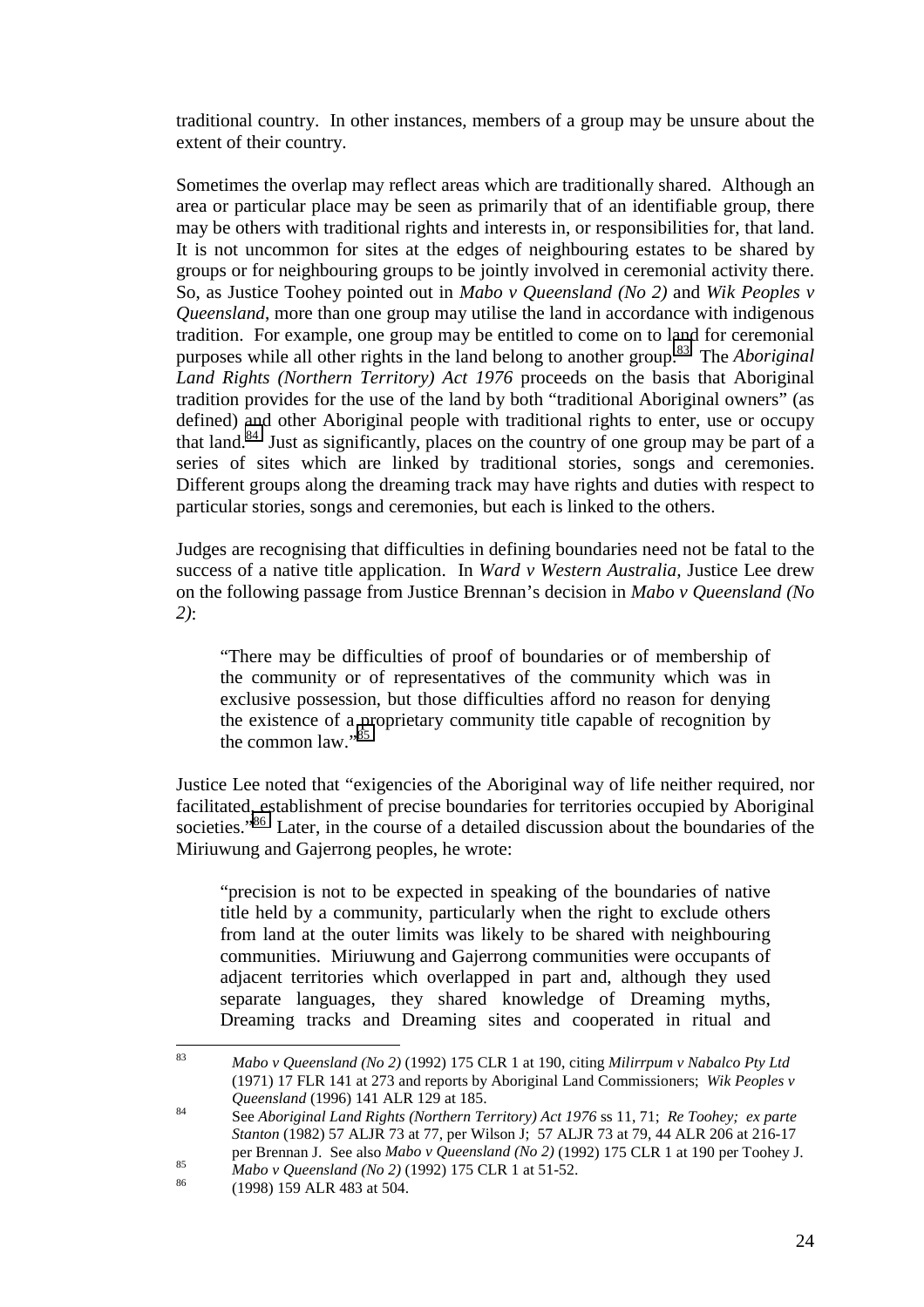traditional country. In other instances, members of a group may be unsure about the extent of their country.

Sometimes the overlap may reflect areas which are traditionally shared. Although an area or particular place may be seen as primarily that of an identifiable group, there may be others with traditional rights and interests in, or responsibilities for, that land. It is not uncommon for sites at the edges of neighbouring estates to be shared by groups or for neighbouring groups to be jointly involved in ceremonial activity there. So, as Justice Toohey pointed out in *Mabo v Queensland (No 2)* and *Wik Peoples v Queensland*, more than one group may utilise the land in accordance with indigenous tradition. For example, one group may be entitled to come on to land for ceremonial purposes while all other rights in the land belong to another group.[83] The *Aboriginal Land Rights (Northern Territory) Act 1976* proceeds on the basis that Aboriginal tradition provides for the use of the land by both "traditional Aboriginal owners" (as defined) and other Aboriginal people with traditional rights to enter, use or occupy that land.[84] Just as significantly, places on the country of one group may be part of a series of sites which are linked by traditional stories, songs and ceremonies. Different groups along the dreaming track may have rights and duties with respect to particular stories, songs and ceremonies, but each is linked to the others.

Judges are recognising that difficulties in defining boundaries need not be fatal to the success of a native title application. In *Ward v Western Australia*, Justice Lee drew on the following passage from Justice Brennan's decision in *Mabo v Queensland (No 2)*:

> "There may be difficulties of proof of boundaries or of membership of the community or of representatives of the community which was in exclusive possession, but those difficulties afford no reason for denying the existence of a proprietary community title capable of recognition by the common law."[85]

Justice Lee noted that "exigencies of the Aboriginal way of life neither required, nor facilitated, establishment of precise boundaries for territories occupied by Aboriginal societies."[86] Later, in the course of a detailed discussion about the boundaries of the Miriuwung and Gajerrong peoples, he wrote:

> "precision is not to be expected in speaking of the boundaries of native title held by a community, particularly when the right to exclude others from land at the outer limits was likely to be shared with neighbouring communities. Miriuwung and Gajerrong communities were occupants of adjacent territories which overlapped in part and, although they used separate languages, they shared knowledge of Dreaming myths, Dreaming tracks and Dreaming sites and cooperated in ritual and

---

[83] *Mabo v Queensland (No 2)* (1992) 175 CLR 1 at 190, citing *Milirrpum v Nabalco Pty Ltd* (1971) 17 FLR 141 at 273 and reports by Aboriginal Land Commissioners; *Wik Peoples v Queensland* (1996) 141 ALR 129 at 185.

[84] See *Aboriginal Land Rights (Northern Territory) Act 1976* ss 11, 71; *Re Toohey; ex parte Stanton* (1982) 57 ALJR 73 at 77, per Wilson J; 57 ALJR 73 at 79, 44 ALR 206 at 216-17 per Brennan J. See also *Mabo v Queensland (No 2)* (1992) 175 CLR 1 at 190 per Toohey J.

[85] *Mabo v Queensland (No 2)* (1992) 175 CLR 1 at 51-52.

[86] (1998) 159 ALR 483 at 504.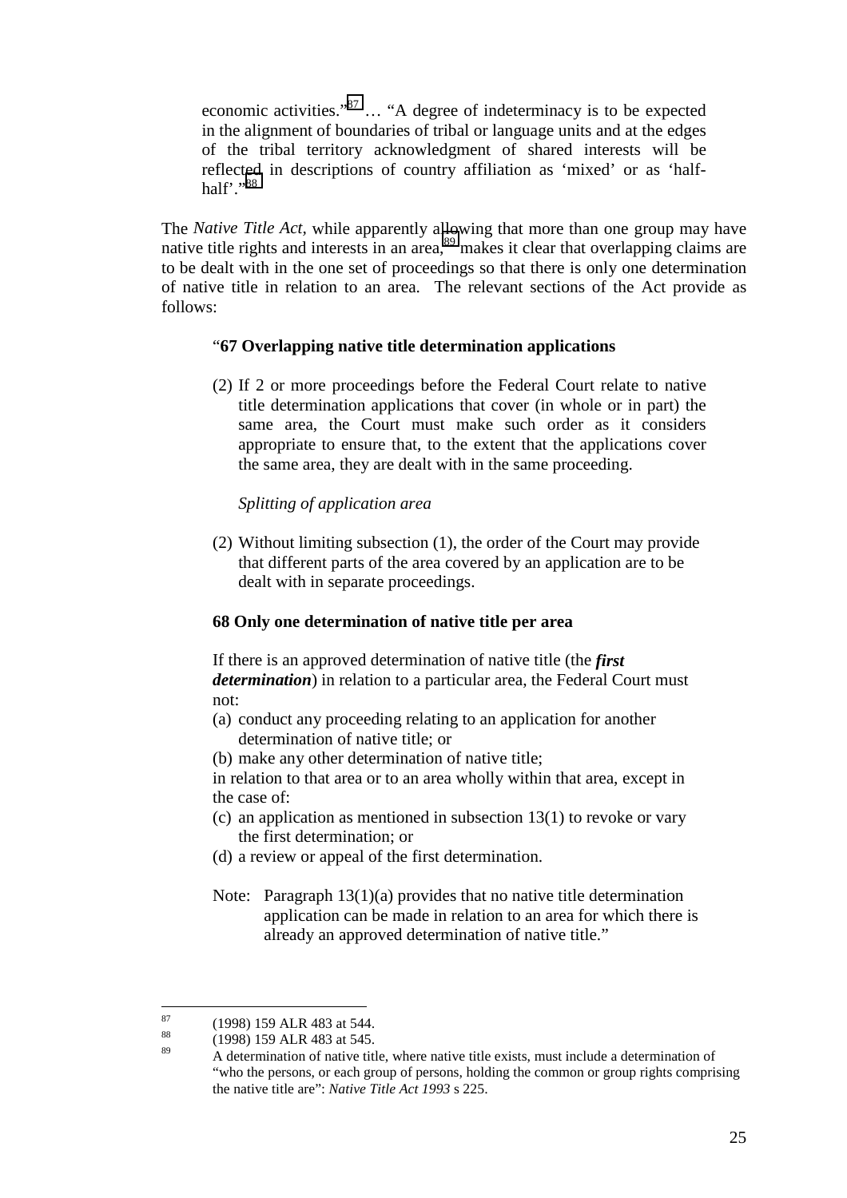> economic activities."[87] … "A degree of indeterminacy is to be expected in the alignment of boundaries of tribal or language units and at the edges of the tribal territory acknowledgment of shared interests will be reflected in descriptions of country affiliation as 'mixed' or as 'half-half'."[88]

The *Native Title Act*, while apparently allowing that more than one group may have native title rights and interests in an area,[89] makes it clear that overlapping claims are to be dealt with in the one set of proceedings so that there is only one determination of native title in relation to an area. The relevant sections of the Act provide as follows:

> "**67 Overlapping native title determination applications**
>
> (2) If 2 or more proceedings before the Federal Court relate to native title determination applications that cover (in whole or in part) the same area, the Court must make such order as it considers appropriate to ensure that, to the extent that the applications cover the same area, they are dealt with in the same proceeding.
>
> *Splitting of application area*
>
> (2) Without limiting subsection (1), the order of the Court may provide that different parts of the area covered by an application are to be dealt with in separate proceedings.
>
> **68 Only one determination of native title per area**
>
> If there is an approved determination of native title (the ***first determination***) in relation to a particular area, the Federal Court must not:
>
> (a) conduct any proceeding relating to an application for another determination of native title; or
>
> (b) make any other determination of native title;
>
> in relation to that area or to an area wholly within that area, except in the case of:
>
> (c) an application as mentioned in subsection 13(1) to revoke or vary the first determination; or
>
> (d) a review or appeal of the first determination.
>
> Note: Paragraph 13(1)(a) provides that no native title determination application can be made in relation to an area for which there is already an approved determination of native title."

---

[87] (1998) 159 ALR 483 at 544.

[88] (1998) 159 ALR 483 at 545.

[89] A determination of native title, where native title exists, must include a determination of "who the persons, or each group of persons, holding the common or group rights comprising the native title are": *Native Title Act 1993* s 225.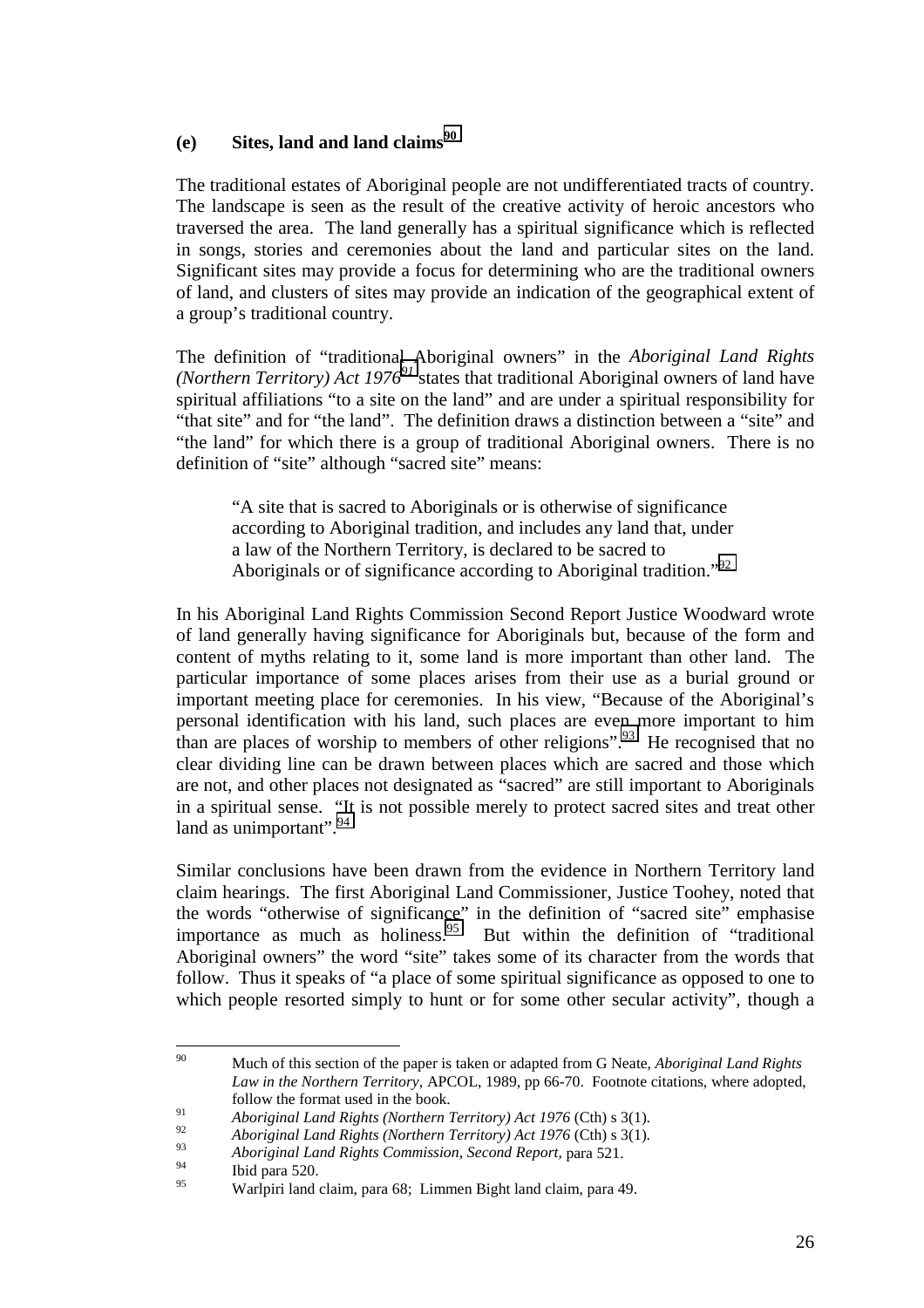### (e) Sites, land and land claims[90]

The traditional estates of Aboriginal people are not undifferentiated tracts of country. The landscape is seen as the result of the creative activity of heroic ancestors who traversed the area. The land generally has a spiritual significance which is reflected in songs, stories and ceremonies about the land and particular sites on the land. Significant sites may provide a focus for determining who are the traditional owners of land, and clusters of sites may provide an indication of the geographical extent of a group's traditional country.

The definition of "traditional Aboriginal owners" in the *Aboriginal Land Rights (Northern Territory) Act 1976*[91] states that traditional Aboriginal owners of land have spiritual affiliations "to a site on the land" and are under a spiritual responsibility for "that site" and for "the land". The definition draws a distinction between a "site" and "the land" for which there is a group of traditional Aboriginal owners. There is no definition of "site" although "sacred site" means:

> "A site that is sacred to Aboriginals or is otherwise of significance according to Aboriginal tradition, and includes any land that, under a law of the Northern Territory, is declared to be sacred to Aboriginals or of significance according to Aboriginal tradition."[92]

In his Aboriginal Land Rights Commission Second Report Justice Woodward wrote of land generally having significance for Aboriginals but, because of the form and content of myths relating to it, some land is more important than other land. The particular importance of some places arises from their use as a burial ground or important meeting place for ceremonies. In his view, "Because of the Aboriginal's personal identification with his land, such places are even more important to him than are places of worship to members of other religions".[93] He recognised that no clear dividing line can be drawn between places which are sacred and those which are not, and other places not designated as "sacred" are still important to Aboriginals in a spiritual sense. "It is not possible merely to protect sacred sites and treat other land as unimportant".[94]

Similar conclusions have been drawn from the evidence in Northern Territory land claim hearings. The first Aboriginal Land Commissioner, Justice Toohey, noted that the words "otherwise of significance" in the definition of "sacred site" emphasise importance as much as holiness.[95] But within the definition of "traditional Aboriginal owners" the word "site" takes some of its character from the words that follow. Thus it speaks of "a place of some spiritual significance as opposed to one to which people resorted simply to hunt or for some other secular activity", though a

---

[90] Much of this section of the paper is taken or adapted from G Neate, *Aboriginal Land Rights Law in the Northern Territory*, APCOL, 1989, pp 66-70. Footnote citations, where adopted, follow the format used in the book.

[91] *Aboriginal Land Rights (Northern Territory) Act 1976* (Cth) s 3(1).

[92] *Aboriginal Land Rights (Northern Territory) Act 1976* (Cth) s 3(1).

[93] *Aboriginal Land Rights Commission, Second Report*, para 521.

[94] Ibid para 520.

[95] Warlpiri land claim, para 68; Limmen Bight land claim, para 49.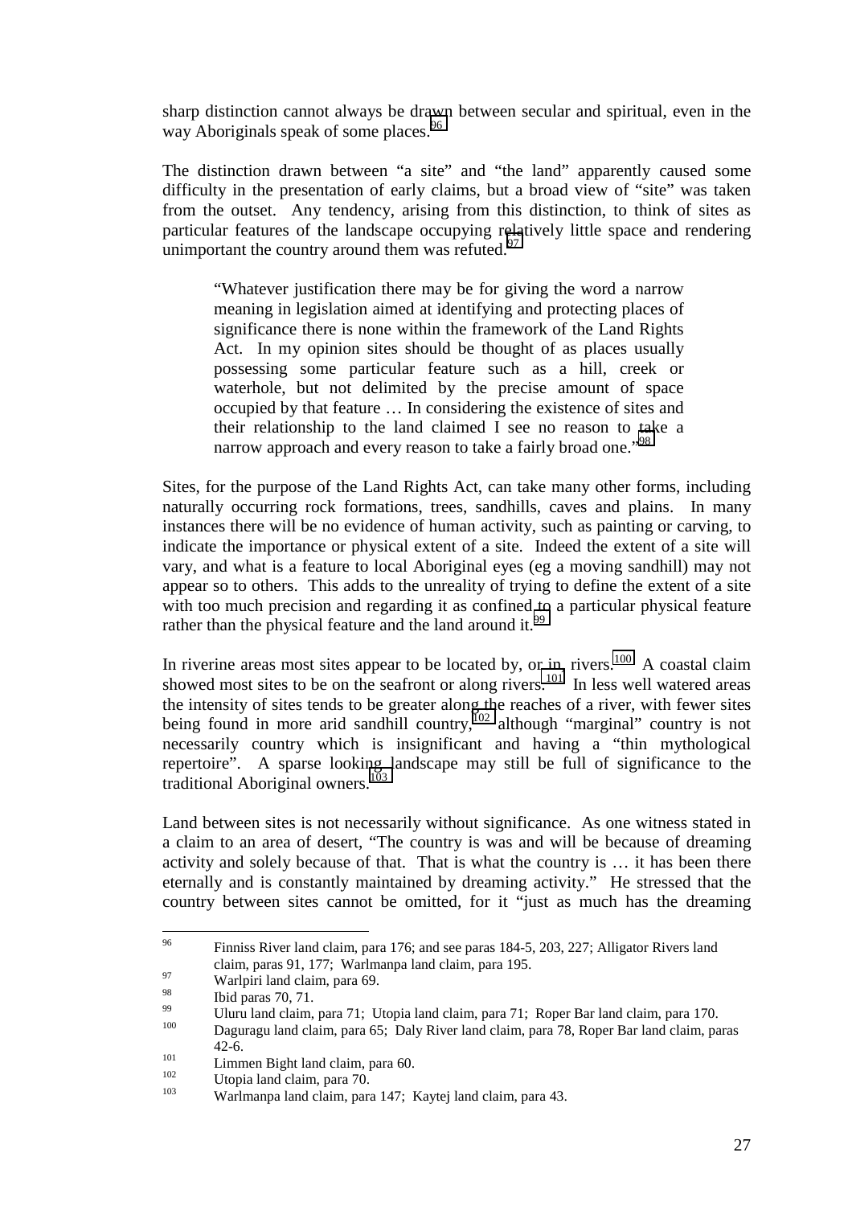sharp distinction cannot always be drawn between secular and spiritual, even in the way Aboriginals speak of some places.[96]

The distinction drawn between "a site" and "the land" apparently caused some difficulty in the presentation of early claims, but a broad view of "site" was taken from the outset. Any tendency, arising from this distinction, to think of sites as particular features of the landscape occupying relatively little space and rendering unimportant the country around them was refuted.[97]

> "Whatever justification there may be for giving the word a narrow meaning in legislation aimed at identifying and protecting places of significance there is none within the framework of the Land Rights Act. In my opinion sites should be thought of as places usually possessing some particular feature such as a hill, creek or waterhole, but not delimited by the precise amount of space occupied by that feature … In considering the existence of sites and their relationship to the land claimed I see no reason to take a narrow approach and every reason to take a fairly broad one."[98]

Sites, for the purpose of the Land Rights Act, can take many other forms, including naturally occurring rock formations, trees, sandhills, caves and plains. In many instances there will be no evidence of human activity, such as painting or carving, to indicate the importance or physical extent of a site. Indeed the extent of a site will vary, and what is a feature to local Aboriginal eyes (eg a moving sandhill) may not appear so to others. This adds to the unreality of trying to define the extent of a site with too much precision and regarding it as confined to a particular physical feature rather than the physical feature and the land around it.[99]

In riverine areas most sites appear to be located by, or in, rivers.[100] A coastal claim showed most sites to be on the seafront or along rivers.[101] In less well watered areas the intensity of sites tends to be greater along the reaches of a river, with fewer sites being found in more arid sandhill country,[102] although "marginal" country is not necessarily country which is insignificant and having a "thin mythological repertoire". A sparse looking landscape may still be full of significance to the traditional Aboriginal owners.[103]

Land between sites is not necessarily without significance. As one witness stated in a claim to an area of desert, "The country is was and will be because of dreaming activity and solely because of that. That is what the country is … it has been there eternally and is constantly maintained by dreaming activity." He stressed that the country between sites cannot be omitted, for it "just as much has the dreaming

---

[96] Finniss River land claim, para 176; and see paras 184-5, 203, 227; Alligator Rivers land claim, paras 91, 177; Warlmanpa land claim, para 195.

[97] Warlpiri land claim, para 69.

[98] Ibid paras 70, 71.

[99] Uluru land claim, para 71; Utopia land claim, para 71; Roper Bar land claim, para 170.

[100] Daguragu land claim, para 65; Daly River land claim, para 78, Roper Bar land claim, paras 42-6.

[101] Limmen Bight land claim, para 60.

[102] Utopia land claim, para 70.

[103] Warlmanpa land claim, para 147; Kaytej land claim, para 43.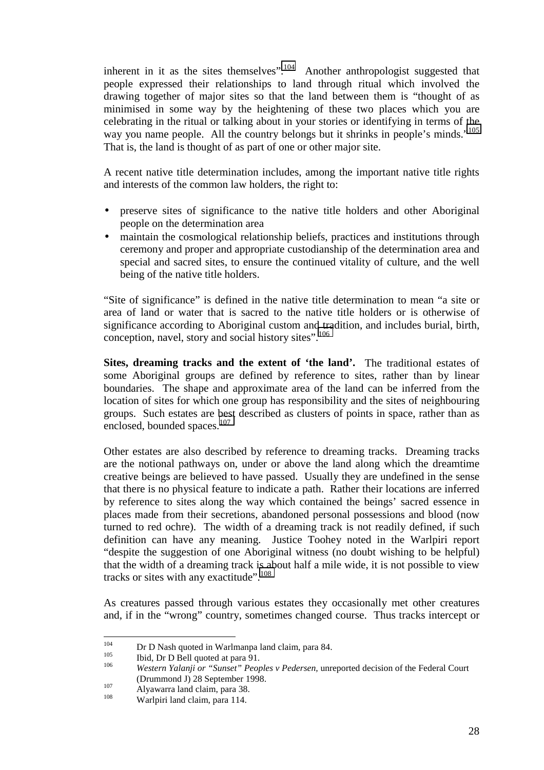inherent in it as the sites themselves".[104] Another anthropologist suggested that people expressed their relationships to land through ritual which involved the drawing together of major sites so that the land between them is "thought of as minimised in some way by the heightening of these two places which you are celebrating in the ritual or talking about in your stories or identifying in terms of the way you name people. All the country belongs but it shrinks in people's minds."[105] That is, the land is thought of as part of one or other major site.

A recent native title determination includes, among the important native title rights and interests of the common law holders, the right to:

- preserve sites of significance to the native title holders and other Aboriginal people on the determination area
- maintain the cosmological relationship beliefs, practices and institutions through ceremony and proper and appropriate custodianship of the determination area and special and sacred sites, to ensure the continued vitality of culture, and the well being of the native title holders.

"Site of significance" is defined in the native title determination to mean "a site or area of land or water that is sacred to the native title holders or is otherwise of significance according to Aboriginal custom and tradition, and includes burial, birth, conception, navel, story and social history sites".[106]

**Sites, dreaming tracks and the extent of 'the land'.** The traditional estates of some Aboriginal groups are defined by reference to sites, rather than by linear boundaries. The shape and approximate area of the land can be inferred from the location of sites for which one group has responsibility and the sites of neighbouring groups. Such estates are best described as clusters of points in space, rather than as enclosed, bounded spaces.[107]

Other estates are also described by reference to dreaming tracks. Dreaming tracks are the notional pathways on, under or above the land along which the dreamtime creative beings are believed to have passed. Usually they are undefined in the sense that there is no physical feature to indicate a path. Rather their locations are inferred by reference to sites along the way which contained the beings' sacred essence in places made from their secretions, abandoned personal possessions and blood (now turned to red ochre). The width of a dreaming track is not readily defined, if such definition can have any meaning. Justice Toohey noted in the Warlpiri report "despite the suggestion of one Aboriginal witness (no doubt wishing to be helpful) that the width of a dreaming track is about half a mile wide, it is not possible to view tracks or sites with any exactitude".[108]

As creatures passed through various estates they occasionally met other creatures and, if in the "wrong" country, sometimes changed course. Thus tracks intercept or

---

[104] Dr D Nash quoted in Warlmanpa land claim, para 84.

[105] Ibid, Dr D Bell quoted at para 91.

[106] *Western Yalanji or "Sunset" Peoples v Pedersen*, unreported decision of the Federal Court (Drummond J) 28 September 1998.

[107] Alyawarra land claim, para 38.

[108] Warlpiri land claim, para 114.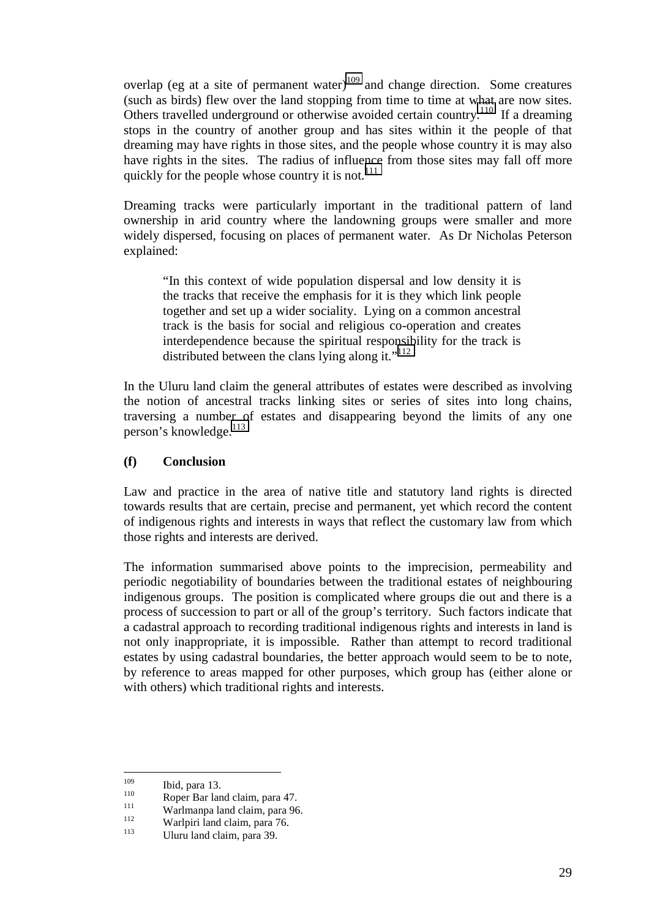overlap (eg at a site of permanent water)[109] and change direction. Some creatures (such as birds) flew over the land stopping from time to time at what are now sites. Others travelled underground or otherwise avoided certain country.[110] If a dreaming stops in the country of another group and has sites within it the people of that dreaming may have rights in those sites, and the people whose country it is may also have rights in the sites. The radius of influence from those sites may fall off more quickly for the people whose country it is not.[111]

Dreaming tracks were particularly important in the traditional pattern of land ownership in arid country where the landowning groups were smaller and more widely dispersed, focusing on places of permanent water. As Dr Nicholas Peterson explained:

> "In this context of wide population dispersal and low density it is the tracks that receive the emphasis for it is they which link people together and set up a wider sociality. Lying on a common ancestral track is the basis for social and religious co-operation and creates interdependence because the spiritual responsibility for the track is distributed between the clans lying along it."[112]

In the Uluru land claim the general attributes of estates were described as involving the notion of ancestral tracks linking sites or series of sites into long chains, traversing a number of estates and disappearing beyond the limits of any one person's knowledge.[113]

### (f) Conclusion

Law and practice in the area of native title and statutory land rights is directed towards results that are certain, precise and permanent, yet which record the content of indigenous rights and interests in ways that reflect the customary law from which those rights and interests are derived.

The information summarised above points to the imprecision, permeability and periodic negotiability of boundaries between the traditional estates of neighbouring indigenous groups. The position is complicated where groups die out and there is a process of succession to part or all of the group's territory. Such factors indicate that a cadastral approach to recording traditional indigenous rights and interests in land is not only inappropriate, it is impossible. Rather than attempt to record traditional estates by using cadastral boundaries, the better approach would seem to be to note, by reference to areas mapped for other purposes, which group has (either alone or with others) which traditional rights and interests.

---

[109] Ibid, para 13.
[110] Roper Bar land claim, para 47.
[111] Warlmanpa land claim, para 96.
[112] Warlpiri land claim, para 76.
[113] Uluru land claim, para 39.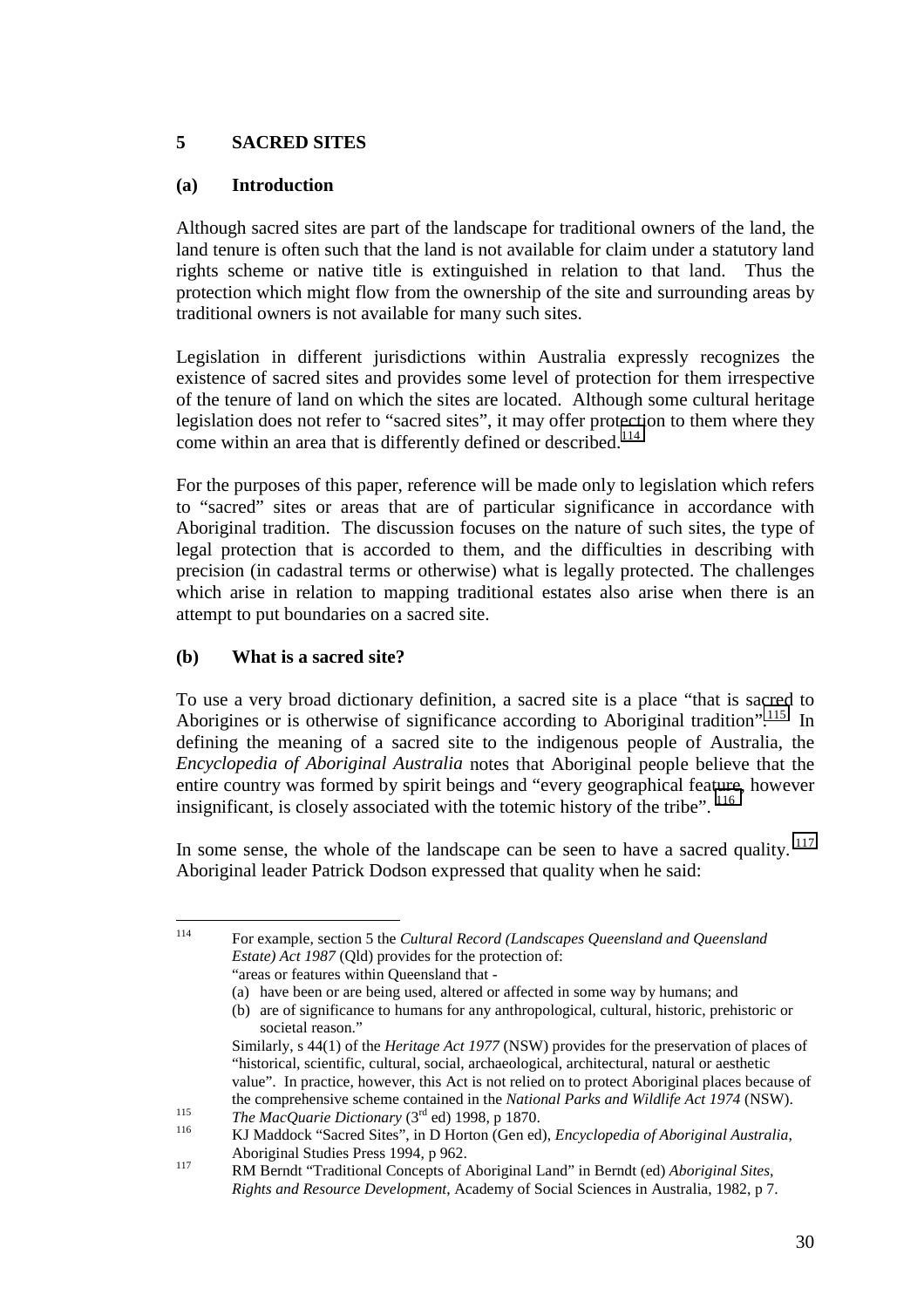## 5 SACRED SITES

### (a) Introduction

Although sacred sites are part of the landscape for traditional owners of the land, the land tenure is often such that the land is not available for claim under a statutory land rights scheme or native title is extinguished in relation to that land. Thus the protection which might flow from the ownership of the site and surrounding areas by traditional owners is not available for many such sites.

Legislation in different jurisdictions within Australia expressly recognizes the existence of sacred sites and provides some level of protection for them irrespective of the tenure of land on which the sites are located. Although some cultural heritage legislation does not refer to "sacred sites", it may offer protection to them where they come within an area that is differently defined or described.[114]

For the purposes of this paper, reference will be made only to legislation which refers to "sacred" sites or areas that are of particular significance in accordance with Aboriginal tradition. The discussion focuses on the nature of such sites, the type of legal protection that is accorded to them, and the difficulties in describing with precision (in cadastral terms or otherwise) what is legally protected. The challenges which arise in relation to mapping traditional estates also arise when there is an attempt to put boundaries on a sacred site.

### (b) What is a sacred site?

To use a very broad dictionary definition, a sacred site is a place "that is sacred to Aborigines or is otherwise of significance according to Aboriginal tradition".[115] In defining the meaning of a sacred site to the indigenous people of Australia, the *Encyclopedia of Aboriginal Australia* notes that Aboriginal people believe that the entire country was formed by spirit beings and "every geographical feature, however insignificant, is closely associated with the totemic history of the tribe".[116]

In some sense, the whole of the landscape can be seen to have a sacred quality.[117] Aboriginal leader Patrick Dodson expressed that quality when he said:

---

[114] For example, section 5 the *Cultural Record (Landscapes Queensland and Queensland Estate) Act 1987* (Qld) provides for the protection of:
"areas or features within Queensland that -
(a) have been or are being used, altered or affected in some way by humans; and
(b) are of significance to humans for any anthropological, cultural, historic, prehistoric or societal reason."
Similarly, s 44(1) of the *Heritage Act 1977* (NSW) provides for the preservation of places of "historical, scientific, cultural, social, archaeological, architectural, natural or aesthetic value". In practice, however, this Act is not relied on to protect Aboriginal places because of the comprehensive scheme contained in the *National Parks and Wildlife Act 1974* (NSW).

[115] *The MacQuarie Dictionary* (3rd ed) 1998, p 1870.

[116] KJ Maddock "Sacred Sites", in D Horton (Gen ed), *Encyclopedia of Aboriginal Australia*, Aboriginal Studies Press 1994, p 962.

[117] RM Berndt "Traditional Concepts of Aboriginal Land" in Berndt (ed) *Aboriginal Sites, Rights and Resource Development*, Academy of Social Sciences in Australia, 1982, p 7.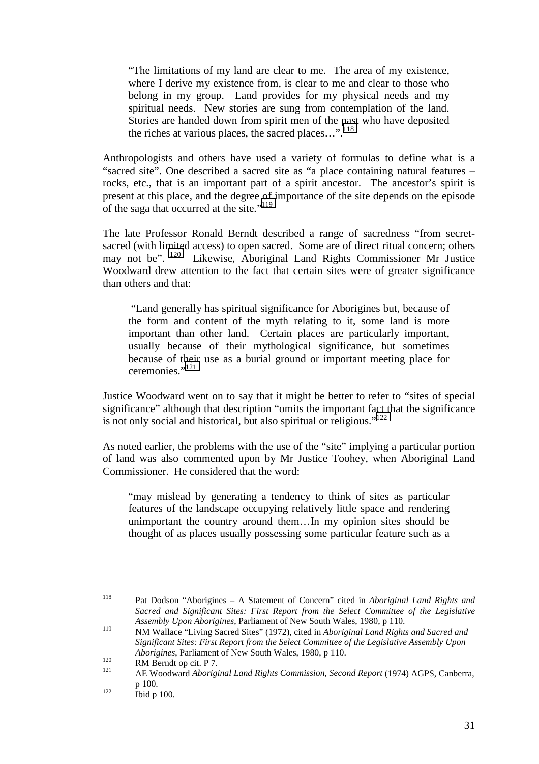> "The limitations of my land are clear to me. The area of my existence, where I derive my existence from, is clear to me and clear to those who belong in my group. Land provides for my physical needs and my spiritual needs. New stories are sung from contemplation of the land. Stories are handed down from spirit men of the past who have deposited the riches at various places, the sacred places…".[118]

Anthropologists and others have used a variety of formulas to define what is a "sacred site". One described a sacred site as "a place containing natural features – rocks, etc., that is an important part of a spirit ancestor. The ancestor's spirit is present at this place, and the degree of importance of the site depends on the episode of the saga that occurred at the site."[119]

The late Professor Ronald Berndt described a range of sacredness "from secret-sacred (with limited access) to open sacred. Some are of direct ritual concern; others may not be".[120] Likewise, Aboriginal Land Rights Commissioner Mr Justice Woodward drew attention to the fact that certain sites were of greater significance than others and that:

> "Land generally has spiritual significance for Aborigines but, because of the form and content of the myth relating to it, some land is more important than other land. Certain places are particularly important, usually because of their mythological significance, but sometimes because of their use as a burial ground or important meeting place for ceremonies."[121]

Justice Woodward went on to say that it might be better to refer to "sites of special significance" although that description "omits the important fact that the significance is not only social and historical, but also spiritual or religious."[122]

As noted earlier, the problems with the use of the "site" implying a particular portion of land was also commented upon by Mr Justice Toohey, when Aboriginal Land Commissioner. He considered that the word:

> "may mislead by generating a tendency to think of sites as particular features of the landscape occupying relatively little space and rendering unimportant the country around them…In my opinion sites should be thought of as places usually possessing some particular feature such as a

---

[118] Pat Dodson "Aborigines – A Statement of Concern" cited in *Aboriginal Land Rights and Sacred and Significant Sites: First Report from the Select Committee of the Legislative Assembly Upon Aborigines*, Parliament of New South Wales, 1980, p 110.

[119] NM Wallace "Living Sacred Sites" (1972), cited in *Aboriginal Land Rights and Sacred and Significant Sites: First Report from the Select Committee of the Legislative Assembly Upon Aborigines*, Parliament of New South Wales, 1980, p 110.

[120] RM Berndt op cit. P 7.

[121] AE Woodward *Aboriginal Land Rights Commission, Second Report* (1974) AGPS, Canberra, p 100.

[122] Ibid p 100.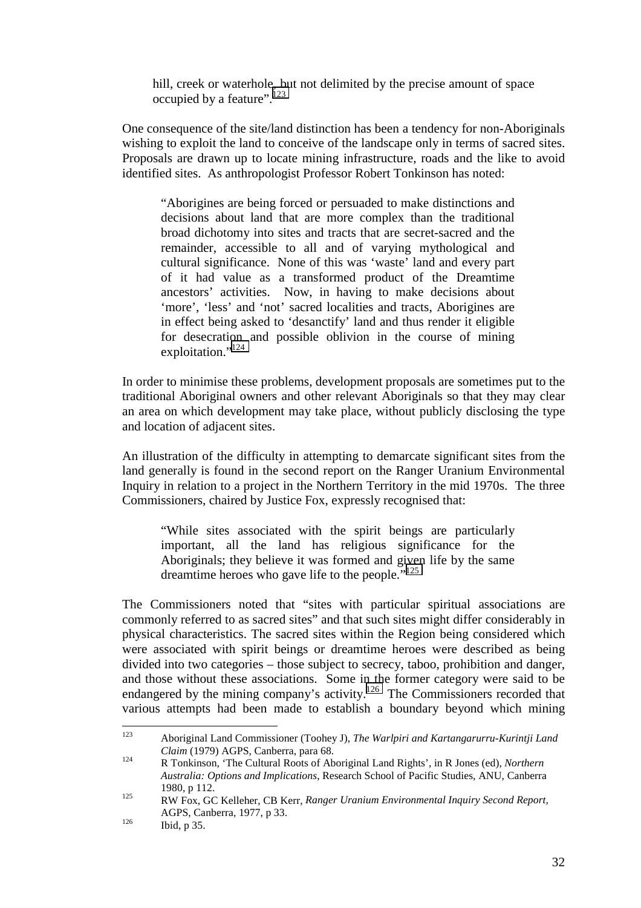> hill, creek or waterhole, but not delimited by the precise amount of space occupied by a feature".[123]

One consequence of the site/land distinction has been a tendency for non-Aboriginals wishing to exploit the land to conceive of the landscape only in terms of sacred sites. Proposals are drawn up to locate mining infrastructure, roads and the like to avoid identified sites. As anthropologist Professor Robert Tonkinson has noted:

> "Aborigines are being forced or persuaded to make distinctions and decisions about land that are more complex than the traditional broad dichotomy into sites and tracts that are secret-sacred and the remainder, accessible to all and of varying mythological and cultural significance. None of this was 'waste' land and every part of it had value as a transformed product of the Dreamtime ancestors' activities. Now, in having to make decisions about 'more', 'less' and 'not' sacred localities and tracts, Aborigines are in effect being asked to 'desanctify' land and thus render it eligible for desecration and possible oblivion in the course of mining exploitation."[124]

In order to minimise these problems, development proposals are sometimes put to the traditional Aboriginal owners and other relevant Aboriginals so that they may clear an area on which development may take place, without publicly disclosing the type and location of adjacent sites.

An illustration of the difficulty in attempting to demarcate significant sites from the land generally is found in the second report on the Ranger Uranium Environmental Inquiry in relation to a project in the Northern Territory in the mid 1970s. The three Commissioners, chaired by Justice Fox, expressly recognised that:

> "While sites associated with the spirit beings are particularly important, all the land has religious significance for the Aboriginals; they believe it was formed and given life by the same dreamtime heroes who gave life to the people."[125]

The Commissioners noted that "sites with particular spiritual associations are commonly referred to as sacred sites" and that such sites might differ considerably in physical characteristics. The sacred sites within the Region being considered which were associated with spirit beings or dreamtime heroes were described as being divided into two categories – those subject to secrecy, taboo, prohibition and danger, and those without these associations. Some in the former category were said to be endangered by the mining company's activity.[126] The Commissioners recorded that various attempts had been made to establish a boundary beyond which mining

---

[123] Aboriginal Land Commissioner (Toohey J), *The Warlpiri and Kartangarurru-Kurintji Land Claim* (1979) AGPS, Canberra, para 68.

[124] R Tonkinson, 'The Cultural Roots of Aboriginal Land Rights', in R Jones (ed), *Northern Australia: Options and Implications*, Research School of Pacific Studies, ANU, Canberra 1980, p 112.

[125] RW Fox, GC Kelleher, CB Kerr, *Ranger Uranium Environmental Inquiry Second Report*, AGPS, Canberra, 1977, p 33.

[126] Ibid, p 35.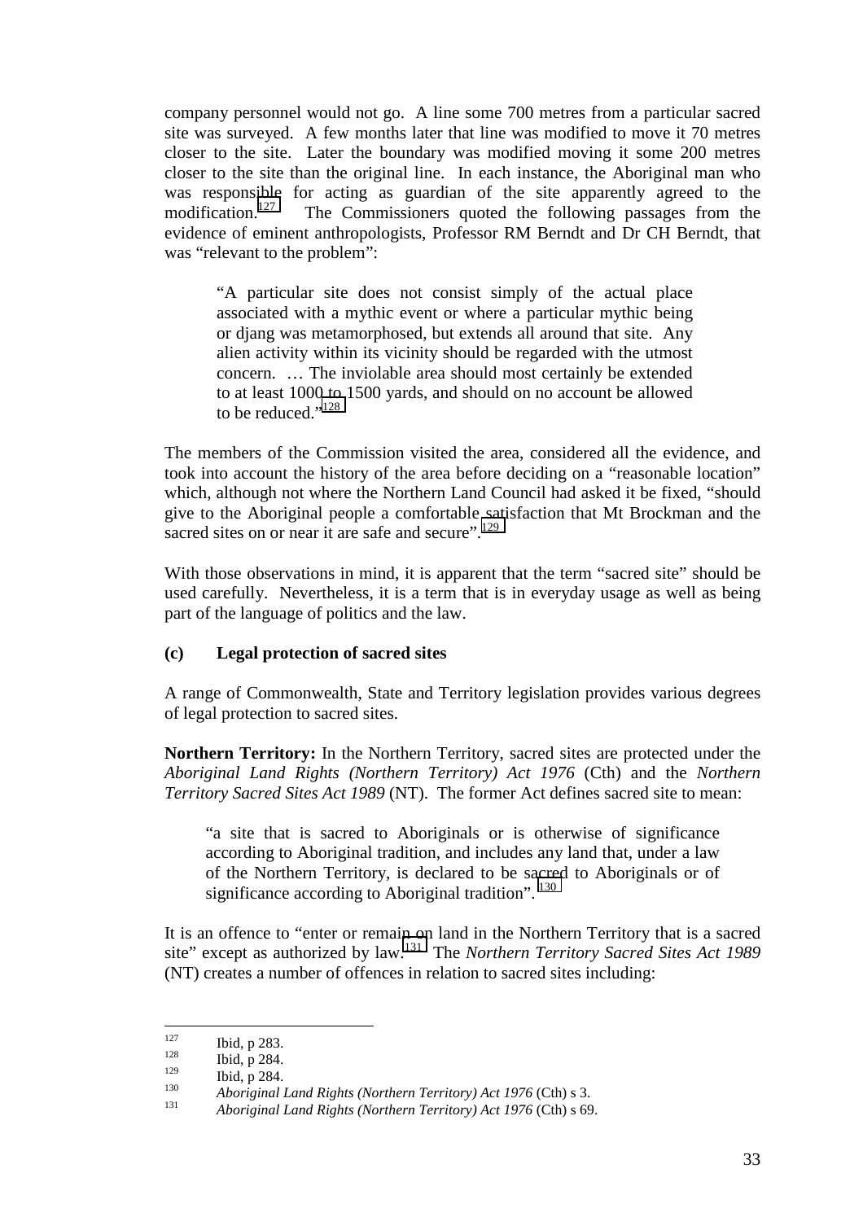company personnel would not go. A line some 700 metres from a particular sacred site was surveyed. A few months later that line was modified to move it 70 metres closer to the site. Later the boundary was modified moving it some 200 metres closer to the site than the original line. In each instance, the Aboriginal man who was responsible for acting as guardian of the site apparently agreed to the modification.[127] The Commissioners quoted the following passages from the evidence of eminent anthropologists, Professor RM Berndt and Dr CH Berndt, that was "relevant to the problem":

> "A particular site does not consist simply of the actual place associated with a mythic event or where a particular mythic being or djang was metamorphosed, but extends all around that site. Any alien activity within its vicinity should be regarded with the utmost concern. … The inviolable area should most certainly be extended to at least 1000 to 1500 yards, and should on no account be allowed to be reduced."[128]

The members of the Commission visited the area, considered all the evidence, and took into account the history of the area before deciding on a "reasonable location" which, although not where the Northern Land Council had asked it be fixed, "should give to the Aboriginal people a comfortable satisfaction that Mt Brockman and the sacred sites on or near it are safe and secure".[129]

With those observations in mind, it is apparent that the term "sacred site" should be used carefully. Nevertheless, it is a term that is in everyday usage as well as being part of the language of politics and the law.

### (c) Legal protection of sacred sites

A range of Commonwealth, State and Territory legislation provides various degrees of legal protection to sacred sites.

**Northern Territory:** In the Northern Territory, sacred sites are protected under the *Aboriginal Land Rights (Northern Territory) Act 1976* (Cth) and the *Northern Territory Sacred Sites Act 1989* (NT). The former Act defines sacred site to mean:

> "a site that is sacred to Aboriginals or is otherwise of significance according to Aboriginal tradition, and includes any land that, under a law of the Northern Territory, is declared to be sacred to Aboriginals or of significance according to Aboriginal tradition".[130]

It is an offence to "enter or remain on land in the Northern Territory that is a sacred site" except as authorized by law.[131] The *Northern Territory Sacred Sites Act 1989* (NT) creates a number of offences in relation to sacred sites including:

---

[127] Ibid, p 283.

[128] Ibid, p 284.

[129] Ibid, p 284.

[130] *Aboriginal Land Rights (Northern Territory) Act 1976* (Cth) s 3.

[131] *Aboriginal Land Rights (Northern Territory) Act 1976* (Cth) s 69.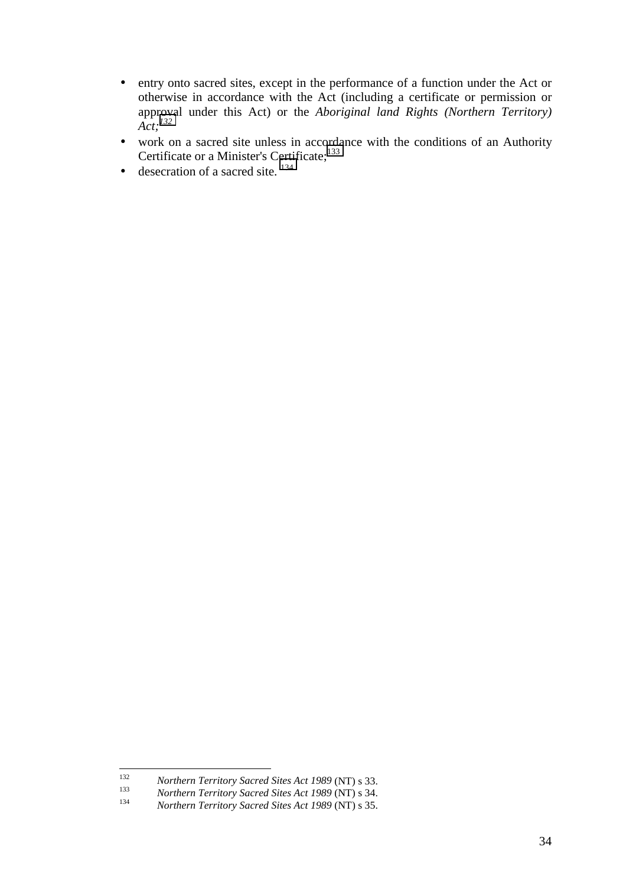- entry onto sacred sites, except in the performance of a function under the Act or otherwise in accordance with the Act (including a certificate or permission or approval under this Act) or the *Aboriginal land Rights (Northern Territory) Act*;[132]
- work on a sacred site unless in accordance with the conditions of an Authority Certificate or a Minister's Certificate;[133]
- desecration of a sacred site.[134]

---

[132] *Northern Territory Sacred Sites Act 1989* (NT) s 33.

[133] *Northern Territory Sacred Sites Act 1989* (NT) s 34.

[134] *Northern Territory Sacred Sites Act 1989* (NT) s 35.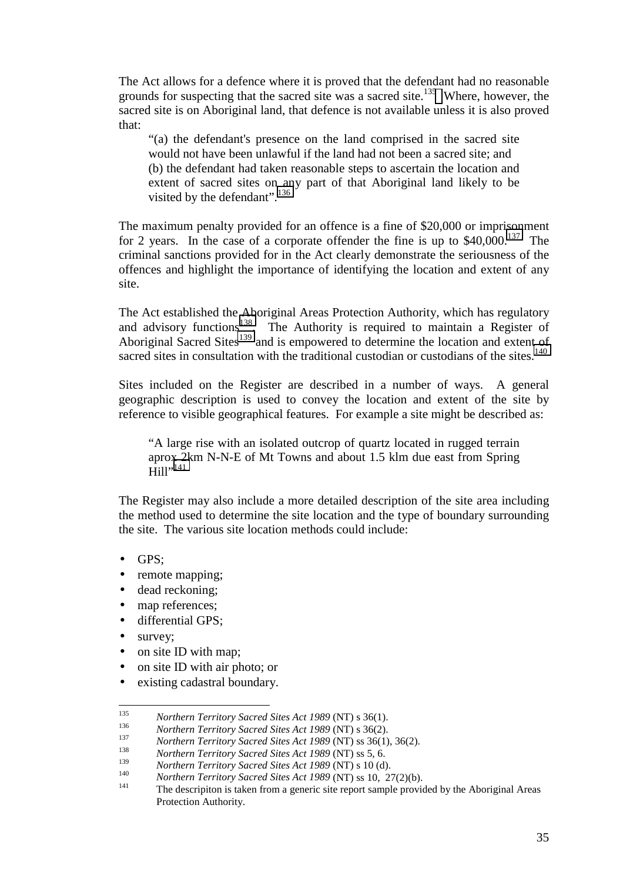The Act allows for a defence where it is proved that the defendant had no reasonable grounds for suspecting that the sacred site was a sacred site.[135] Where, however, the sacred site is on Aboriginal land, that defence is not available unless it is also proved that:

> "(a) the defendant's presence on the land comprised in the sacred site would not have been unlawful if the land had not been a sacred site; and
> (b) the defendant had taken reasonable steps to ascertain the location and extent of sacred sites on any part of that Aboriginal land likely to be visited by the defendant".[136]

The maximum penalty provided for an offence is a fine of $20,000 or imprisonment for 2 years. In the case of a corporate offender the fine is up to $40,000.[137] The criminal sanctions provided for in the Act clearly demonstrate the seriousness of the offences and highlight the importance of identifying the location and extent of any site.

The Act established the Aboriginal Areas Protection Authority, which has regulatory and advisory functions.[138] The Authority is required to maintain a Register of Aboriginal Sacred Sites[139] and is empowered to determine the location and extent of sacred sites in consultation with the traditional custodian or custodians of the sites.[140]

Sites included on the Register are described in a number of ways. A general geographic description is used to convey the location and extent of the site by reference to visible geographical features. For example a site might be described as:

> "A large rise with an isolated outcrop of quartz located in rugged terrain aprox 2km N-N-E of Mt Towns and about 1.5 klm due east from Spring Hill".[141]

The Register may also include a more detailed description of the site area including the method used to determine the site location and the type of boundary surrounding the site. The various site location methods could include:

- GPS;
- remote mapping;
- dead reckoning;
- map references;
- differential GPS;
- survey;
- on site ID with map;
- on site ID with air photo; or
- existing cadastral boundary.

---

[135] *Northern Territory Sacred Sites Act 1989* (NT) s 36(1).
[136] *Northern Territory Sacred Sites Act 1989* (NT) s 36(2).
[137] *Northern Territory Sacred Sites Act 1989* (NT) ss 36(1), 36(2).
[138] *Northern Territory Sacred Sites Act 1989* (NT) ss 5, 6.
[139] *Northern Territory Sacred Sites Act 1989* (NT) s 10 (d).
[140] *Northern Territory Sacred Sites Act 1989* (NT) ss 10, 27(2)(b).
[141] The descripiton is taken from a generic site report sample provided by the Aboriginal Areas Protection Authority.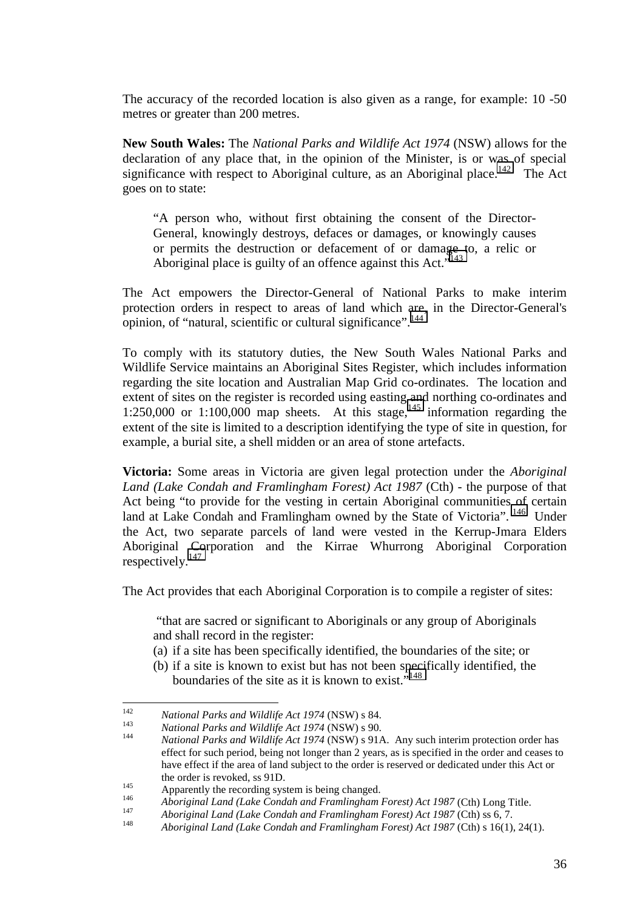The accuracy of the recorded location is also given as a range, for example: 10 -50 metres or greater than 200 metres.

**New South Wales:** The *National Parks and Wildlife Act 1974* (NSW) allows for the declaration of any place that, in the opinion of the Minister, is or was of special significance with respect to Aboriginal culture, as an Aboriginal place.[142] The Act goes on to state:

> "A person who, without first obtaining the consent of the Director-General, knowingly destroys, defaces or damages, or knowingly causes or permits the destruction or defacement of or damage to, a relic or Aboriginal place is guilty of an offence against this Act."[143]

The Act empowers the Director-General of National Parks to make interim protection orders in respect to areas of land which are, in the Director-General's opinion, of "natural, scientific or cultural significance".[144]

To comply with its statutory duties, the New South Wales National Parks and Wildlife Service maintains an Aboriginal Sites Register, which includes information regarding the site location and Australian Map Grid co-ordinates. The location and extent of sites on the register is recorded using easting and northing co-ordinates and 1:250,000 or 1:100,000 map sheets. At this stage,[145] information regarding the extent of the site is limited to a description identifying the type of site in question, for example, a burial site, a shell midden or an area of stone artefacts.

**Victoria:** Some areas in Victoria are given legal protection under the *Aboriginal Land (Lake Condah and Framlingham Forest) Act 1987* (Cth) - the purpose of that Act being "to provide for the vesting in certain Aboriginal communities of certain land at Lake Condah and Framlingham owned by the State of Victoria".[146] Under the Act, two separate parcels of land were vested in the Kerrup-Jmara Elders Aboriginal Corporation and the Kirrae Whurrong Aboriginal Corporation respectively.[147]

The Act provides that each Aboriginal Corporation is to compile a register of sites:

> "that are sacred or significant to Aboriginals or any group of Aboriginals and shall record in the register:
>
> (a) if a site has been specifically identified, the boundaries of the site; or
>
> (b) if a site is known to exist but has not been specifically identified, the boundaries of the site as it is known to exist."[148]

---

[142] *National Parks and Wildlife Act 1974* (NSW) s 84.

[143] *National Parks and Wildlife Act 1974* (NSW) s 90.

[144] *National Parks and Wildlife Act 1974* (NSW) s 91A. Any such interim protection order has effect for such period, being not longer than 2 years, as is specified in the order and ceases to have effect if the area of land subject to the order is reserved or dedicated under this Act or the order is revoked, ss 91D.

[145] Apparently the recording system is being changed.

[146] *Aboriginal Land (Lake Condah and Framlingham Forest) Act 1987* (Cth) Long Title.

[147] *Aboriginal Land (Lake Condah and Framlingham Forest) Act 1987* (Cth) ss 6, 7.

[148] *Aboriginal Land (Lake Condah and Framlingham Forest) Act 1987* (Cth) s 16(1), 24(1).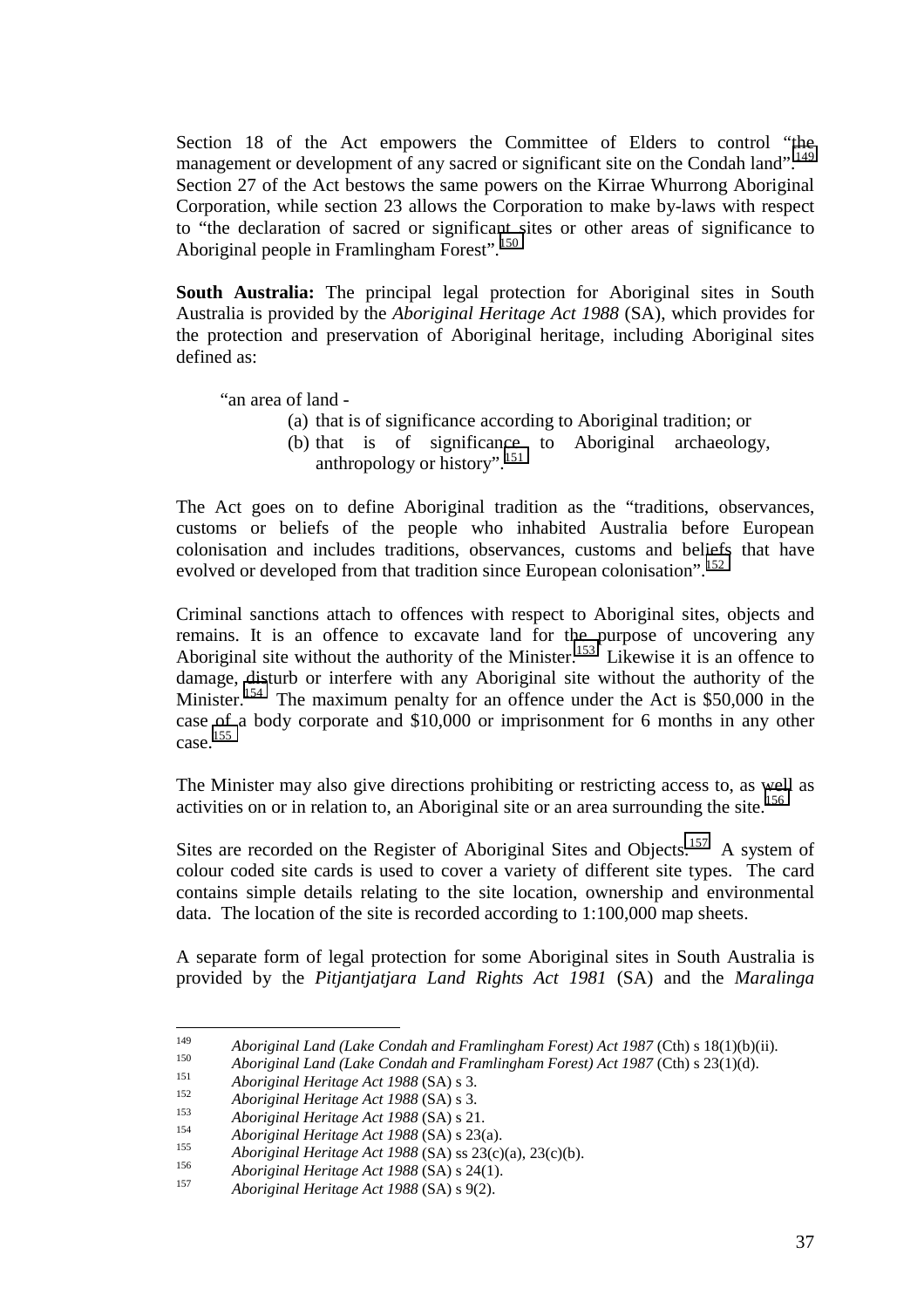Section 18 of the Act empowers the Committee of Elders to control "the management or development of any sacred or significant site on the Condah land".[149] Section 27 of the Act bestows the same powers on the Kirrae Whurrong Aboriginal Corporation, while section 23 allows the Corporation to make by-laws with respect to "the declaration of sacred or significant sites or other areas of significance to Aboriginal people in Framlingham Forest".[150]

**South Australia:** The principal legal protection for Aboriginal sites in South Australia is provided by the *Aboriginal Heritage Act 1988* (SA), which provides for the protection and preservation of Aboriginal heritage, including Aboriginal sites defined as:

> "an area of land -
> 
> (a) that is of significance according to Aboriginal tradition; or
> 
> (b) that is of significance to Aboriginal archaeology, anthropology or history".[151]

The Act goes on to define Aboriginal tradition as the "traditions, observances, customs or beliefs of the people who inhabited Australia before European colonisation and includes traditions, observances, customs and beliefs that have evolved or developed from that tradition since European colonisation".[152]

Criminal sanctions attach to offences with respect to Aboriginal sites, objects and remains. It is an offence to excavate land for the purpose of uncovering any Aboriginal site without the authority of the Minister.[153] Likewise it is an offence to damage, disturb or interfere with any Aboriginal site without the authority of the Minister.[154] The maximum penalty for an offence under the Act is $50,000 in the case of a body corporate and $10,000 or imprisonment for 6 months in any other case.[155]

The Minister may also give directions prohibiting or restricting access to, as well as activities on or in relation to, an Aboriginal site or an area surrounding the site.[156]

Sites are recorded on the Register of Aboriginal Sites and Objects.[157] A system of colour coded site cards is used to cover a variety of different site types. The card contains simple details relating to the site location, ownership and environmental data. The location of the site is recorded according to 1:100,000 map sheets.

A separate form of legal protection for some Aboriginal sites in South Australia is provided by the *Pitjantjatjara Land Rights Act 1981* (SA) and the *Maralinga*

---

[149] *Aboriginal Land (Lake Condah and Framlingham Forest) Act 1987* (Cth) s 18(1)(b)(ii).

[150] *Aboriginal Land (Lake Condah and Framlingham Forest) Act 1987* (Cth) s 23(1)(d).

[151] *Aboriginal Heritage Act 1988* (SA) s 3.

[152] *Aboriginal Heritage Act 1988* (SA) s 3.

[153] *Aboriginal Heritage Act 1988* (SA) s 21.

[154] *Aboriginal Heritage Act 1988* (SA) s 23(a).

[155] *Aboriginal Heritage Act 1988* (SA) ss 23(c)(a), 23(c)(b).

[156] *Aboriginal Heritage Act 1988* (SA) s 24(1).

[157] *Aboriginal Heritage Act 1988* (SA) s 9(2).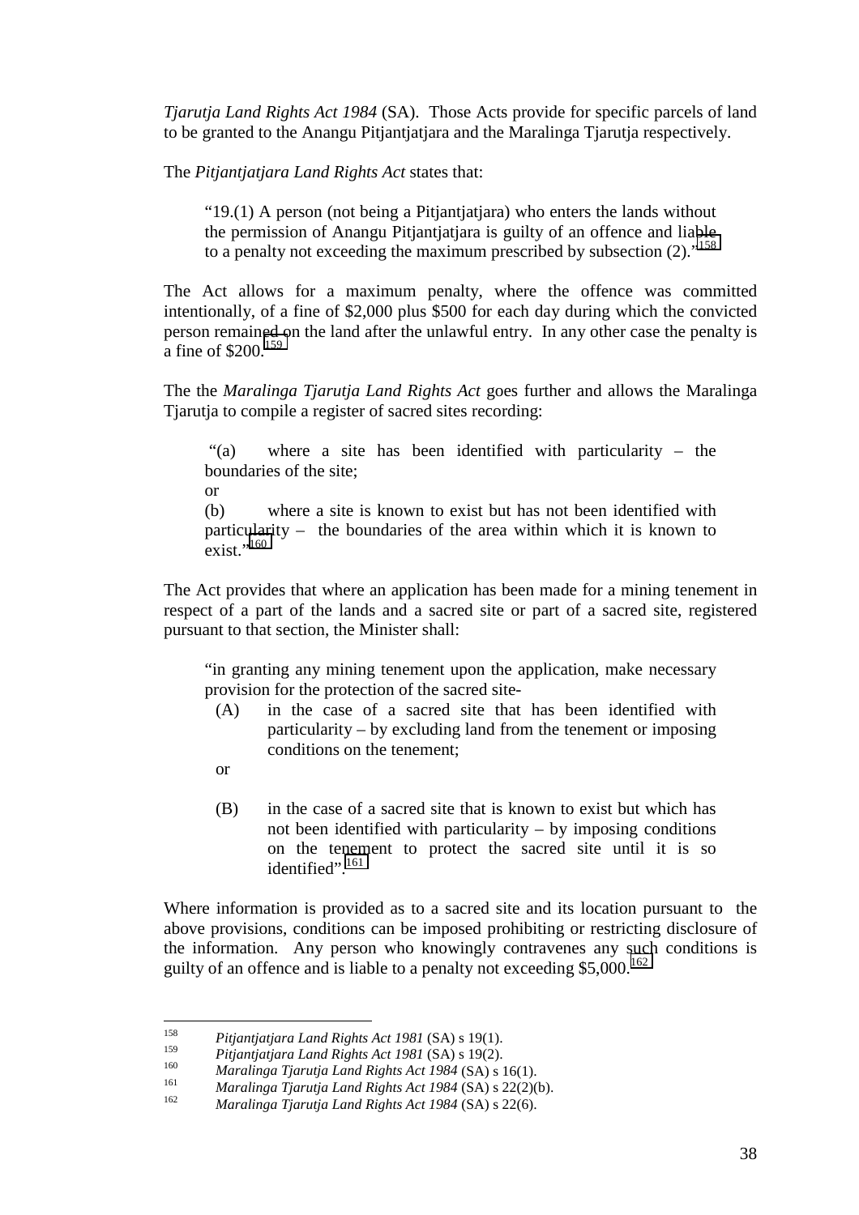*Tjarutja Land Rights Act 1984* (SA). Those Acts provide for specific parcels of land to be granted to the Anangu Pitjantjatjara and the Maralinga Tjarutja respectively.

The *Pitjantjatjara Land Rights Act* states that:

> "19.(1) A person (not being a Pitjantjatjara) who enters the lands without the permission of Anangu Pitjantjatjara is guilty of an offence and liable to a penalty not exceeding the maximum prescribed by subsection (2)."[158]

The Act allows for a maximum penalty, where the offence was committed intentionally, of a fine of $2,000 plus $500 for each day during which the convicted person remained on the land after the unlawful entry. In any other case the penalty is a fine of $200.[159]

The the *Maralinga Tjarutja Land Rights Act* goes further and allows the Maralinga Tjarutja to compile a register of sacred sites recording:

> "(a) where a site has been identified with particularity – the boundaries of the site;
>
> or
>
> (b) where a site is known to exist but has not been identified with particularity – the boundaries of the area within which it is known to exist."[160]

The Act provides that where an application has been made for a mining tenement in respect of a part of the lands and a sacred site or part of a sacred site, registered pursuant to that section, the Minister shall:

> "in granting any mining tenement upon the application, make necessary provision for the protection of the sacred site-
>
> (A) in the case of a sacred site that has been identified with particularity – by excluding land from the tenement or imposing conditions on the tenement;
>
> or
>
> (B) in the case of a sacred site that is known to exist but which has not been identified with particularity – by imposing conditions on the tenement to protect the sacred site until it is so identified".[161]

Where information is provided as to a sacred site and its location pursuant to the above provisions, conditions can be imposed prohibiting or restricting disclosure of the information. Any person who knowingly contravenes any such conditions is guilty of an offence and is liable to a penalty not exceeding $5,000.[162]

---

[158] *Pitjantjatjara Land Rights Act 1981* (SA) s 19(1).

[159] *Pitjantjatjara Land Rights Act 1981* (SA) s 19(2).

[160] *Maralinga Tjarutja Land Rights Act 1984* (SA) s 16(1).

[161] *Maralinga Tjarutja Land Rights Act 1984* (SA) s 22(2)(b).

[162] *Maralinga Tjarutja Land Rights Act 1984* (SA) s 22(6).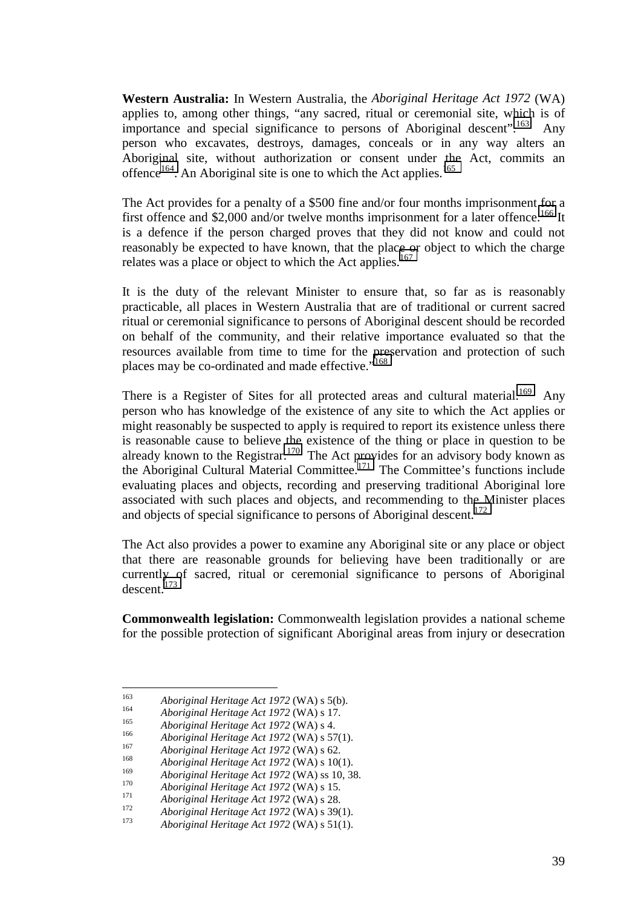**Western Australia:** In Western Australia, the *Aboriginal Heritage Act 1972* (WA) applies to, among other things, "any sacred, ritual or ceremonial site, which is of importance and special significance to persons of Aboriginal descent".[163] Any person who excavates, destroys, damages, conceals or in any way alters an Aboriginal site, without authorization or consent under the Act, commits an offence[164]. An Aboriginal site is one to which the Act applies.[165]

The Act provides for a penalty of a $500 fine and/or four months imprisonment for a first offence and $2,000 and/or twelve months imprisonment for a later offence.[166] It is a defence if the person charged proves that they did not know and could not reasonably be expected to have known, that the place or object to which the charge relates was a place or object to which the Act applies.[167]

It is the duty of the relevant Minister to ensure that, so far as is reasonably practicable, all places in Western Australia that are of traditional or current sacred ritual or ceremonial significance to persons of Aboriginal descent should be recorded on behalf of the community, and their relative importance evaluated so that the resources available from time to time for the preservation and protection of such places may be co-ordinated and made effective."[168]

There is a Register of Sites for all protected areas and cultural material.[169] Any person who has knowledge of the existence of any site to which the Act applies or might reasonably be suspected to apply is required to report its existence unless there is reasonable cause to believe the existence of the thing or place in question to be already known to the Registrar.[170] The Act provides for an advisory body known as the Aboriginal Cultural Material Committee.[171] The Committee's functions include evaluating places and objects, recording and preserving traditional Aboriginal lore associated with such places and objects, and recommending to the Minister places and objects of special significance to persons of Aboriginal descent.[172]

The Act also provides a power to examine any Aboriginal site or any place or object that there are reasonable grounds for believing have been traditionally or are currently of sacred, ritual or ceremonial significance to persons of Aboriginal descent.[173]

**Commonwealth legislation:** Commonwealth legislation provides a national scheme for the possible protection of significant Aboriginal areas from injury or desecration

---

[163] *Aboriginal Heritage Act 1972* (WA) s 5(b).
[164] *Aboriginal Heritage Act 1972* (WA) s 17.
[165] *Aboriginal Heritage Act 1972* (WA) s 4.
[166] *Aboriginal Heritage Act 1972* (WA) s 57(1).
[167] *Aboriginal Heritage Act 1972* (WA) s 62.
[168] *Aboriginal Heritage Act 1972* (WA) s 10(1).
[169] *Aboriginal Heritage Act 1972* (WA) ss 10, 38.
[170] *Aboriginal Heritage Act 1972* (WA) s 15.
[171] *Aboriginal Heritage Act 1972* (WA) s 28.
[172] *Aboriginal Heritage Act 1972* (WA) s 39(1).
[173] *Aboriginal Heritage Act 1972* (WA) s 51(1).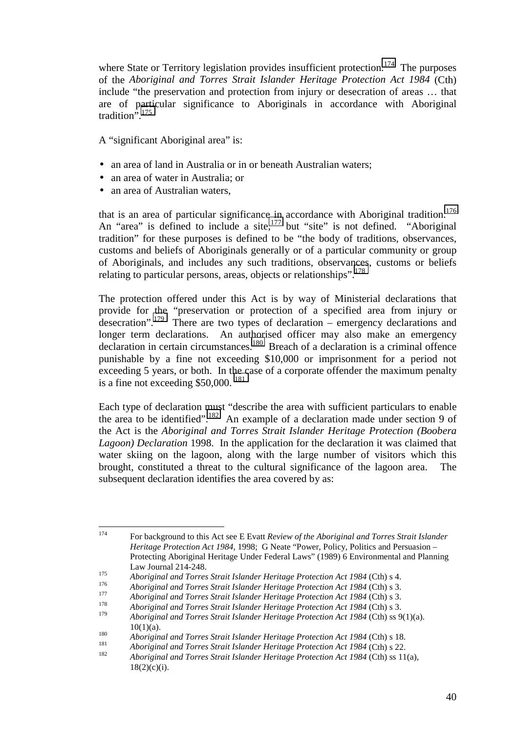where State or Territory legislation provides insufficient protection.[174] The purposes of the *Aboriginal and Torres Strait Islander Heritage Protection Act 1984* (Cth) include "the preservation and protection from injury or desecration of areas … that are of particular significance to Aboriginals in accordance with Aboriginal tradition".[175]

A "significant Aboriginal area" is:

- an area of land in Australia or in or beneath Australian waters;
- an area of water in Australia; or
- an area of Australian waters,

that is an area of particular significance in accordance with Aboriginal tradition.[176] An "area" is defined to include a site,[177] but "site" is not defined. "Aboriginal tradition" for these purposes is defined to be "the body of traditions, observances, customs and beliefs of Aboriginals generally or of a particular community or group of Aboriginals, and includes any such traditions, observances, customs or beliefs relating to particular persons, areas, objects or relationships".[178]

The protection offered under this Act is by way of Ministerial declarations that provide for the "preservation or protection of a specified area from injury or desecration".[179] There are two types of declaration – emergency declarations and longer term declarations. An authorised officer may also make an emergency declaration in certain circumstances.[180] Breach of a declaration is a criminal offence punishable by a fine not exceeding $10,000 or imprisonment for a period not exceeding 5 years, or both. In the case of a corporate offender the maximum penalty is a fine not exceeding $50,000.[181]

Each type of declaration must "describe the area with sufficient particulars to enable the area to be identified".[182] An example of a declaration made under section 9 of the Act is the *Aboriginal and Torres Strait Islander Heritage Protection (Boobera Lagoon) Declaration* 1998. In the application for the declaration it was claimed that water skiing on the lagoon, along with the large number of visitors which this brought, constituted a threat to the cultural significance of the lagoon area. The subsequent declaration identifies the area covered by as:

---

[174] For background to this Act see E Evatt *Review of the Aboriginal and Torres Strait Islander Heritage Protection Act 1984*, 1998; G Neate "Power, Policy, Politics and Persuasion – Protecting Aboriginal Heritage Under Federal Laws" (1989) 6 Environmental and Planning Law Journal 214-248.

[175] *Aboriginal and Torres Strait Islander Heritage Protection Act 1984* (Cth) s 4.

[176] *Aboriginal and Torres Strait Islander Heritage Protection Act 1984* (Cth) s 3.

[177] *Aboriginal and Torres Strait Islander Heritage Protection Act 1984* (Cth) s 3.

[178] *Aboriginal and Torres Strait Islander Heritage Protection Act 1984* (Cth) s 3.

[179] *Aboriginal and Torres Strait Islander Heritage Protection Act 1984* (Cth) ss 9(1)(a). 10(1)(a).

[180] *Aboriginal and Torres Strait Islander Heritage Protection Act 1984* (Cth) s 18.

[181] *Aboriginal and Torres Strait Islander Heritage Protection Act 1984* (Cth) s 22.

[182] *Aboriginal and Torres Strait Islander Heritage Protection Act 1984* (Cth) ss 11(a), 18(2)(c)(i).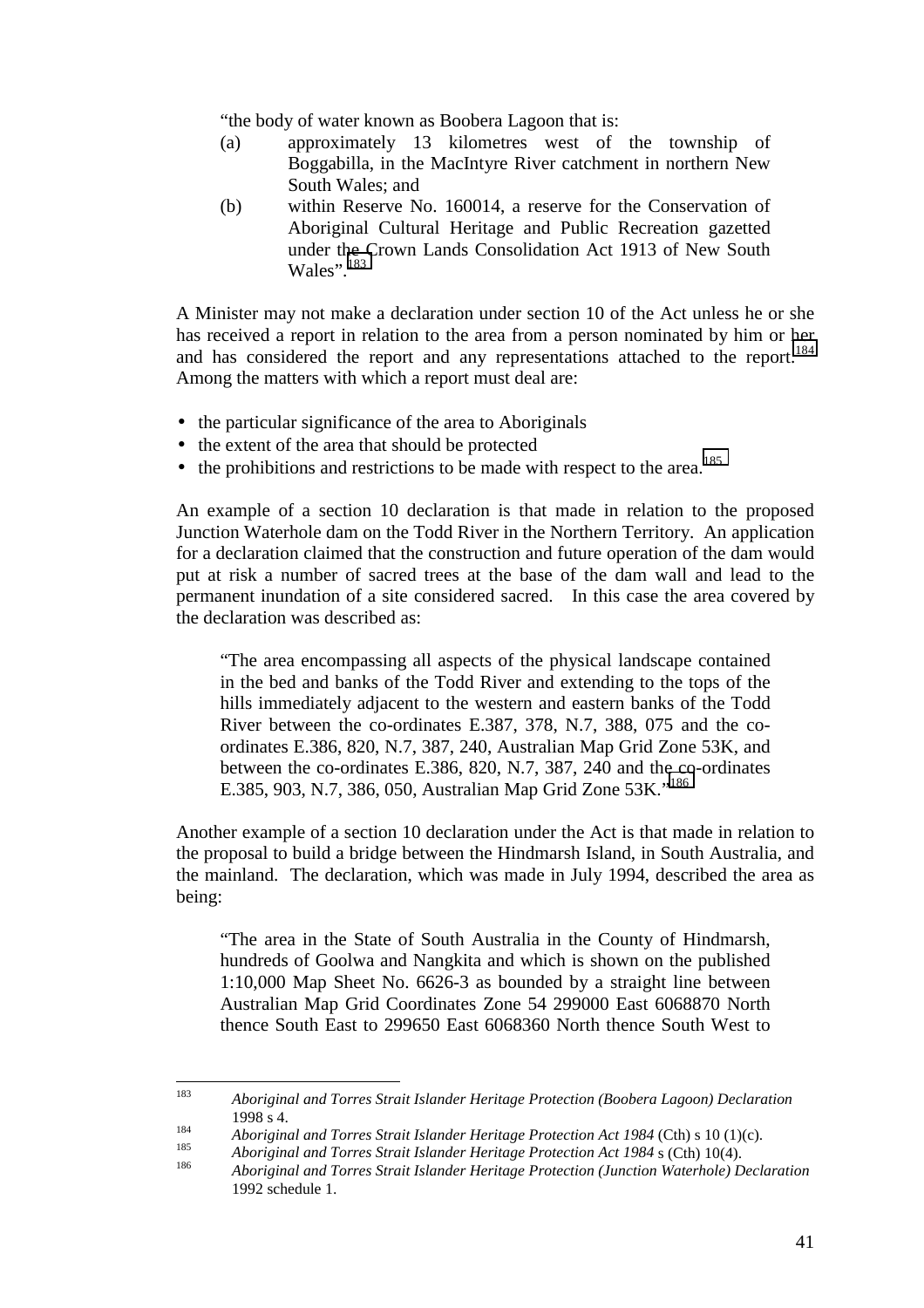> "the body of water known as Boobera Lagoon that is:
>
> (a) approximately 13 kilometres west of the township of Boggabilla, in the MacIntyre River catchment in northern New South Wales; and
>
> (b) within Reserve No. 160014, a reserve for the Conservation of Aboriginal Cultural Heritage and Public Recreation gazetted under the Crown Lands Consolidation Act 1913 of New South Wales".[183]

A Minister may not make a declaration under section 10 of the Act unless he or she has received a report in relation to the area from a person nominated by him or her and has considered the report and any representations attached to the report.[184] Among the matters with which a report must deal are:

- the particular significance of the area to Aboriginals
- the extent of the area that should be protected
- the prohibitions and restrictions to be made with respect to the area.[185]

An example of a section 10 declaration is that made in relation to the proposed Junction Waterhole dam on the Todd River in the Northern Territory. An application for a declaration claimed that the construction and future operation of the dam would put at risk a number of sacred trees at the base of the dam wall and lead to the permanent inundation of a site considered sacred. In this case the area covered by the declaration was described as:

> "The area encompassing all aspects of the physical landscape contained in the bed and banks of the Todd River and extending to the tops of the hills immediately adjacent to the western and eastern banks of the Todd River between the co-ordinates E.387, 378, N.7, 388, 075 and the co-ordinates E.386, 820, N.7, 387, 240, Australian Map Grid Zone 53K, and between the co-ordinates E.386, 820, N.7, 387, 240 and the co-ordinates E.385, 903, N.7, 386, 050, Australian Map Grid Zone 53K."[186]

Another example of a section 10 declaration under the Act is that made in relation to the proposal to build a bridge between the Hindmarsh Island, in South Australia, and the mainland. The declaration, which was made in July 1994, described the area as being:

> "The area in the State of South Australia in the County of Hindmarsh, hundreds of Goolwa and Nangkita and which is shown on the published 1:10,000 Map Sheet No. 6626-3 as bounded by a straight line between Australian Map Grid Coordinates Zone 54 299000 East 6068870 North thence South East to 299650 East 6068360 North thence South West to

---

[183] *Aboriginal and Torres Strait Islander Heritage Protection (Boobera Lagoon) Declaration* 1998 s 4.

[184] *Aboriginal and Torres Strait Islander Heritage Protection Act 1984* (Cth) s 10 (1)(c).

[185] *Aboriginal and Torres Strait Islander Heritage Protection Act 1984* s (Cth) 10(4).

[186] *Aboriginal and Torres Strait Islander Heritage Protection (Junction Waterhole) Declaration* 1992 schedule 1.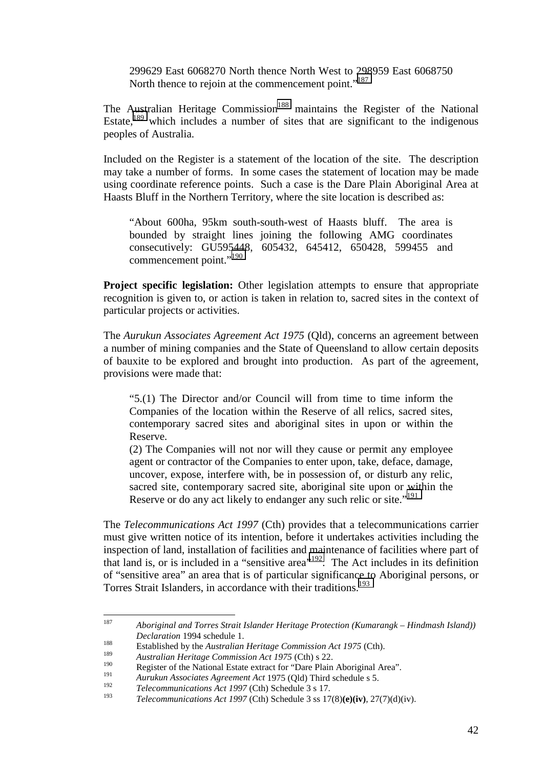> 299629 East 6068270 North thence North West to 298959 East 6068750 North thence to rejoin at the commencement point."[187]

The Australian Heritage Commission[188] maintains the Register of the National Estate,[189] which includes a number of sites that are significant to the indigenous peoples of Australia.

Included on the Register is a statement of the location of the site. The description may take a number of forms. In some cases the statement of location may be made using coordinate reference points. Such a case is the Dare Plain Aboriginal Area at Haasts Bluff in the Northern Territory, where the site location is described as:

> "About 600ha, 95km south-south-west of Haasts bluff. The area is bounded by straight lines joining the following AMG coordinates consecutively: GU595448, 605432, 645412, 650428, 599455 and commencement point."[190]

**Project specific legislation:** Other legislation attempts to ensure that appropriate recognition is given to, or action is taken in relation to, sacred sites in the context of particular projects or activities.

The *Aurukun Associates Agreement Act 1975* (Qld), concerns an agreement between a number of mining companies and the State of Queensland to allow certain deposits of bauxite to be explored and brought into production. As part of the agreement, provisions were made that:

> "5.(1) The Director and/or Council will from time to time inform the Companies of the location within the Reserve of all relics, sacred sites, contemporary sacred sites and aboriginal sites in upon or within the Reserve.
> (2) The Companies will not nor will they cause or permit any employee agent or contractor of the Companies to enter upon, take, deface, damage, uncover, expose, interfere with, be in possession of, or disturb any relic, sacred site, contemporary sacred site, aboriginal site upon or within the Reserve or do any act likely to endanger any such relic or site."[191]

The *Telecommunications Act 1997* (Cth) provides that a telecommunications carrier must give written notice of its intention, before it undertakes activities including the inspection of land, installation of facilities and maintenance of facilities where part of that land is, or is included in a "sensitive area"[192]. The Act includes in its definition of "sensitive area" an area that is of particular significance to Aboriginal persons, or Torres Strait Islanders, in accordance with their traditions.[193]

---

187 *Aboriginal and Torres Strait Islander Heritage Protection (Kumarangk – Hindmash Island)) Declaration* 1994 schedule 1.

188 Established by the *Australian Heritage Commission Act 1975* (Cth).

189 *Australian Heritage Commission Act 1975* (Cth) s 22.

190 Register of the National Estate extract for "Dare Plain Aboriginal Area".

191 *Aurukun Associates Agreement Act* 1975 (Qld) Third schedule s 5.

192 *Telecommunications Act 1997* (Cth) Schedule 3 s 17.

193 *Telecommunications Act 1997* (Cth) Schedule 3 ss 17(8)**(e)(iv)**, 27(7)(d)(iv).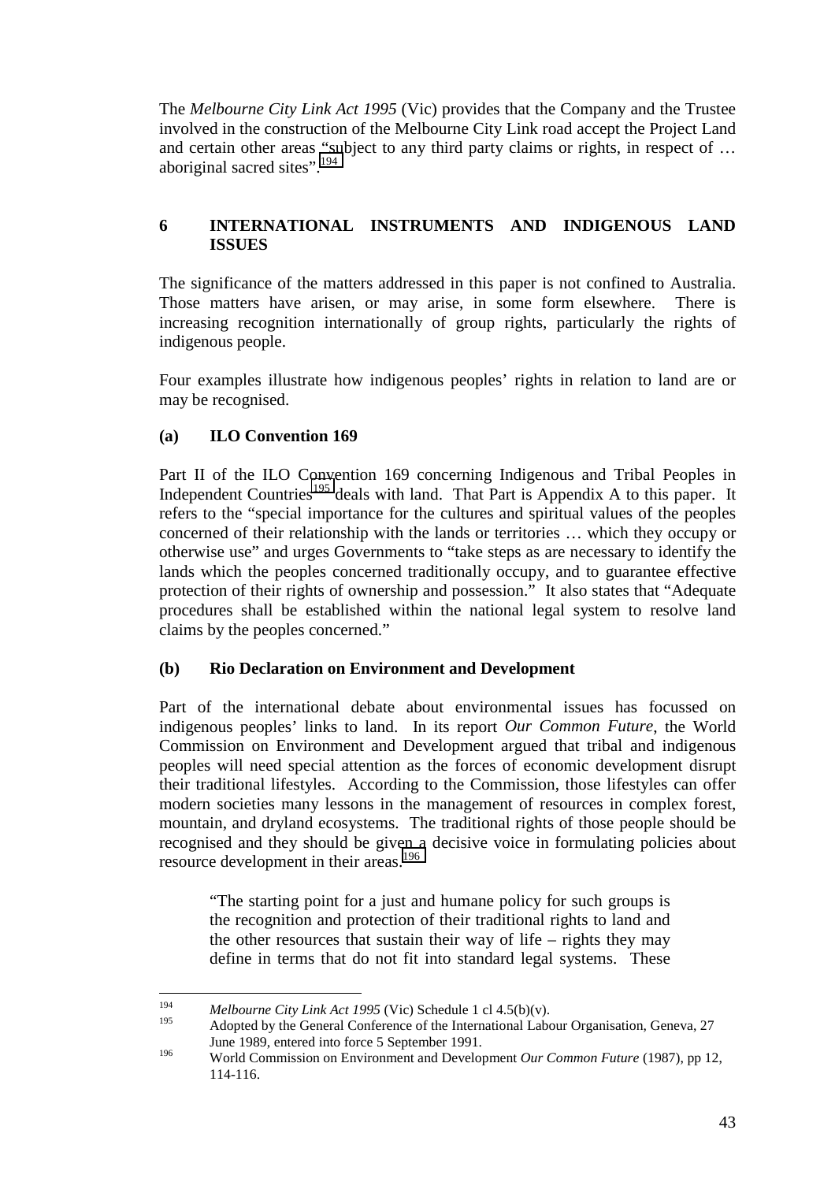The *Melbourne City Link Act 1995* (Vic) provides that the Company and the Trustee involved in the construction of the Melbourne City Link road accept the Project Land and certain other areas "subject to any third party claims or rights, in respect of … aboriginal sacred sites".[194]

## 6 INTERNATIONAL INSTRUMENTS AND INDIGENOUS LAND ISSUES

The significance of the matters addressed in this paper is not confined to Australia. Those matters have arisen, or may arise, in some form elsewhere. There is increasing recognition internationally of group rights, particularly the rights of indigenous people.

Four examples illustrate how indigenous peoples' rights in relation to land are or may be recognised.

### (a) ILO Convention 169

Part II of the ILO Convention 169 concerning Indigenous and Tribal Peoples in Independent Countries[195] deals with land. That Part is Appendix A to this paper. It refers to the "special importance for the cultures and spiritual values of the peoples concerned of their relationship with the lands or territories … which they occupy or otherwise use" and urges Governments to "take steps as are necessary to identify the lands which the peoples concerned traditionally occupy, and to guarantee effective protection of their rights of ownership and possession." It also states that "Adequate procedures shall be established within the national legal system to resolve land claims by the peoples concerned."

### (b) Rio Declaration on Environment and Development

Part of the international debate about environmental issues has focussed on indigenous peoples' links to land. In its report *Our Common Future*, the World Commission on Environment and Development argued that tribal and indigenous peoples will need special attention as the forces of economic development disrupt their traditional lifestyles. According to the Commission, those lifestyles can offer modern societies many lessons in the management of resources in complex forest, mountain, and dryland ecosystems. The traditional rights of those people should be recognised and they should be given a decisive voice in formulating policies about resource development in their areas.[196]

> "The starting point for a just and humane policy for such groups is the recognition and protection of their traditional rights to land and the other resources that sustain their way of life – rights they may define in terms that do not fit into standard legal systems. These

---

[194] *Melbourne City Link Act 1995* (Vic) Schedule 1 cl 4.5(b)(v).

[195] Adopted by the General Conference of the International Labour Organisation, Geneva, 27 June 1989, entered into force 5 September 1991.

[196] World Commission on Environment and Development *Our Common Future* (1987), pp 12, 114-116.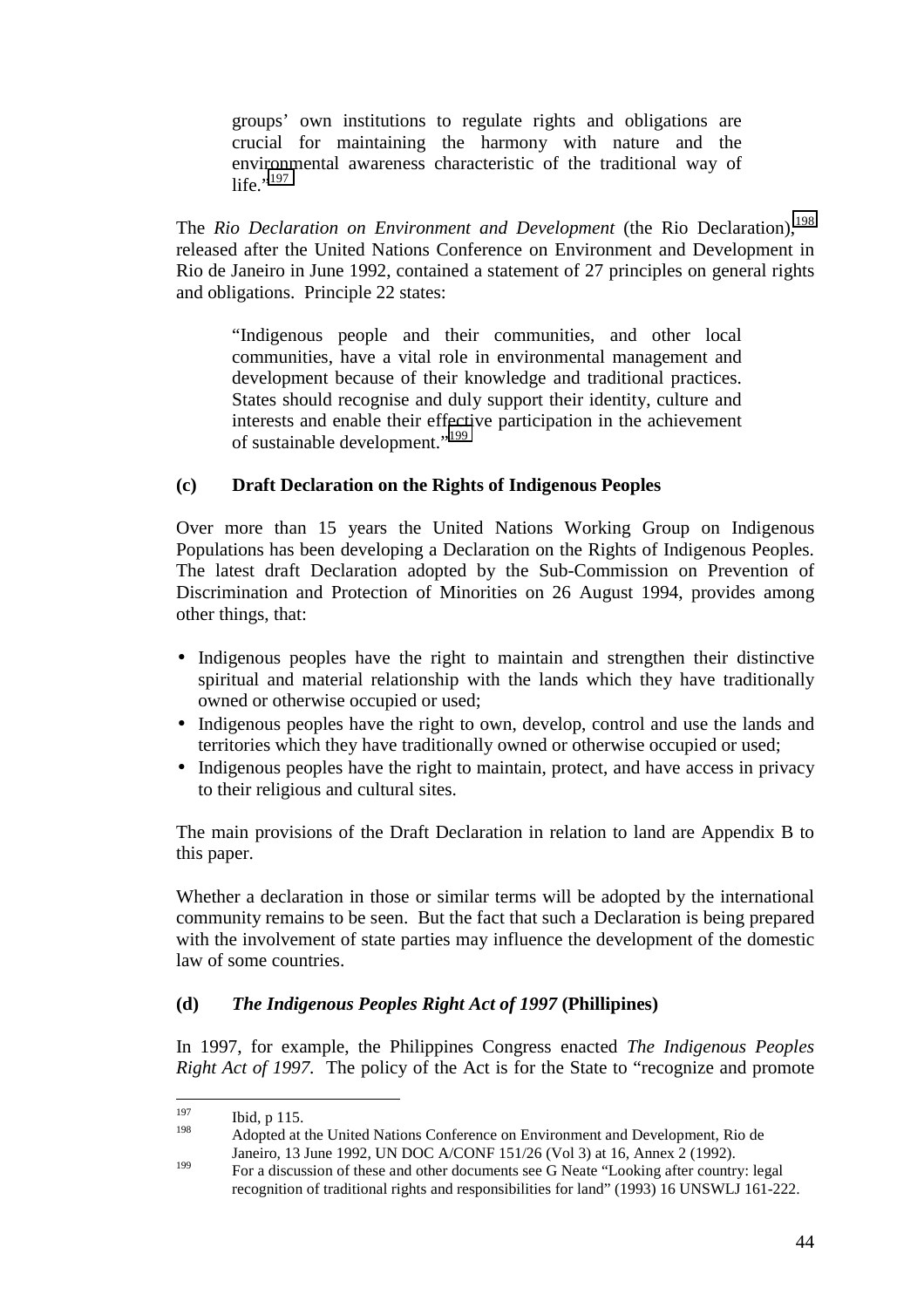> groups' own institutions to regulate rights and obligations are crucial for maintaining the harmony with nature and the environmental awareness characteristic of the traditional way of life."[197]

The *Rio Declaration on Environment and Development* (the Rio Declaration),[198] released after the United Nations Conference on Environment and Development in Rio de Janeiro in June 1992, contained a statement of 27 principles on general rights and obligations. Principle 22 states:

> "Indigenous people and their communities, and other local communities, have a vital role in environmental management and development because of their knowledge and traditional practices. States should recognise and duly support their identity, culture and interests and enable their effective participation in the achievement of sustainable development."[199]

### (c) Draft Declaration on the Rights of Indigenous Peoples

Over more than 15 years the United Nations Working Group on Indigenous Populations has been developing a Declaration on the Rights of Indigenous Peoples. The latest draft Declaration adopted by the Sub-Commission on Prevention of Discrimination and Protection of Minorities on 26 August 1994, provides among other things, that:

- Indigenous peoples have the right to maintain and strengthen their distinctive spiritual and material relationship with the lands which they have traditionally owned or otherwise occupied or used;
- Indigenous peoples have the right to own, develop, control and use the lands and territories which they have traditionally owned or otherwise occupied or used;
- Indigenous peoples have the right to maintain, protect, and have access in privacy to their religious and cultural sites.

The main provisions of the Draft Declaration in relation to land are Appendix B to this paper.

Whether a declaration in those or similar terms will be adopted by the international community remains to be seen. But the fact that such a Declaration is being prepared with the involvement of state parties may influence the development of the domestic law of some countries.

### (d) *The Indigenous Peoples Right Act of 1997* (Phillipines)

In 1997, for example, the Philippines Congress enacted *The Indigenous Peoples Right Act of 1997*. The policy of the Act is for the State to "recognize and promote

---

[197] Ibid, p 115.

[198] Adopted at the United Nations Conference on Environment and Development, Rio de Janeiro, 13 June 1992, UN DOC A/CONF 151/26 (Vol 3) at 16, Annex 2 (1992).

[199] For a discussion of these and other documents see G Neate "Looking after country: legal recognition of traditional rights and responsibilities for land" (1993) 16 UNSWLJ 161-222.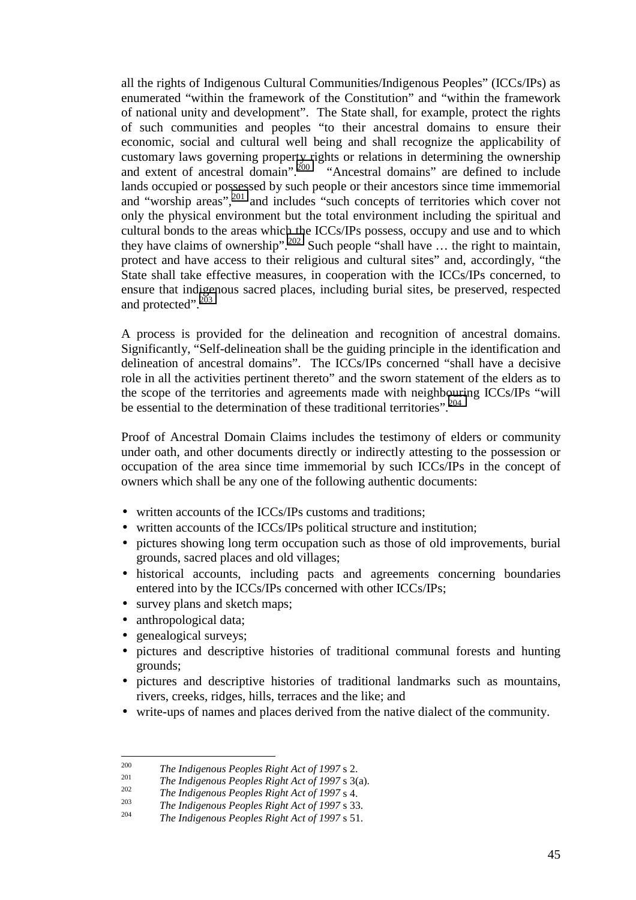all the rights of Indigenous Cultural Communities/Indigenous Peoples" (ICCs/IPs) as enumerated "within the framework of the Constitution" and "within the framework of national unity and development". The State shall, for example, protect the rights of such communities and peoples "to their ancestral domains to ensure their economic, social and cultural well being and shall recognize the applicability of customary laws governing property rights or relations in determining the ownership and extent of ancestral domain".[200] "Ancestral domains" are defined to include lands occupied or possessed by such people or their ancestors since time immemorial and "worship areas",[201] and includes "such concepts of territories which cover not only the physical environment but the total environment including the spiritual and cultural bonds to the areas which the ICCs/IPs possess, occupy and use and to which they have claims of ownership".[202] Such people "shall have … the right to maintain, protect and have access to their religious and cultural sites" and, accordingly, "the State shall take effective measures, in cooperation with the ICCs/IPs concerned, to ensure that indigenous sacred places, including burial sites, be preserved, respected and protected".[203]

A process is provided for the delineation and recognition of ancestral domains. Significantly, "Self-delineation shall be the guiding principle in the identification and delineation of ancestral domains". The ICCs/IPs concerned "shall have a decisive role in all the activities pertinent thereto" and the sworn statement of the elders as to the scope of the territories and agreements made with neighbouring ICCs/IPs "will be essential to the determination of these traditional territories".[204]

Proof of Ancestral Domain Claims includes the testimony of elders or community under oath, and other documents directly or indirectly attesting to the possession or occupation of the area since time immemorial by such ICCs/IPs in the concept of owners which shall be any one of the following authentic documents:

- written accounts of the ICCs/IPs customs and traditions;
- written accounts of the ICCs/IPs political structure and institution;
- pictures showing long term occupation such as those of old improvements, burial grounds, sacred places and old villages;
- historical accounts, including pacts and agreements concerning boundaries entered into by the ICCs/IPs concerned with other ICCs/IPs;
- survey plans and sketch maps;
- anthropological data;
- genealogical surveys;
- pictures and descriptive histories of traditional communal forests and hunting grounds;
- pictures and descriptive histories of traditional landmarks such as mountains, rivers, creeks, ridges, hills, terraces and the like; and
- write-ups of names and places derived from the native dialect of the community.

---

[200] *The Indigenous Peoples Right Act of 1997* s 2.
[201] *The Indigenous Peoples Right Act of 1997* s 3(a).
[202] *The Indigenous Peoples Right Act of 1997* s 4.
[203] *The Indigenous Peoples Right Act of 1997* s 33.
[204] *The Indigenous Peoples Right Act of 1997* s 51.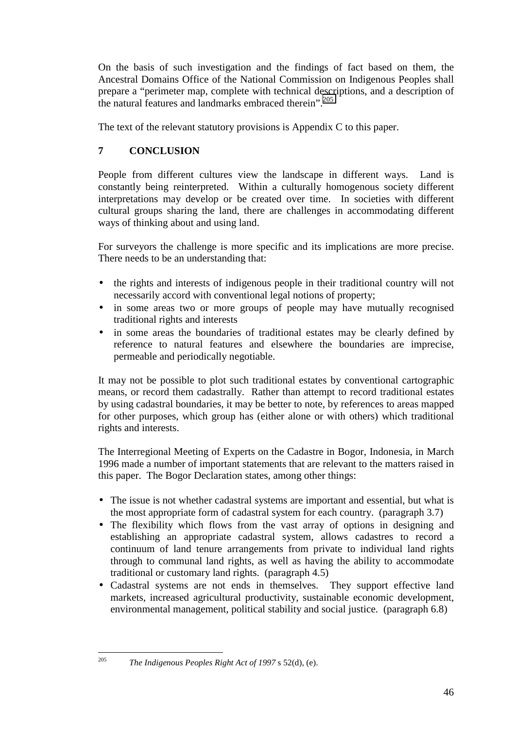On the basis of such investigation and the findings of fact based on them, the Ancestral Domains Office of the National Commission on Indigenous Peoples shall prepare a "perimeter map, complete with technical descriptions, and a description of the natural features and landmarks embraced therein".[205]

The text of the relevant statutory provisions is Appendix C to this paper.

## 7 CONCLUSION

People from different cultures view the landscape in different ways. Land is constantly being reinterpreted. Within a culturally homogenous society different interpretations may develop or be created over time. In societies with different cultural groups sharing the land, there are challenges in accommodating different ways of thinking about and using land.

For surveyors the challenge is more specific and its implications are more precise. There needs to be an understanding that:

- the rights and interests of indigenous people in their traditional country will not necessarily accord with conventional legal notions of property;
- in some areas two or more groups of people may have mutually recognised traditional rights and interests
- in some areas the boundaries of traditional estates may be clearly defined by reference to natural features and elsewhere the boundaries are imprecise, permeable and periodically negotiable.

It may not be possible to plot such traditional estates by conventional cartographic means, or record them cadastrally. Rather than attempt to record traditional estates by using cadastral boundaries, it may be better to note, by references to areas mapped for other purposes, which group has (either alone or with others) which traditional rights and interests.

The Interregional Meeting of Experts on the Cadastre in Bogor, Indonesia, in March 1996 made a number of important statements that are relevant to the matters raised in this paper. The Bogor Declaration states, among other things:

- The issue is not whether cadastral systems are important and essential, but what is the most appropriate form of cadastral system for each country. (paragraph 3.7)
- The flexibility which flows from the vast array of options in designing and establishing an appropriate cadastral system, allows cadastres to record a continuum of land tenure arrangements from private to individual land rights through to communal land rights, as well as having the ability to accommodate traditional or customary land rights. (paragraph 4.5)
- Cadastral systems are not ends in themselves. They support effective land markets, increased agricultural productivity, sustainable economic development, environmental management, political stability and social justice. (paragraph 6.8)

---

[205] *The Indigenous Peoples Right Act of 1997* s 52(d), (e).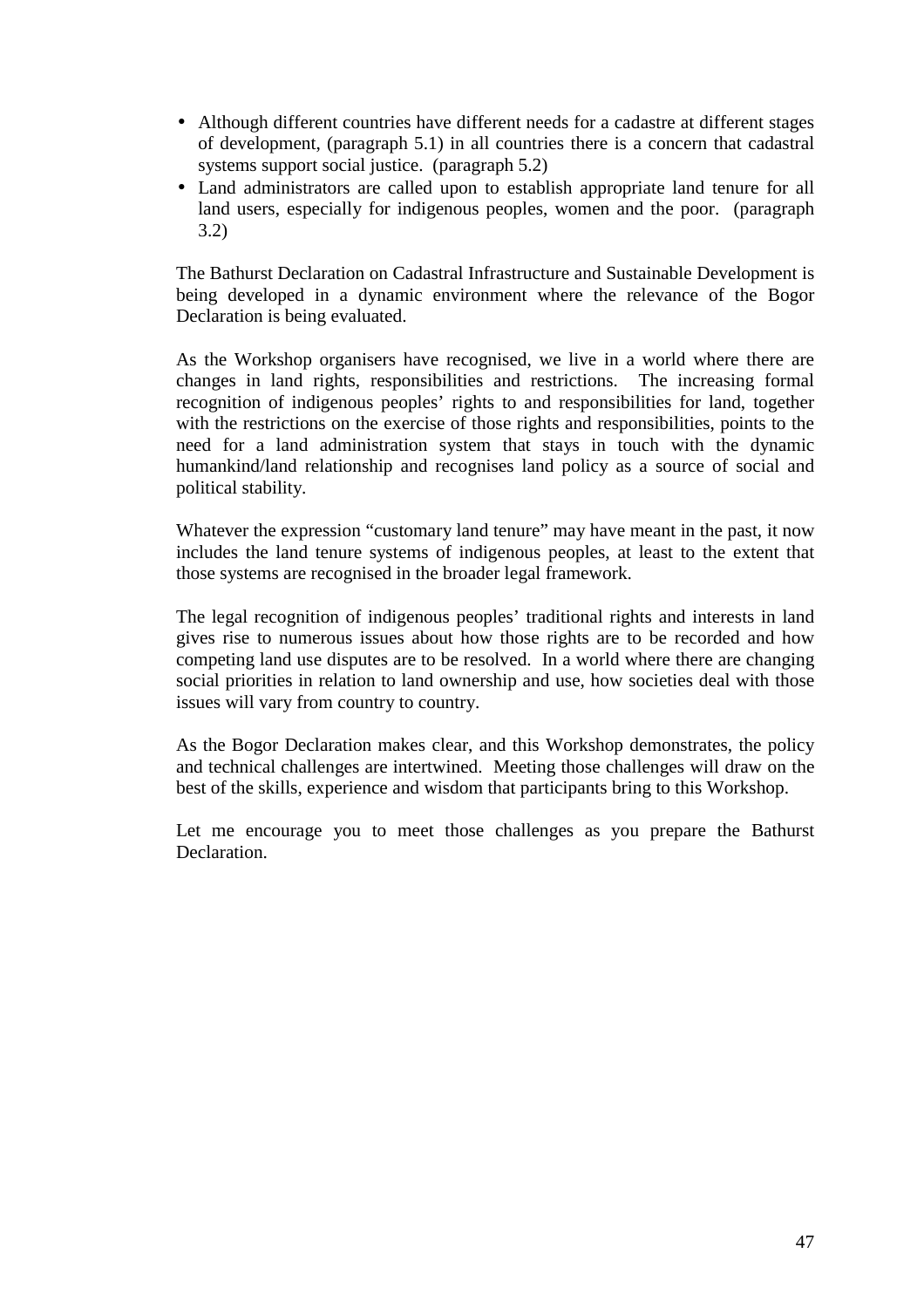- Although different countries have different needs for a cadastre at different stages of development, (paragraph 5.1) in all countries there is a concern that cadastral systems support social justice. (paragraph 5.2)
- Land administrators are called upon to establish appropriate land tenure for all land users, especially for indigenous peoples, women and the poor. (paragraph 3.2)

The Bathurst Declaration on Cadastral Infrastructure and Sustainable Development is being developed in a dynamic environment where the relevance of the Bogor Declaration is being evaluated.

As the Workshop organisers have recognised, we live in a world where there are changes in land rights, responsibilities and restrictions. The increasing formal recognition of indigenous peoples' rights to and responsibilities for land, together with the restrictions on the exercise of those rights and responsibilities, points to the need for a land administration system that stays in touch with the dynamic humankind/land relationship and recognises land policy as a source of social and political stability.

Whatever the expression "customary land tenure" may have meant in the past, it now includes the land tenure systems of indigenous peoples, at least to the extent that those systems are recognised in the broader legal framework.

The legal recognition of indigenous peoples' traditional rights and interests in land gives rise to numerous issues about how those rights are to be recorded and how competing land use disputes are to be resolved. In a world where there are changing social priorities in relation to land ownership and use, how societies deal with those issues will vary from country to country.

As the Bogor Declaration makes clear, and this Workshop demonstrates, the policy and technical challenges are intertwined. Meeting those challenges will draw on the best of the skills, experience and wisdom that participants bring to this Workshop.

Let me encourage you to meet those challenges as you prepare the Bathurst Declaration.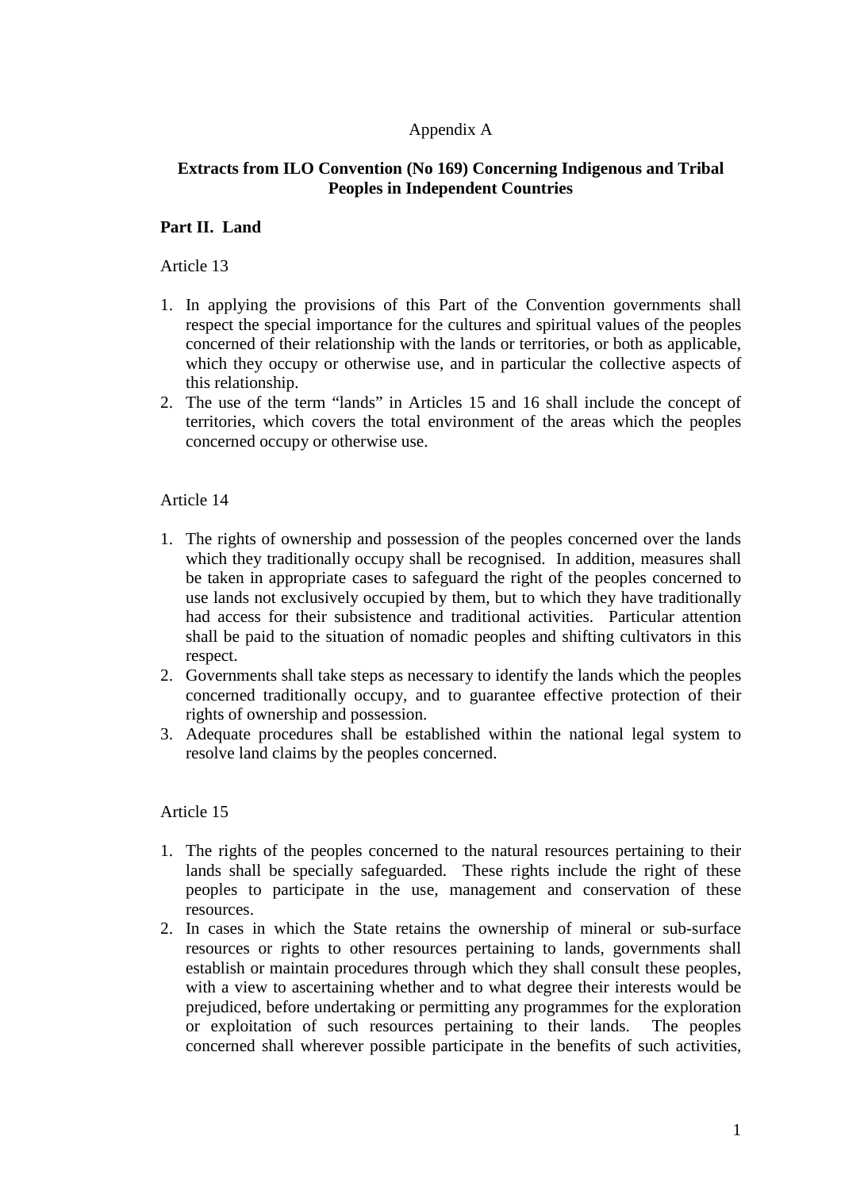Appendix A

## Extracts from ILO Convention (No 169) Concerning Indigenous and Tribal Peoples in Independent Countries

### Part II. Land

Article 13

1. In applying the provisions of this Part of the Convention governments shall respect the special importance for the cultures and spiritual values of the peoples concerned of their relationship with the lands or territories, or both as applicable, which they occupy or otherwise use, and in particular the collective aspects of this relationship.
2. The use of the term "lands" in Articles 15 and 16 shall include the concept of territories, which covers the total environment of the areas which the peoples concerned occupy or otherwise use.

Article 14

1. The rights of ownership and possession of the peoples concerned over the lands which they traditionally occupy shall be recognised. In addition, measures shall be taken in appropriate cases to safeguard the right of the peoples concerned to use lands not exclusively occupied by them, but to which they have traditionally had access for their subsistence and traditional activities. Particular attention shall be paid to the situation of nomadic peoples and shifting cultivators in this respect.
2. Governments shall take steps as necessary to identify the lands which the peoples concerned traditionally occupy, and to guarantee effective protection of their rights of ownership and possession.
3. Adequate procedures shall be established within the national legal system to resolve land claims by the peoples concerned.

Article 15

1. The rights of the peoples concerned to the natural resources pertaining to their lands shall be specially safeguarded. These rights include the right of these peoples to participate in the use, management and conservation of these resources.
2. In cases in which the State retains the ownership of mineral or sub-surface resources or rights to other resources pertaining to lands, governments shall establish or maintain procedures through which they shall consult these peoples, with a view to ascertaining whether and to what degree their interests would be prejudiced, before undertaking or permitting any programmes for the exploration or exploitation of such resources pertaining to their lands. The peoples concerned shall wherever possible participate in the benefits of such activities,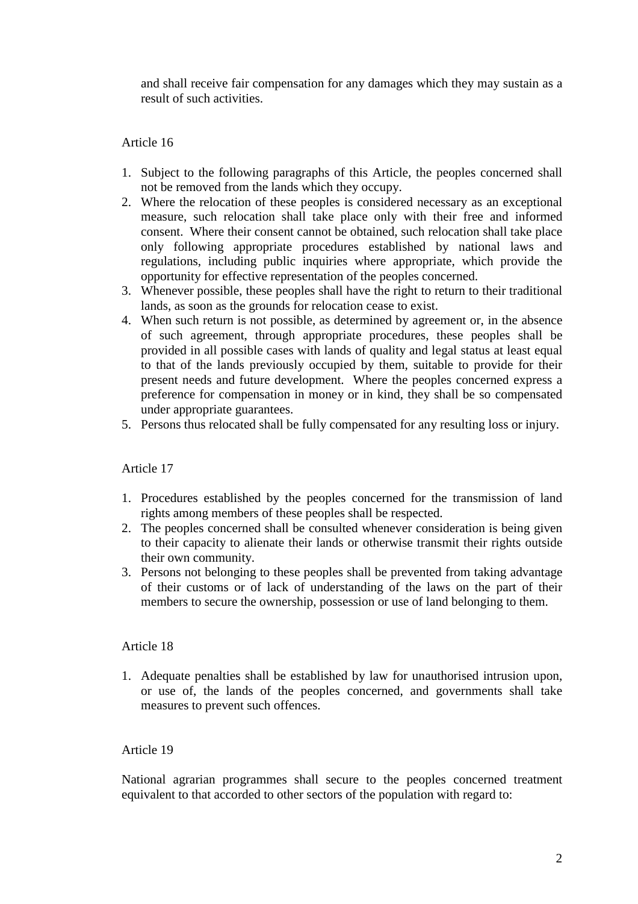and shall receive fair compensation for any damages which they may sustain as a result of such activities.

Article 16

1. Subject to the following paragraphs of this Article, the peoples concerned shall not be removed from the lands which they occupy.
2. Where the relocation of these peoples is considered necessary as an exceptional measure, such relocation shall take place only with their free and informed consent. Where their consent cannot be obtained, such relocation shall take place only following appropriate procedures established by national laws and regulations, including public inquiries where appropriate, which provide the opportunity for effective representation of the peoples concerned.
3. Whenever possible, these peoples shall have the right to return to their traditional lands, as soon as the grounds for relocation cease to exist.
4. When such return is not possible, as determined by agreement or, in the absence of such agreement, through appropriate procedures, these peoples shall be provided in all possible cases with lands of quality and legal status at least equal to that of the lands previously occupied by them, suitable to provide for their present needs and future development. Where the peoples concerned express a preference for compensation in money or in kind, they shall be so compensated under appropriate guarantees.
5. Persons thus relocated shall be fully compensated for any resulting loss or injury.

Article 17

1. Procedures established by the peoples concerned for the transmission of land rights among members of these peoples shall be respected.
2. The peoples concerned shall be consulted whenever consideration is being given to their capacity to alienate their lands or otherwise transmit their rights outside their own community.
3. Persons not belonging to these peoples shall be prevented from taking advantage of their customs or of lack of understanding of the laws on the part of their members to secure the ownership, possession or use of land belonging to them.

Article 18

1. Adequate penalties shall be established by law for unauthorised intrusion upon, or use of, the lands of the peoples concerned, and governments shall take measures to prevent such offences.

Article 19

National agrarian programmes shall secure to the peoples concerned treatment equivalent to that accorded to other sectors of the population with regard to: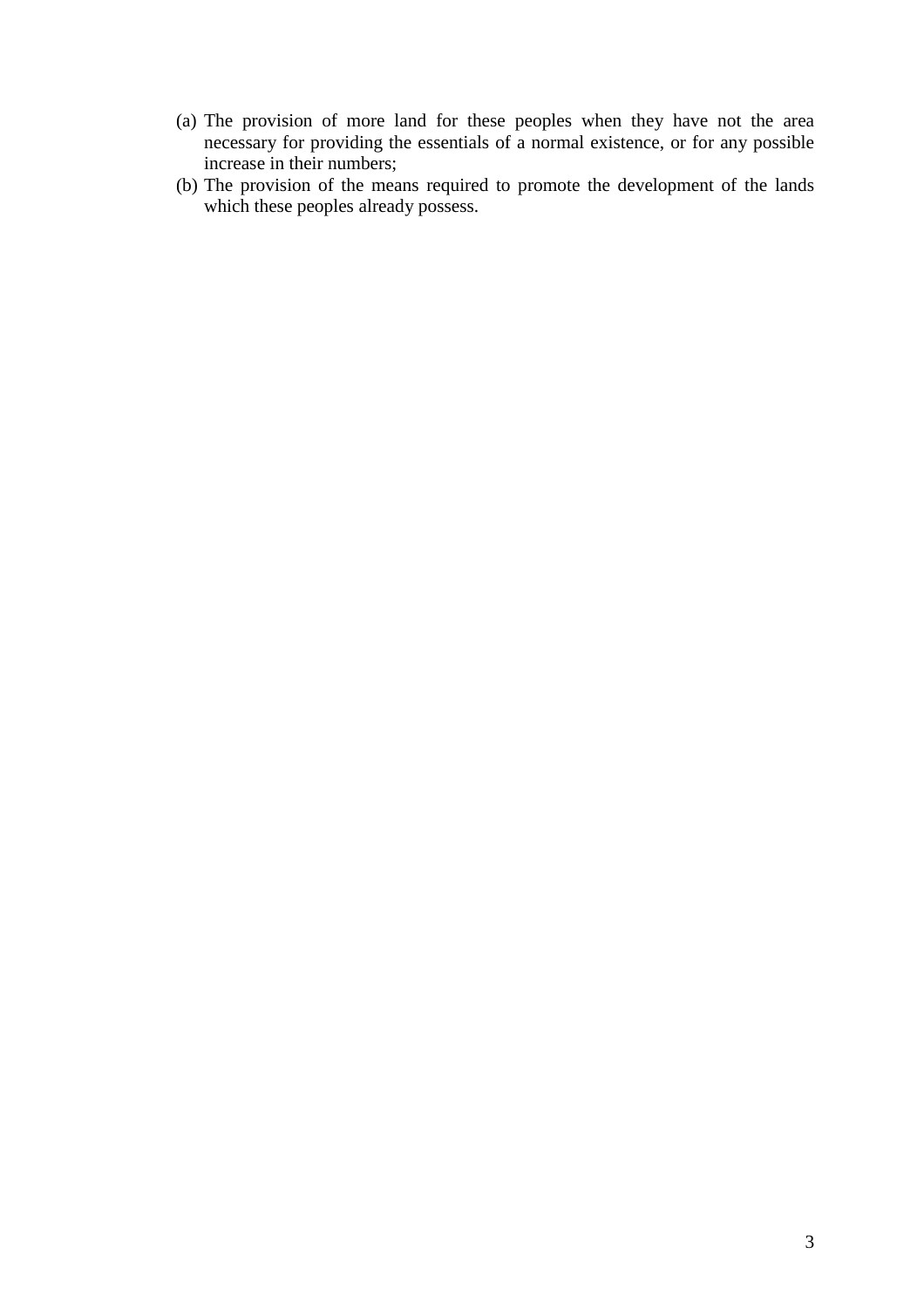(a) The provision of more land for these peoples when they have not the area necessary for providing the essentials of a normal existence, or for any possible increase in their numbers;

(b) The provision of the means required to promote the development of the lands which these peoples already possess.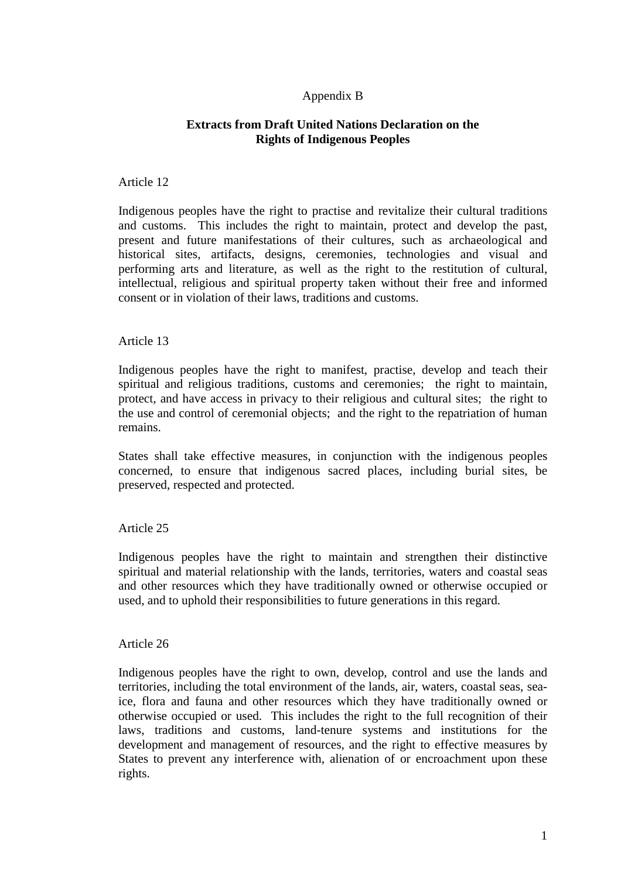Appendix B

## Extracts from Draft United Nations Declaration on the Rights of Indigenous Peoples

Article 12

Indigenous peoples have the right to practise and revitalize their cultural traditions and customs. This includes the right to maintain, protect and develop the past, present and future manifestations of their cultures, such as archaeological and historical sites, artifacts, designs, ceremonies, technologies and visual and performing arts and literature, as well as the right to the restitution of cultural, intellectual, religious and spiritual property taken without their free and informed consent or in violation of their laws, traditions and customs.

Article 13

Indigenous peoples have the right to manifest, practise, develop and teach their spiritual and religious traditions, customs and ceremonies; the right to maintain, protect, and have access in privacy to their religious and cultural sites; the right to the use and control of ceremonial objects; and the right to the repatriation of human remains.

States shall take effective measures, in conjunction with the indigenous peoples concerned, to ensure that indigenous sacred places, including burial sites, be preserved, respected and protected.

Article 25

Indigenous peoples have the right to maintain and strengthen their distinctive spiritual and material relationship with the lands, territories, waters and coastal seas and other resources which they have traditionally owned or otherwise occupied or used, and to uphold their responsibilities to future generations in this regard.

Article 26

Indigenous peoples have the right to own, develop, control and use the lands and territories, including the total environment of the lands, air, waters, coastal seas, sea-ice, flora and fauna and other resources which they have traditionally owned or otherwise occupied or used. This includes the right to the full recognition of their laws, traditions and customs, land-tenure systems and institutions for the development and management of resources, and the right to effective measures by States to prevent any interference with, alienation of or encroachment upon these rights.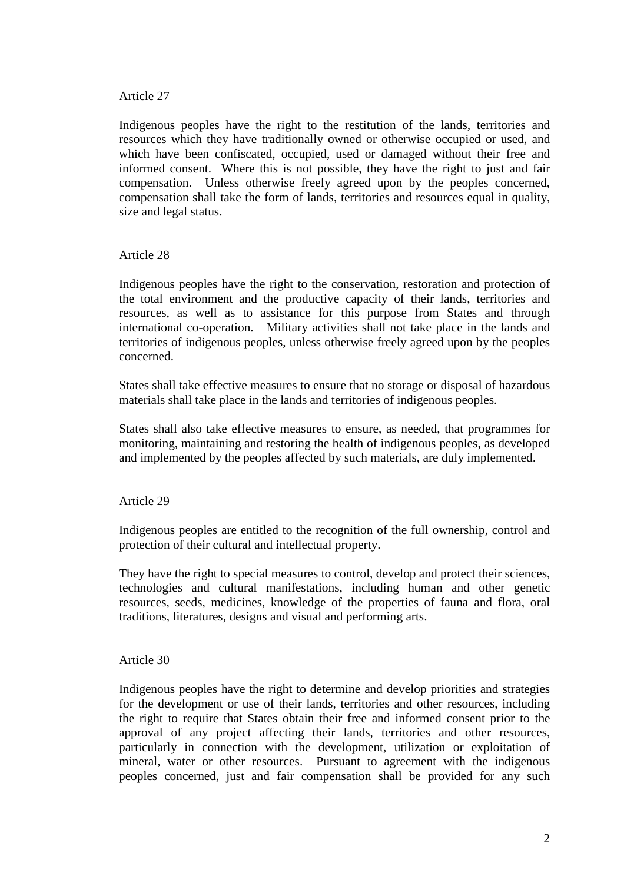Article 27

Indigenous peoples have the right to the restitution of the lands, territories and resources which they have traditionally owned or otherwise occupied or used, and which have been confiscated, occupied, used or damaged without their free and informed consent. Where this is not possible, they have the right to just and fair compensation. Unless otherwise freely agreed upon by the peoples concerned, compensation shall take the form of lands, territories and resources equal in quality, size and legal status.

Article 28

Indigenous peoples have the right to the conservation, restoration and protection of the total environment and the productive capacity of their lands, territories and resources, as well as to assistance for this purpose from States and through international co-operation. Military activities shall not take place in the lands and territories of indigenous peoples, unless otherwise freely agreed upon by the peoples concerned.

States shall take effective measures to ensure that no storage or disposal of hazardous materials shall take place in the lands and territories of indigenous peoples.

States shall also take effective measures to ensure, as needed, that programmes for monitoring, maintaining and restoring the health of indigenous peoples, as developed and implemented by the peoples affected by such materials, are duly implemented.

Article 29

Indigenous peoples are entitled to the recognition of the full ownership, control and protection of their cultural and intellectual property.

They have the right to special measures to control, develop and protect their sciences, technologies and cultural manifestations, including human and other genetic resources, seeds, medicines, knowledge of the properties of fauna and flora, oral traditions, literatures, designs and visual and performing arts.

Article 30

Indigenous peoples have the right to determine and develop priorities and strategies for the development or use of their lands, territories and other resources, including the right to require that States obtain their free and informed consent prior to the approval of any project affecting their lands, territories and other resources, particularly in connection with the development, utilization or exploitation of mineral, water or other resources. Pursuant to agreement with the indigenous peoples concerned, just and fair compensation shall be provided for any such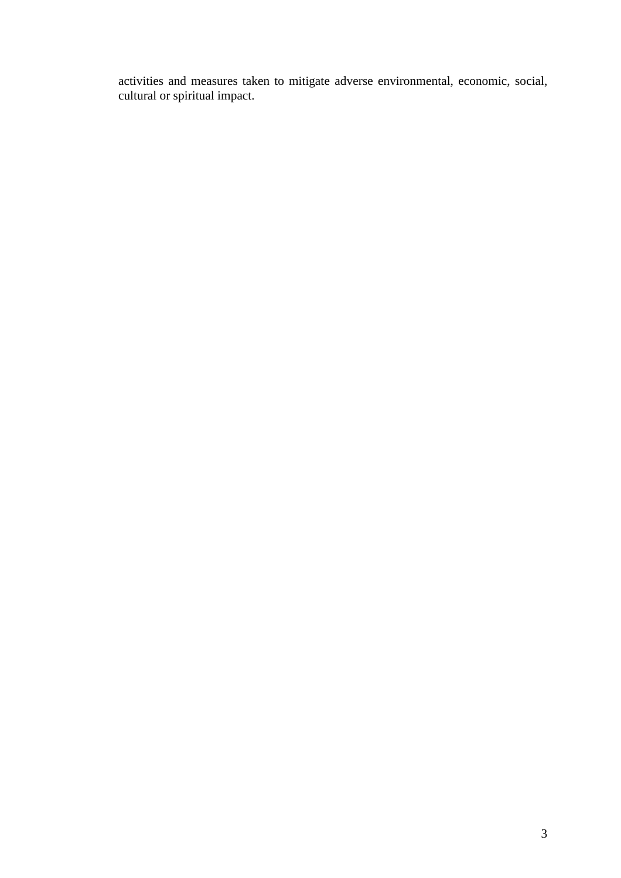activities and measures taken to mitigate adverse environmental, economic, social, cultural or spiritual impact.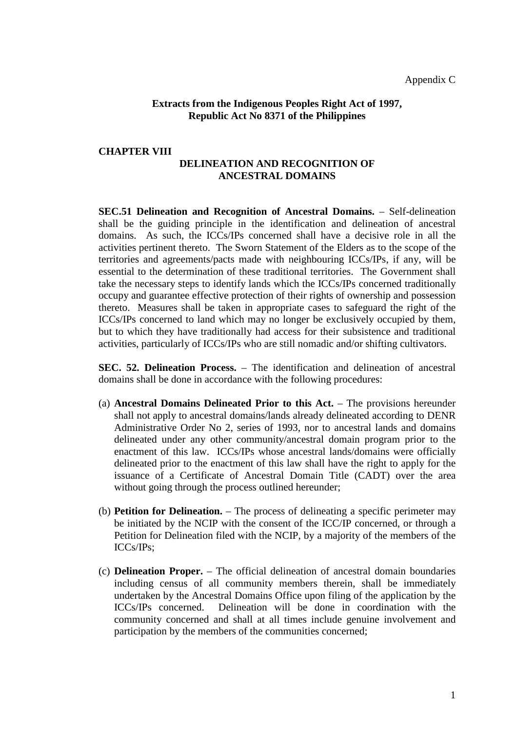Appendix C

**Extracts from the Indigenous Peoples Right Act of 1997,**
**Republic Act No 8371 of the Philippines**

## CHAPTER VIII

### DELINEATION AND RECOGNITION OF ANCESTRAL DOMAINS

**SEC.51 Delineation and Recognition of Ancestral Domains.** – Self-delineation shall be the guiding principle in the identification and delineation of ancestral domains. As such, the ICCs/IPs concerned shall have a decisive role in all the activities pertinent thereto. The Sworn Statement of the Elders as to the scope of the territories and agreements/pacts made with neighbouring ICCs/IPs, if any, will be essential to the determination of these traditional territories. The Government shall take the necessary steps to identify lands which the ICCs/IPs concerned traditionally occupy and guarantee effective protection of their rights of ownership and possession thereto. Measures shall be taken in appropriate cases to safeguard the right of the ICCs/IPs concerned to land which may no longer be exclusively occupied by them, but to which they have traditionally had access for their subsistence and traditional activities, particularly of ICCs/IPs who are still nomadic and/or shifting cultivators.

**SEC. 52. Delineation Process.** – The identification and delineation of ancestral domains shall be done in accordance with the following procedures:

(a) **Ancestral Domains Delineated Prior to this Act.** – The provisions hereunder shall not apply to ancestral domains/lands already delineated according to DENR Administrative Order No 2, series of 1993, nor to ancestral lands and domains delineated under any other community/ancestral domain program prior to the enactment of this law. ICCs/IPs whose ancestral lands/domains were officially delineated prior to the enactment of this law shall have the right to apply for the issuance of a Certificate of Ancestral Domain Title (CADT) over the area without going through the process outlined hereunder;

(b) **Petition for Delineation.** – The process of delineating a specific perimeter may be initiated by the NCIP with the consent of the ICC/IP concerned, or through a Petition for Delineation filed with the NCIP, by a majority of the members of the ICCs/IPs;

(c) **Delineation Proper.** – The official delineation of ancestral domain boundaries including census of all community members therein, shall be immediately undertaken by the Ancestral Domains Office upon filing of the application by the ICCs/IPs concerned. Delineation will be done in coordination with the community concerned and shall at all times include genuine involvement and participation by the members of the communities concerned;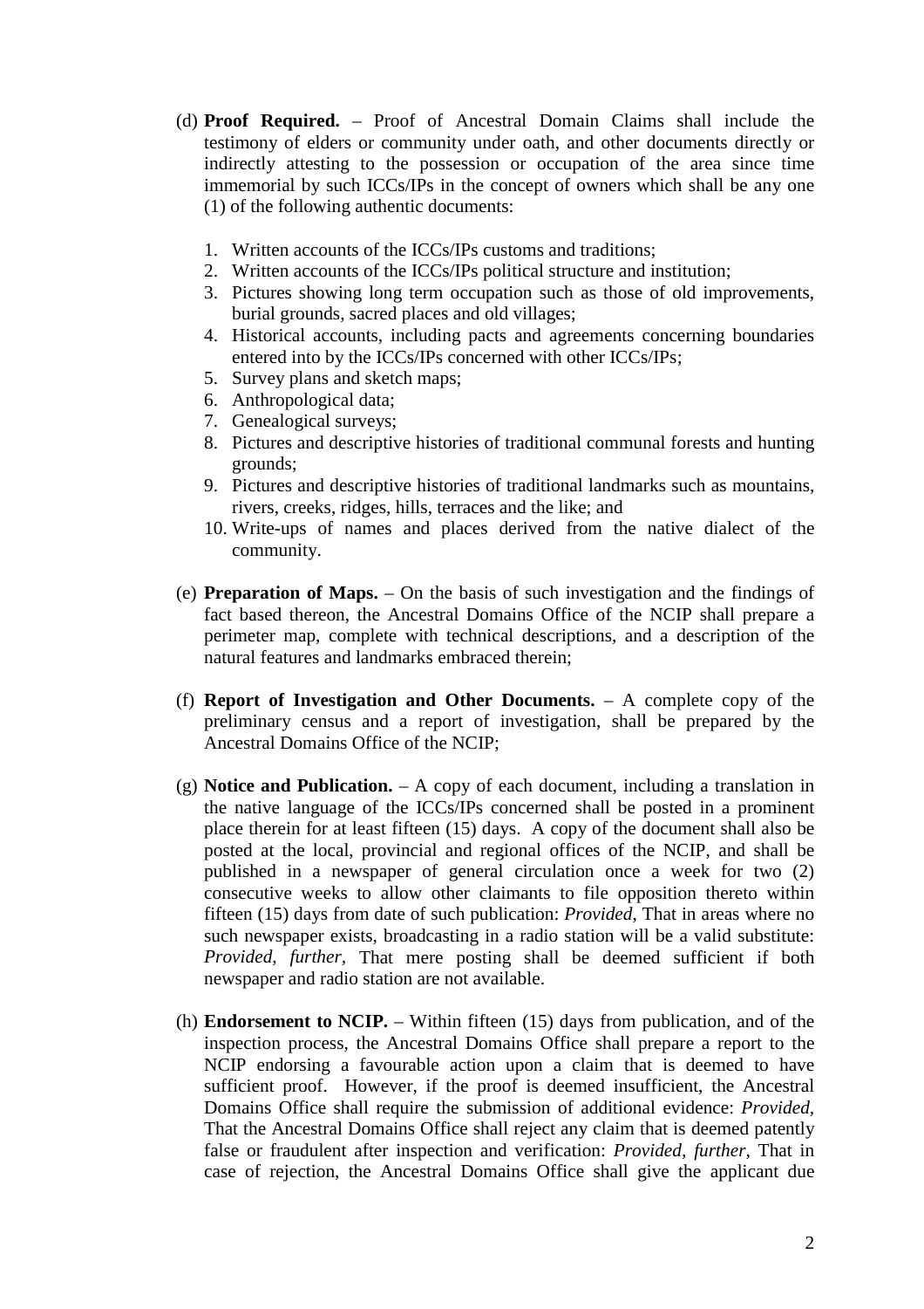(d) **Proof Required.** – Proof of Ancestral Domain Claims shall include the testimony of elders or community under oath, and other documents directly or indirectly attesting to the possession or occupation of the area since time immemorial by such ICCs/IPs in the concept of owners which shall be any one (1) of the following authentic documents:

1. Written accounts of the ICCs/IPs customs and traditions;
2. Written accounts of the ICCs/IPs political structure and institution;
3. Pictures showing long term occupation such as those of old improvements, burial grounds, sacred places and old villages;
4. Historical accounts, including pacts and agreements concerning boundaries entered into by the ICCs/IPs concerned with other ICCs/IPs;
5. Survey plans and sketch maps;
6. Anthropological data;
7. Genealogical surveys;
8. Pictures and descriptive histories of traditional communal forests and hunting grounds;
9. Pictures and descriptive histories of traditional landmarks such as mountains, rivers, creeks, ridges, hills, terraces and the like; and
10. Write-ups of names and places derived from the native dialect of the community.

(e) **Preparation of Maps.** – On the basis of such investigation and the findings of fact based thereon, the Ancestral Domains Office of the NCIP shall prepare a perimeter map, complete with technical descriptions, and a description of the natural features and landmarks embraced therein;

(f) **Report of Investigation and Other Documents.** – A complete copy of the preliminary census and a report of investigation, shall be prepared by the Ancestral Domains Office of the NCIP;

(g) **Notice and Publication.** – A copy of each document, including a translation in the native language of the ICCs/IPs concerned shall be posted in a prominent place therein for at least fifteen (15) days. A copy of the document shall also be posted at the local, provincial and regional offices of the NCIP, and shall be published in a newspaper of general circulation once a week for two (2) consecutive weeks to allow other claimants to file opposition thereto within fifteen (15) days from date of such publication: *Provided*, That in areas where no such newspaper exists, broadcasting in a radio station will be a valid substitute: *Provided, further*, That mere posting shall be deemed sufficient if both newspaper and radio station are not available.

(h) **Endorsement to NCIP.** – Within fifteen (15) days from publication, and of the inspection process, the Ancestral Domains Office shall prepare a report to the NCIP endorsing a favourable action upon a claim that is deemed to have sufficient proof. However, if the proof is deemed insufficient, the Ancestral Domains Office shall require the submission of additional evidence: *Provided*, That the Ancestral Domains Office shall reject any claim that is deemed patently false or fraudulent after inspection and verification: *Provided, further*, That in case of rejection, the Ancestral Domains Office shall give the applicant due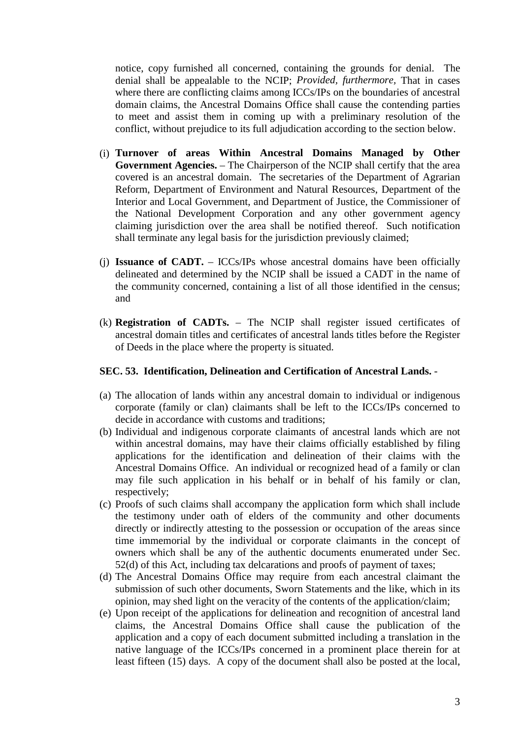notice, copy furnished all concerned, containing the grounds for denial. The denial shall be appealable to the NCIP; *Provided, furthermore,* That in cases where there are conflicting claims among ICCs/IPs on the boundaries of ancestral domain claims, the Ancestral Domains Office shall cause the contending parties to meet and assist them in coming up with a preliminary resolution of the conflict, without prejudice to its full adjudication according to the section below.

(i) **Turnover of areas Within Ancestral Domains Managed by Other Government Agencies.** – The Chairperson of the NCIP shall certify that the area covered is an ancestral domain. The secretaries of the Department of Agrarian Reform, Department of Environment and Natural Resources, Department of the Interior and Local Government, and Department of Justice, the Commissioner of the National Development Corporation and any other government agency claiming jurisdiction over the area shall be notified thereof. Such notification shall terminate any legal basis for the jurisdiction previously claimed;

(j) **Issuance of CADT.** – ICCs/IPs whose ancestral domains have been officially delineated and determined by the NCIP shall be issued a CADT in the name of the community concerned, containing a list of all those identified in the census; and

(k) **Registration of CADTs.** – The NCIP shall register issued certificates of ancestral domain titles and certificates of ancestral lands titles before the Register of Deeds in the place where the property is situated.

**SEC. 53. Identification, Delineation and Certification of Ancestral Lands.** -

(a) The allocation of lands within any ancestral domain to individual or indigenous corporate (family or clan) claimants shall be left to the ICCs/IPs concerned to decide in accordance with customs and traditions;

(b) Individual and indigenous corporate claimants of ancestral lands which are not within ancestral domains, may have their claims officially established by filing applications for the identification and delineation of their claims with the Ancestral Domains Office. An individual or recognized head of a family or clan may file such application in his behalf or in behalf of his family or clan, respectively;

(c) Proofs of such claims shall accompany the application form which shall include the testimony under oath of elders of the community and other documents directly or indirectly attesting to the possession or occupation of the areas since time immemorial by the individual or corporate claimants in the concept of owners which shall be any of the authentic documents enumerated under Sec. 52(d) of this Act, including tax delcarations and proofs of payment of taxes;

(d) The Ancestral Domains Office may require from each ancestral claimant the submission of such other documents, Sworn Statements and the like, which in its opinion, may shed light on the veracity of the contents of the application/claim;

(e) Upon receipt of the applications for delineation and recognition of ancestral land claims, the Ancestral Domains Office shall cause the publication of the application and a copy of each document submitted including a translation in the native language of the ICCs/IPs concerned in a prominent place therein for at least fifteen (15) days. A copy of the document shall also be posted at the local,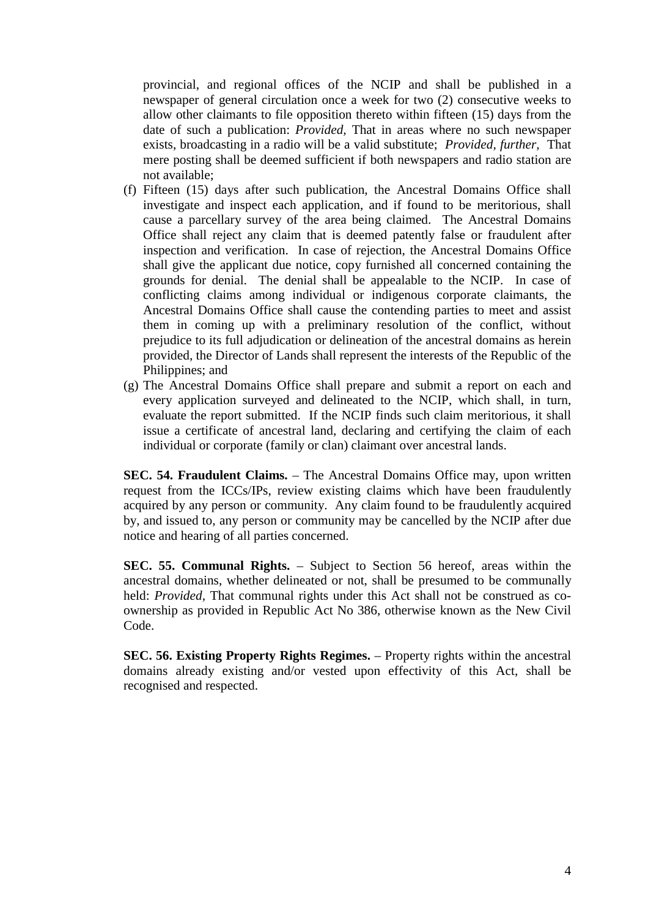provincial, and regional offices of the NCIP and shall be published in a newspaper of general circulation once a week for two (2) consecutive weeks to allow other claimants to file opposition thereto within fifteen (15) days from the date of such a publication: *Provided,* That in areas where no such newspaper exists, broadcasting in a radio will be a valid substitute; *Provided, further,* That mere posting shall be deemed sufficient if both newspapers and radio station are not available;

(f) Fifteen (15) days after such publication, the Ancestral Domains Office shall investigate and inspect each application, and if found to be meritorious, shall cause a parcellary survey of the area being claimed. The Ancestral Domains Office shall reject any claim that is deemed patently false or fraudulent after inspection and verification. In case of rejection, the Ancestral Domains Office shall give the applicant due notice, copy furnished all concerned containing the grounds for denial. The denial shall be appealable to the NCIP. In case of conflicting claims among individual or indigenous corporate claimants, the Ancestral Domains Office shall cause the contending parties to meet and assist them in coming up with a preliminary resolution of the conflict, without prejudice to its full adjudication or delineation of the ancestral domains as herein provided, the Director of Lands shall represent the interests of the Republic of the Philippines; and

(g) The Ancestral Domains Office shall prepare and submit a report on each and every application surveyed and delineated to the NCIP, which shall, in turn, evaluate the report submitted. If the NCIP finds such claim meritorious, it shall issue a certificate of ancestral land, declaring and certifying the claim of each individual or corporate (family or clan) claimant over ancestral lands.

**SEC. 54. Fraudulent Claims.** – The Ancestral Domains Office may, upon written request from the ICCs/IPs, review existing claims which have been fraudulently acquired by any person or community. Any claim found to be fraudulently acquired by, and issued to, any person or community may be cancelled by the NCIP after due notice and hearing of all parties concerned.

**SEC. 55. Communal Rights.** – Subject to Section 56 hereof, areas within the ancestral domains, whether delineated or not, shall be presumed to be communally held: *Provided*, That communal rights under this Act shall not be construed as co-ownership as provided in Republic Act No 386, otherwise known as the New Civil Code.

**SEC. 56. Existing Property Rights Regimes.** – Property rights within the ancestral domains already existing and/or vested upon effectivity of this Act, shall be recognised and respected.